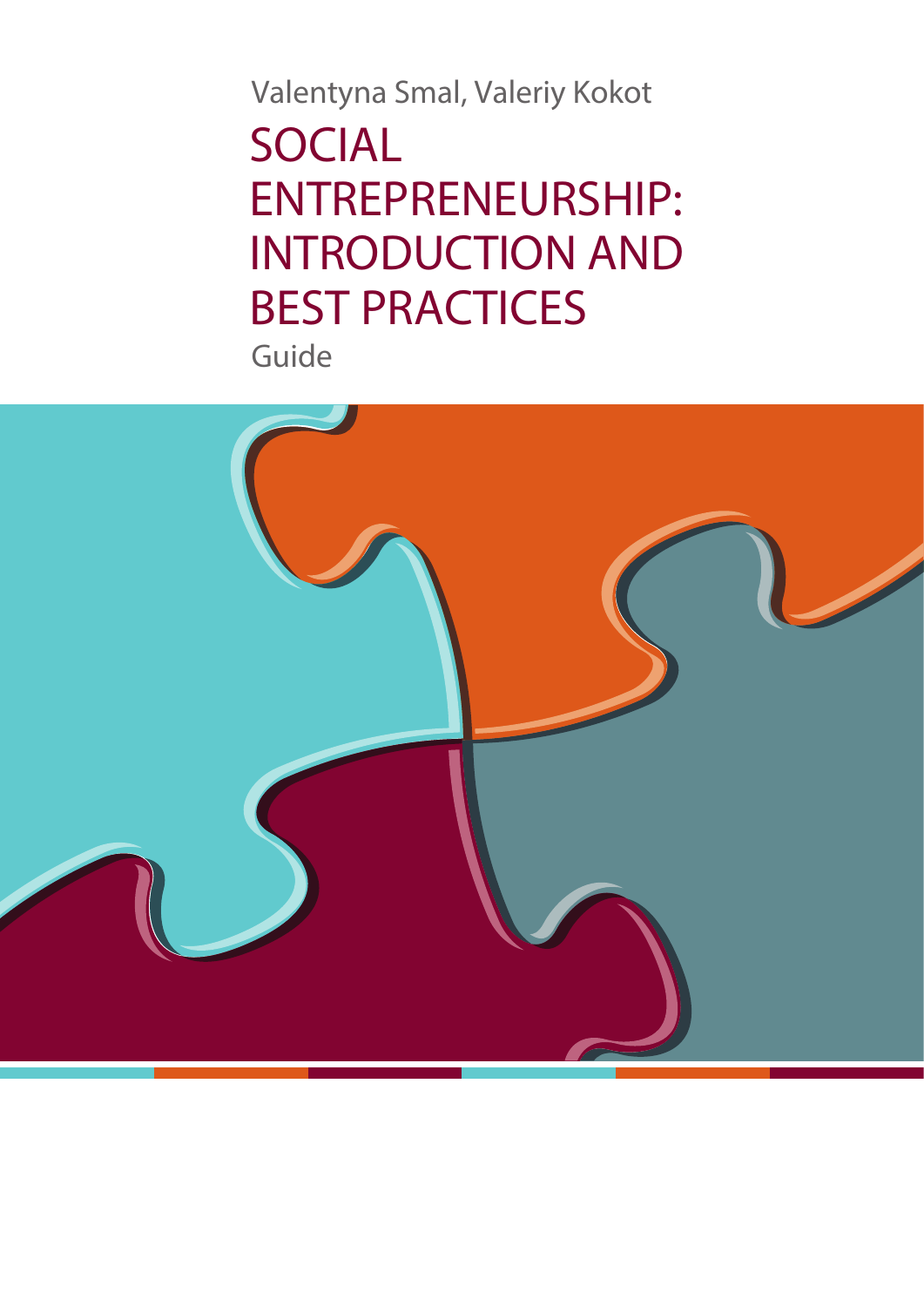Valentyna Smal, Valeriy Kokot

# SOCIAL ENTREPRENEURSHIP: INTRODUCTION AND BEST PRACTICES

Guide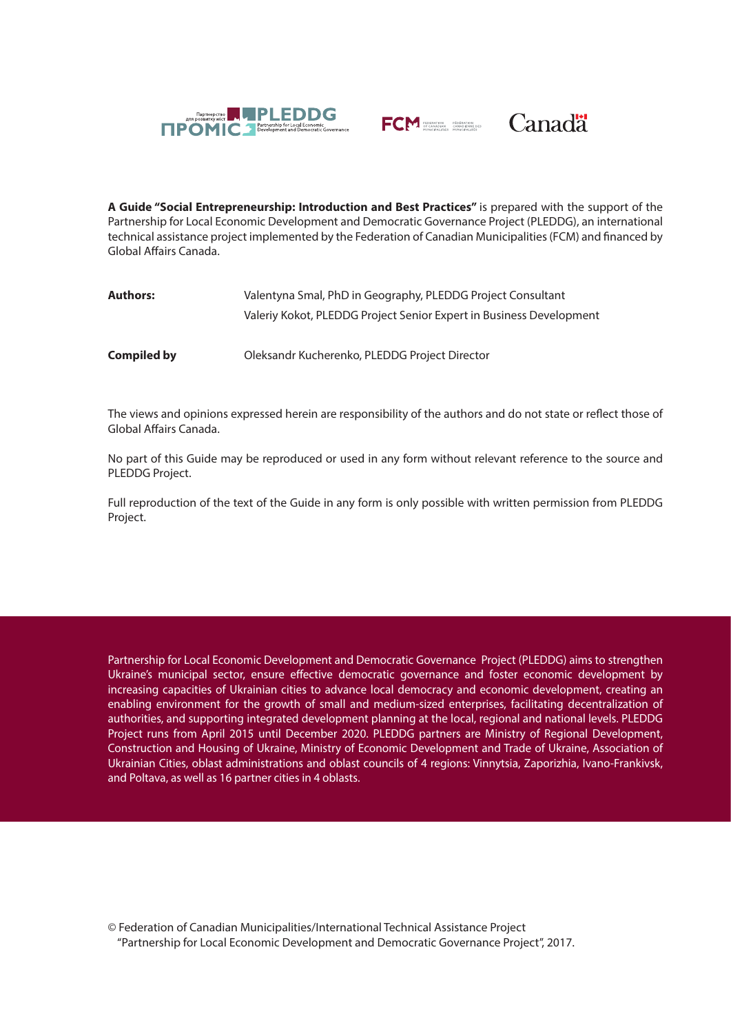**A Guide "Social Entrepreneurship: Introduction and Best Practices"** is prepared with the support of the Partnership for Local Economic Development and Democratic Governance Project (PLEDDG), an international technical assistance project implemented by the Federation of Canadian Municipalities (FCM) and financed by Global Affairs Canada.

| | |
|---|---|
| **Authors:** | Valentyna Smal, PhD in Geography, PLEDDG Project Consultant |
| | Valeriy Kokot, PLEDDG Project Senior Expert in Business Development |
| **Compiled by** | Oleksandr Kucherenko, PLEDDG Project Director |

The views and opinions expressed herein are responsibility of the authors and do not state or reflect those of Global Affairs Canada.

No part of this Guide may be reproduced or used in any form without relevant reference to the source and PLEDDG Project.

Full reproduction of the text of the Guide in any form is only possible with written permission from PLEDDG Project.

Partnership for Local Economic Development and Democratic Governance Project (PLEDDG) aims to strengthen Ukraine's municipal sector, ensure effective democratic governance and foster economic development by increasing capacities of Ukrainian cities to advance local democracy and economic development, creating an enabling environment for the growth of small and medium-sized enterprises, facilitating decentralization of authorities, and supporting integrated development planning at the local, regional and national levels. PLEDDG Project runs from April 2015 until December 2020. PLEDDG partners are Ministry of Regional Development, Construction and Housing of Ukraine, Ministry of Economic Development and Trade of Ukraine, Association of Ukrainian Cities, oblast administrations and oblast councils of 4 regions: Vinnytsia, Zaporizhia, Ivano-Frankivsk, and Poltava, as well as 16 partner cities in 4 oblasts.

© Federation of Canadian Municipalities/International Technical Assistance Project "Partnership for Local Economic Development and Democratic Governance Project", 2017.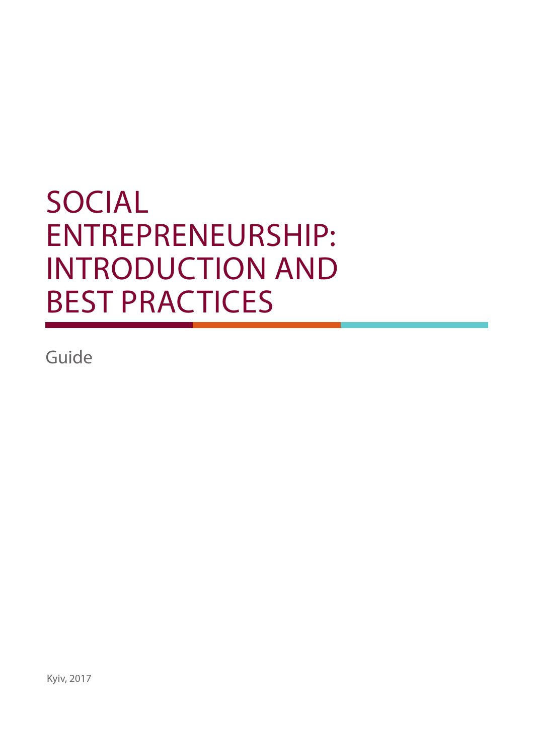# SOCIAL ENTREPRENEURSHIP: INTRODUCTION AND BEST PRACTICES

Guide

Kyiv, 2017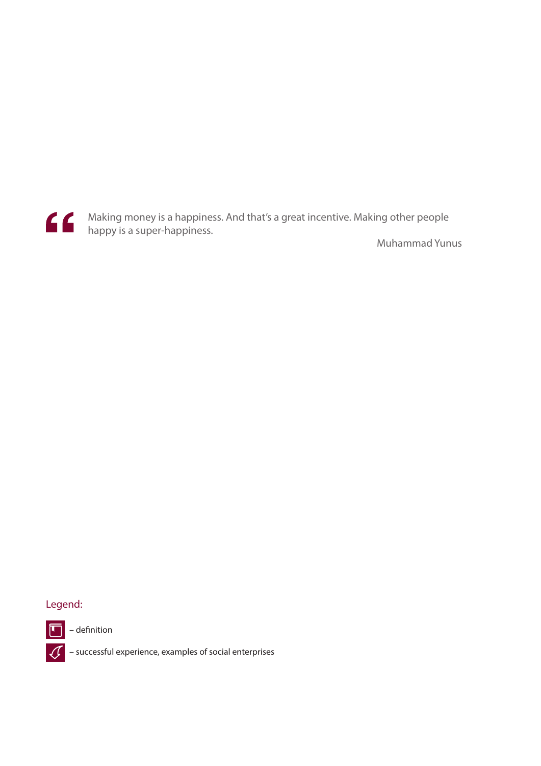> Making money is a happiness. And that's a great incentive. Making other people happy is a super-happiness.
>
> Muhammad Yunus

Legend:

– definition

– successful experience, examples of social enterprises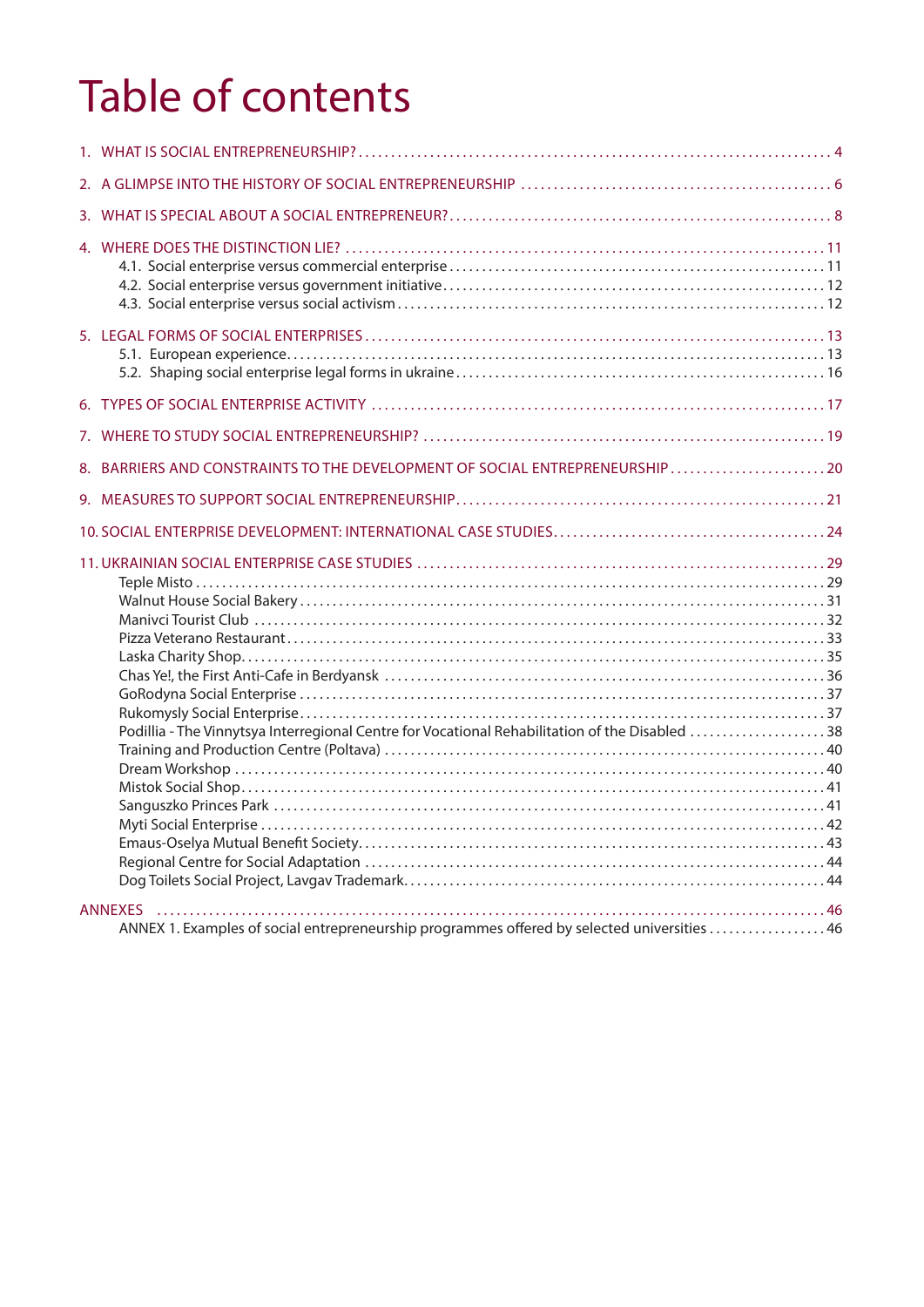# Table of contents

1. WHAT IS SOCIAL ENTREPRENEURSHIP? ........ 4
2. A GLIMPSE INTO THE HISTORY OF SOCIAL ENTREPRENEURSHIP ........ 6
3. WHAT IS SPECIAL ABOUT A SOCIAL ENTREPRENEUR? ........ 8
4. WHERE DOES THE DISTINCTION LIE? ........ 11
   - 4.1. Social enterprise versus commercial enterprise ........ 11
   - 4.2. Social enterprise versus government initiative ........ 12
   - 4.3. Social enterprise versus social activism ........ 12
5. LEGAL FORMS OF SOCIAL ENTERPRISES ........ 13
   - 5.1. European experience ........ 13
   - 5.2. Shaping social enterprise legal forms in ukraine ........ 16
6. TYPES OF SOCIAL ENTERPRISE ACTIVITY ........ 17
7. WHERE TO STUDY SOCIAL ENTREPRENEURSHIP? ........ 19
8. BARRIERS AND CONSTRAINTS TO THE DEVELOPMENT OF SOCIAL ENTREPRENEURSHIP ........ 20
9. MEASURES TO SUPPORT SOCIAL ENTREPRENEURSHIP ........ 21
10. SOCIAL ENTERPRISE DEVELOPMENT: INTERNATIONAL CASE STUDIES ........ 24
11. UKRAINIAN SOCIAL ENTERPRISE CASE STUDIES ........ 29
    - Teple Misto ........ 29
    - Walnut House Social Bakery ........ 31
    - Manivci Tourist Club ........ 32
    - Pizza Veterano Restaurant ........ 33
    - Laska Charity Shop ........ 35
    - Chas Ye!, the First Anti-Cafe in Berdyansk ........ 36
    - GoRodyna Social Enterprise ........ 37
    - Rukomysly Social Enterprise ........ 37
    - Podillia - The Vinnytsya Interregional Centre for Vocational Rehabilitation of the Disabled ........ 38
    - Training and Production Centre (Poltava) ........ 40
    - Dream Workshop ........ 40
    - Mistok Social Shop ........ 41
    - Sanguszko Princes Park ........ 41
    - Myti Social Enterprise ........ 42
    - Emaus-Oselya Mutual Benefit Society ........ 43
    - Regional Centre for Social Adaptation ........ 44
    - Dog Toilets Social Project, Lavgav Trademark ........ 44

ANNEXES ........ 46
- ANNEX 1. Examples of social entrepreneurship programmes offered by selected universities ........ 46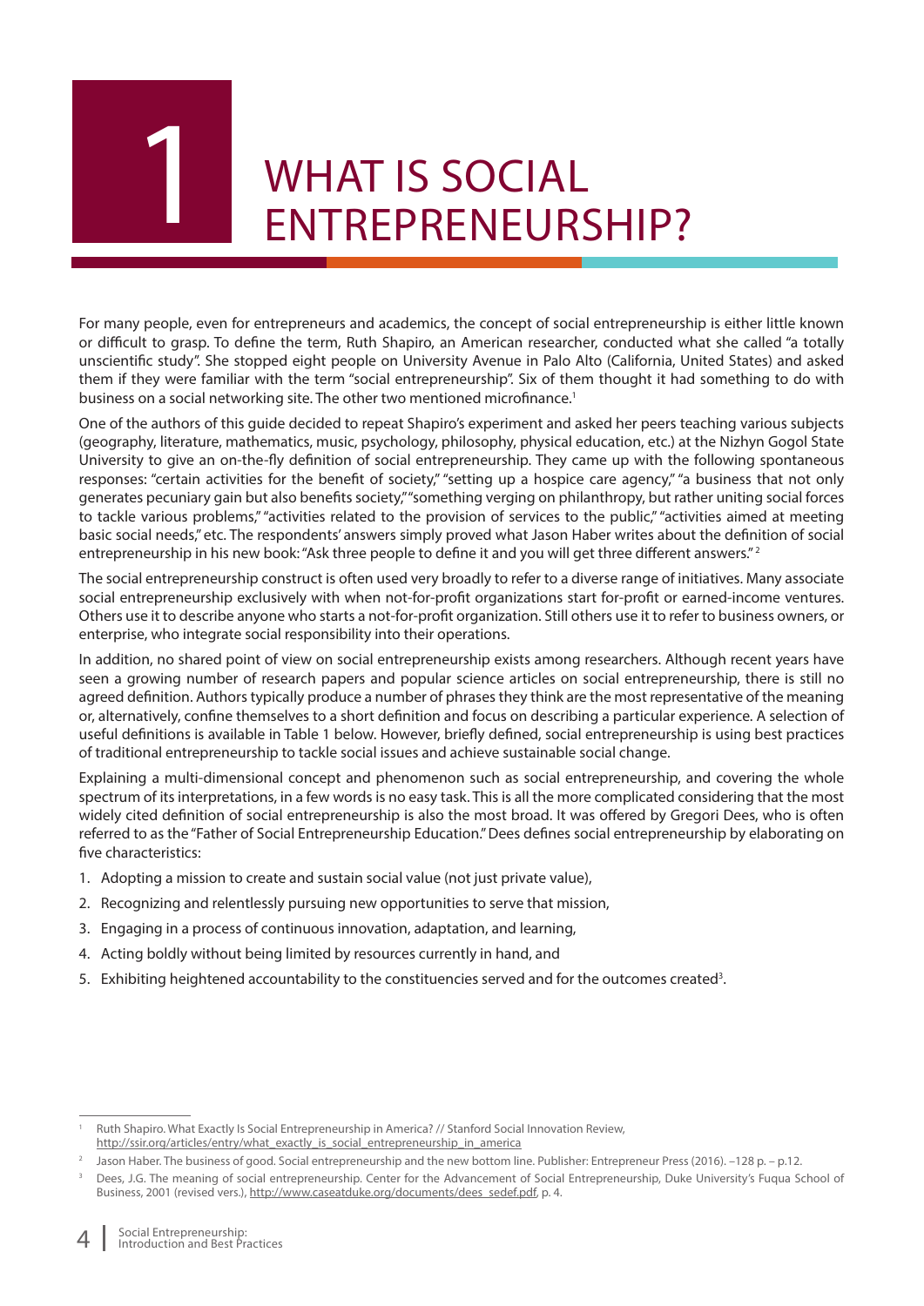# 1 WHAT IS SOCIAL ENTREPRENEURSHIP?

For many people, even for entrepreneurs and academics, the concept of social entrepreneurship is either little known or difficult to grasp. To define the term, Ruth Shapiro, an American researcher, conducted what she called "a totally unscientific study". She stopped eight people on University Avenue in Palo Alto (California, United States) and asked them if they were familiar with the term "social entrepreneurship". Six of them thought it had something to do with business on a social networking site. The other two mentioned microfinance.[1]

One of the authors of this guide decided to repeat Shapiro's experiment and asked her peers teaching various subjects (geography, literature, mathematics, music, psychology, philosophy, physical education, etc.) at the Nizhyn Gogol State University to give an on-the-fly definition of social entrepreneurship. They came up with the following spontaneous responses: "certain activities for the benefit of society," "setting up a hospice care agency," "a business that not only generates pecuniary gain but also benefits society," "something verging on philanthropy, but rather uniting social forces to tackle various problems," "activities related to the provision of services to the public," "activities aimed at meeting basic social needs," etc. The respondents' answers simply proved what Jason Haber writes about the definition of social entrepreneurship in his new book: "Ask three people to define it and you will get three different answers."[2]

The social entrepreneurship construct is often used very broadly to refer to a diverse range of initiatives. Many associate social entrepreneurship exclusively with when not-for-profit organizations start for-profit or earned-income ventures. Others use it to describe anyone who starts a not-for-profit organization. Still others use it to refer to business owners, or enterprise, who integrate social responsibility into their operations.

In addition, no shared point of view on social entrepreneurship exists among researchers. Although recent years have seen a growing number of research papers and popular science articles on social entrepreneurship, there is still no agreed definition. Authors typically produce a number of phrases they think are the most representative of the meaning or, alternatively, confine themselves to a short definition and focus on describing a particular experience. A selection of useful definitions is available in Table 1 below. However, briefly defined, social entrepreneurship is using best practices of traditional entrepreneurship to tackle social issues and achieve sustainable social change.

Explaining a multi-dimensional concept and phenomenon such as social entrepreneurship, and covering the whole spectrum of its interpretations, in a few words is no easy task. This is all the more complicated considering that the most widely cited definition of social entrepreneurship is also the most broad. It was offered by Gregori Dees, who is often referred to as the "Father of Social Entrepreneurship Education." Dees defines social entrepreneurship by elaborating on five characteristics:

1. Adopting a mission to create and sustain social value (not just private value),
2. Recognizing and relentlessly pursuing new opportunities to serve that mission,
3. Engaging in a process of continuous innovation, adaptation, and learning,
4. Acting boldly without being limited by resources currently in hand, and
5. Exhibiting heightened accountability to the constituencies served and for the outcomes created[3].

---

[1] Ruth Shapiro. What Exactly Is Social Entrepreneurship in America? // Stanford Social Innovation Review, http://ssir.org/articles/entry/what_exactly_is_social_entrepreneurship_in_america

[2] Jason Haber. The business of good. Social entrepreneurship and the new bottom line. Publisher: Entrepreneur Press (2016). –128 p. – p.12.

[3] Dees, J.G. The meaning of social entrepreneurship. Center for the Advancement of Social Entrepreneurship, Duke University's Fuqua School of Business, 2001 (revised vers.), http://www.caseatduke.org/documents/dees_sedef.pdf, p. 4.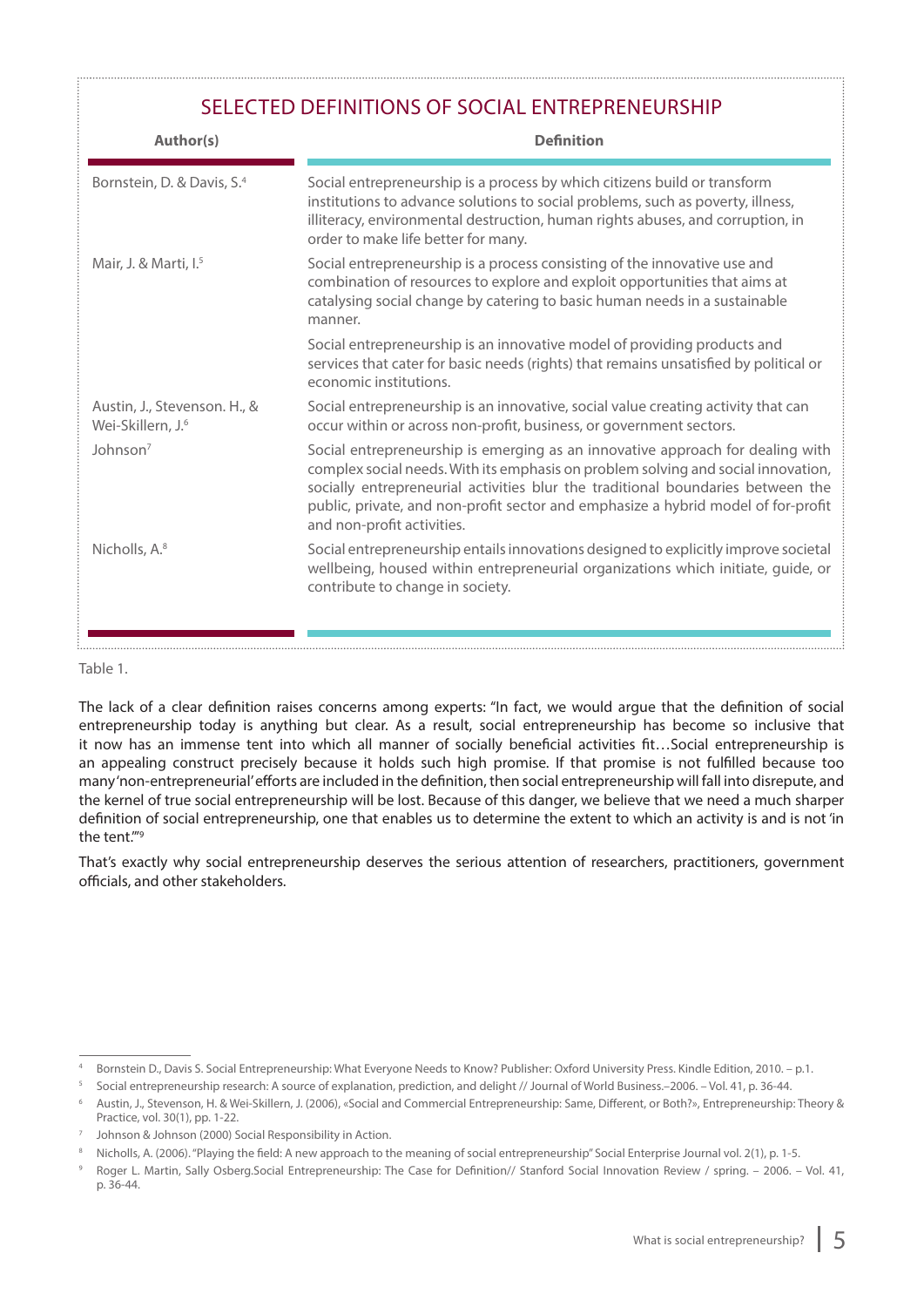## SELECTED DEFINITIONS OF SOCIAL ENTREPRENEURSHIP

| Author(s) | Definition |
|---|---|
| Bornstein, D. & Davis, S.[4] | Social entrepreneurship is a process by which citizens build or transform institutions to advance solutions to social problems, such as poverty, illness, illiteracy, environmental destruction, human rights abuses, and corruption, in order to make life better for many. |
| Mair, J. & Marti, I.[5] | Social entrepreneurship is a process consisting of the innovative use and combination of resources to explore and exploit opportunities that aims at catalysing social change by catering to basic human needs in a sustainable manner. |
| | Social entrepreneurship is an innovative model of providing products and services that cater for basic needs (rights) that remains unsatisfied by political or economic institutions. |
| Austin, J., Stevenson. H., & Wei-Skillern, J.[6] | Social entrepreneurship is an innovative, social value creating activity that can occur within or across non-profit, business, or government sectors. |
| Johnson[7] | Social entrepreneurship is emerging as an innovative approach for dealing with complex social needs. With its emphasis on problem solving and social innovation, socially entrepreneurial activities blur the traditional boundaries between the public, private, and non-profit sector and emphasize a hybrid model of for-profit and non-profit activities. |
| Nicholls, A.[8] | Social entrepreneurship entails innovations designed to explicitly improve societal wellbeing, housed within entrepreneurial organizations which initiate, guide, or contribute to change in society. |

Table 1.

The lack of a clear definition raises concerns among experts: "In fact, we would argue that the definition of social entrepreneurship today is anything but clear. As a result, social entrepreneurship has become so inclusive that it now has an immense tent into which all manner of socially beneficial activities fit…Social entrepreneurship is an appealing construct precisely because it holds such high promise. If that promise is not fulfilled because too many 'non-entrepreneurial' efforts are included in the definition, then social entrepreneurship will fall into disrepute, and the kernel of true social entrepreneurship will be lost. Because of this danger, we believe that we need a much sharper definition of social entrepreneurship, one that enables us to determine the extent to which an activity is and is not 'in the tent.'"[9]

That's exactly why social entrepreneurship deserves the serious attention of researchers, practitioners, government officials, and other stakeholders.

---

[4] Bornstein D., Davis S. Social Entrepreneurship: What Everyone Needs to Know? Publisher: Oxford University Press. Kindle Edition, 2010. – p.1.

[5] Social entrepreneurship research: A source of explanation, prediction, and delight // Journal of World Business.–2006. – Vol. 41, p. 36-44.

[6] Austin, J., Stevenson, H. & Wei-Skillern, J. (2006), «Social and Commercial Entrepreneurship: Same, Different, or Both?», Entrepreneurship: Theory & Practice, vol. 30(1), pp. 1-22.

[7] Johnson & Johnson (2000) Social Responsibility in Action.

[8] Nicholls, A. (2006). "Playing the field: A new approach to the meaning of social entrepreneurship" Social Enterprise Journal vol. 2(1), p. 1-5.

[9] Roger L. Martin, Sally Osberg.Social Entrepreneurship: The Case for Definition// Stanford Social Innovation Review / spring. – 2006. – Vol. 41, p. 36-44.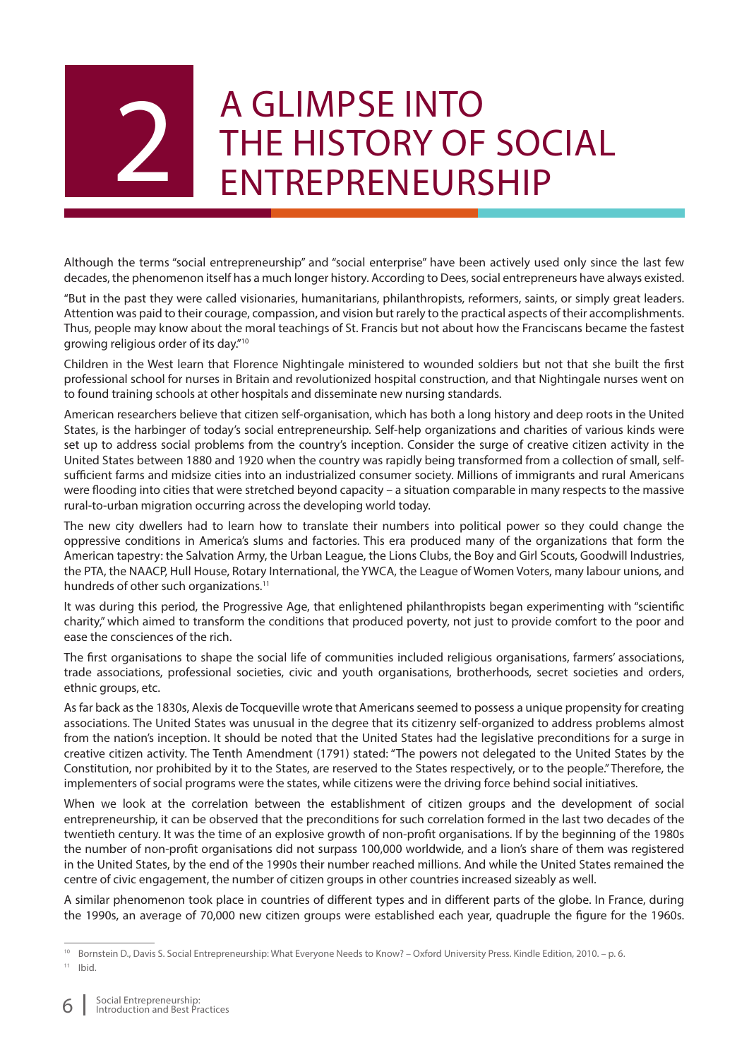# 2 A GLIMPSE INTO THE HISTORY OF SOCIAL ENTREPRENEURSHIP

Although the terms "social entrepreneurship" and "social enterprise" have been actively used only since the last few decades, the phenomenon itself has a much longer history. According to Dees, social entrepreneurs have always existed.

"But in the past they were called visionaries, humanitarians, philanthropists, reformers, saints, or simply great leaders. Attention was paid to their courage, compassion, and vision but rarely to the practical aspects of their accomplishments. Thus, people may know about the moral teachings of St. Francis but not about how the Franciscans became the fastest growing religious order of its day."[10]

Children in the West learn that Florence Nightingale ministered to wounded soldiers but not that she built the first professional school for nurses in Britain and revolutionized hospital construction, and that Nightingale nurses went on to found training schools at other hospitals and disseminate new nursing standards.

American researchers believe that citizen self-organisation, which has both a long history and deep roots in the United States, is the harbinger of today's social entrepreneurship. Self-help organizations and charities of various kinds were set up to address social problems from the country's inception. Consider the surge of creative citizen activity in the United States between 1880 and 1920 when the country was rapidly being transformed from a collection of small, self-sufficient farms and midsize cities into an industrialized consumer society. Millions of immigrants and rural Americans were flooding into cities that were stretched beyond capacity – a situation comparable in many respects to the massive rural-to-urban migration occurring across the developing world today.

The new city dwellers had to learn how to translate their numbers into political power so they could change the oppressive conditions in America's slums and factories. This era produced many of the organizations that form the American tapestry: the Salvation Army, the Urban League, the Lions Clubs, the Boy and Girl Scouts, Goodwill Industries, the PTA, the NAACP, Hull House, Rotary International, the YWCA, the League of Women Voters, many labour unions, and hundreds of other such organizations.[11]

It was during this period, the Progressive Age, that enlightened philanthropists began experimenting with "scientific charity," which aimed to transform the conditions that produced poverty, not just to provide comfort to the poor and ease the consciences of the rich.

The first organisations to shape the social life of communities included religious organisations, farmers' associations, trade associations, professional societies, civic and youth organisations, brotherhoods, secret societies and orders, ethnic groups, etc.

As far back as the 1830s, Alexis de Tocqueville wrote that Americans seemed to possess a unique propensity for creating associations. The United States was unusual in the degree that its citizenry self-organized to address problems almost from the nation's inception. It should be noted that the United States had the legislative preconditions for a surge in creative citizen activity. The Tenth Amendment (1791) stated: "The powers not delegated to the United States by the Constitution, nor prohibited by it to the States, are reserved to the States respectively, or to the people." Therefore, the implementers of social programs were the states, while citizens were the driving force behind social initiatives.

When we look at the correlation between the establishment of citizen groups and the development of social entrepreneurship, it can be observed that the preconditions for such correlation formed in the last two decades of the twentieth century. It was the time of an explosive growth of non-profit organisations. If by the beginning of the 1980s the number of non-profit organisations did not surpass 100,000 worldwide, and a lion's share of them was registered in the United States, by the end of the 1990s their number reached millions. And while the United States remained the centre of civic engagement, the number of citizen groups in other countries increased sizeably as well.

A similar phenomenon took place in countries of different types and in different parts of the globe. In France, during the 1990s, an average of 70,000 new citizen groups were established each year, quadruple the figure for the 1960s.

[10] Bornstein D., Davis S. Social Entrepreneurship: What Everyone Needs to Know? – Oxford University Press. Kindle Edition, 2010. – p. 6.

[11] Ibid.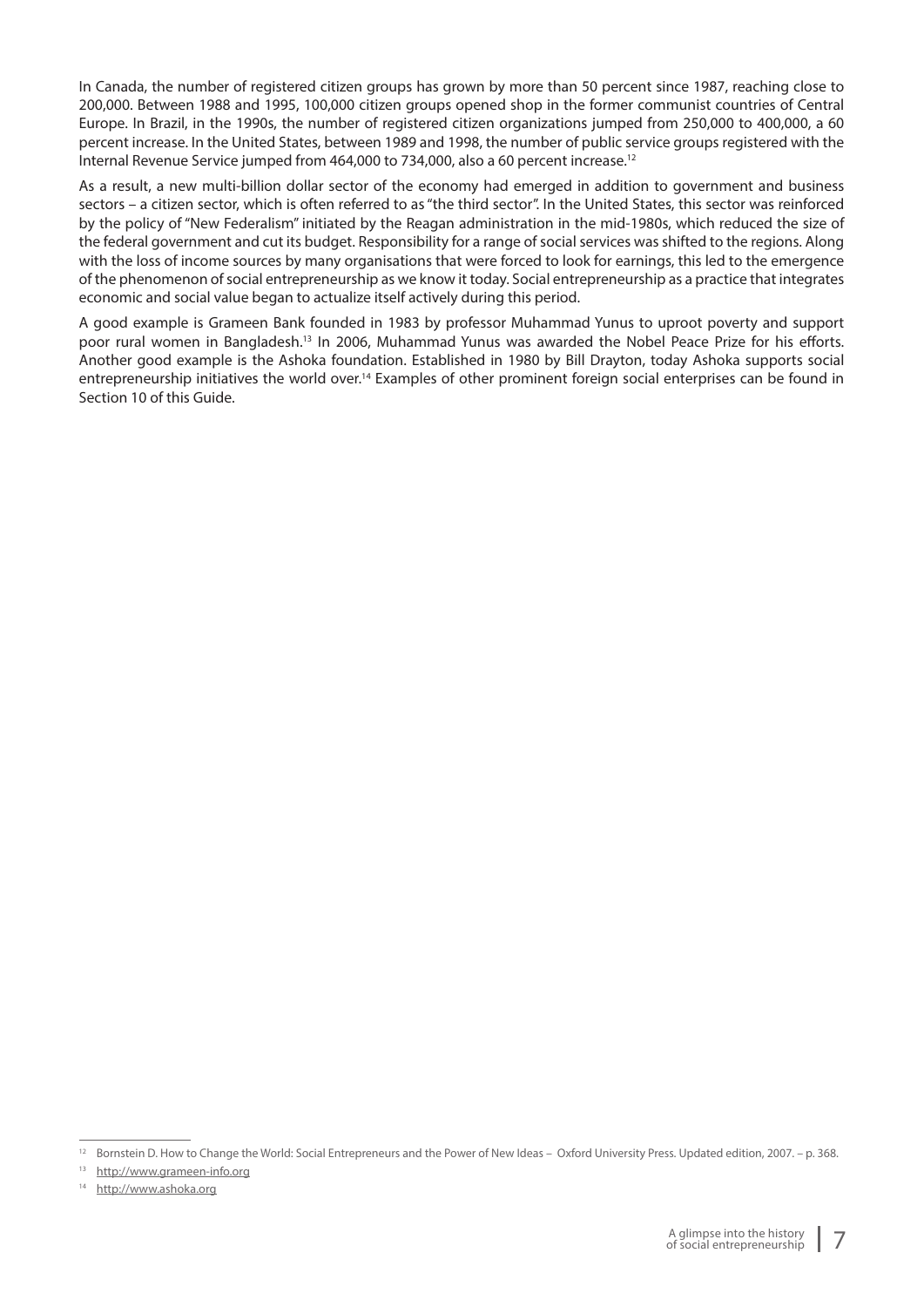In Canada, the number of registered citizen groups has grown by more than 50 percent since 1987, reaching close to 200,000. Between 1988 and 1995, 100,000 citizen groups opened shop in the former communist countries of Central Europe. In Brazil, in the 1990s, the number of registered citizen organizations jumped from 250,000 to 400,000, a 60 percent increase. In the United States, between 1989 and 1998, the number of public service groups registered with the Internal Revenue Service jumped from 464,000 to 734,000, also a 60 percent increase.[12]

As a result, a new multi-billion dollar sector of the economy had emerged in addition to government and business sectors – a citizen sector, which is often referred to as "the third sector". In the United States, this sector was reinforced by the policy of "New Federalism" initiated by the Reagan administration in the mid-1980s, which reduced the size of the federal government and cut its budget. Responsibility for a range of social services was shifted to the regions. Along with the loss of income sources by many organisations that were forced to look for earnings, this led to the emergence of the phenomenon of social entrepreneurship as we know it today. Social entrepreneurship as a practice that integrates economic and social value began to actualize itself actively during this period.

A good example is Grameen Bank founded in 1983 by professor Muhammad Yunus to uproot poverty and support poor rural women in Bangladesh.[13] In 2006, Muhammad Yunus was awarded the Nobel Peace Prize for his efforts. Another good example is the Ashoka foundation. Established in 1980 by Bill Drayton, today Ashoka supports social entrepreneurship initiatives the world over.[14] Examples of other prominent foreign social enterprises can be found in Section 10 of this Guide.

---

[12] Bornstein D. How to Change the World: Social Entrepreneurs and the Power of New Ideas – Oxford University Press. Updated edition, 2007. – p. 368.

[13] http://www.grameen-info.org

[14] http://www.ashoka.org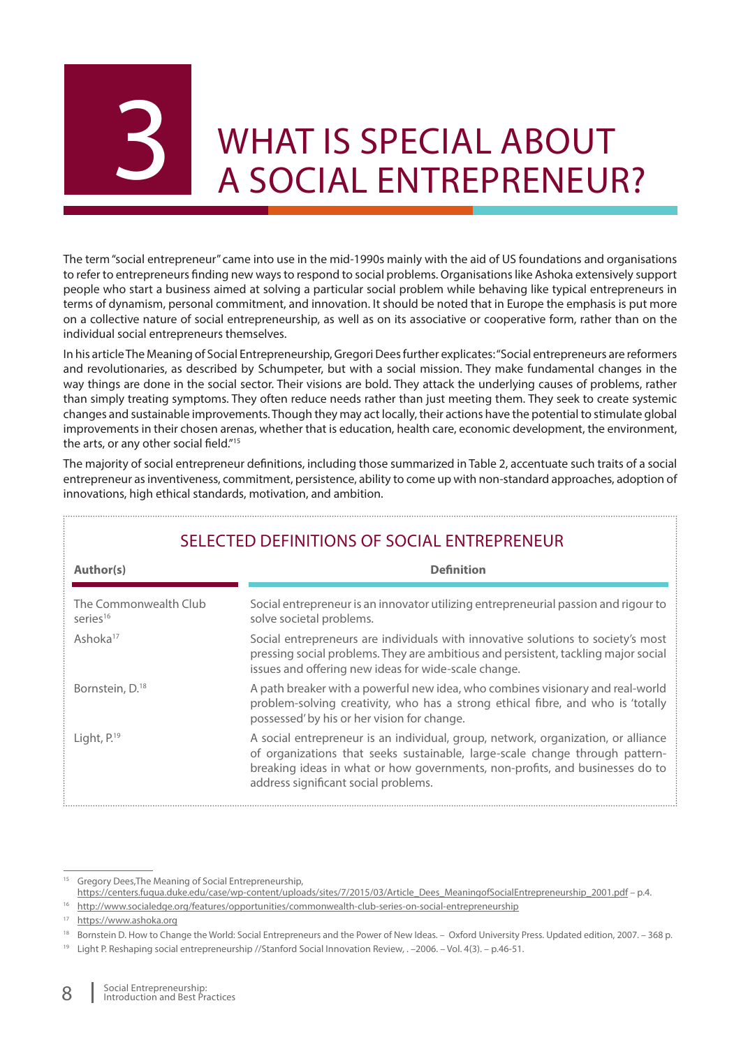# 3 WHAT IS SPECIAL ABOUT A SOCIAL ENTREPRENEUR?

The term "social entrepreneur" came into use in the mid-1990s mainly with the aid of US foundations and organisations to refer to entrepreneurs finding new ways to respond to social problems. Organisations like Ashoka extensively support people who start a business aimed at solving a particular social problem while behaving like typical entrepreneurs in terms of dynamism, personal commitment, and innovation. It should be noted that in Europe the emphasis is put more on a collective nature of social entrepreneurship, as well as on its associative or cooperative form, rather than on the individual social entrepreneurs themselves.

In his article The Meaning of Social Entrepreneurship, Gregori Dees further explicates: "Social entrepreneurs are reformers and revolutionaries, as described by Schumpeter, but with a social mission. They make fundamental changes in the way things are done in the social sector. Their visions are bold. They attack the underlying causes of problems, rather than simply treating symptoms. They often reduce needs rather than just meeting them. They seek to create systemic changes and sustainable improvements. Though they may act locally, their actions have the potential to stimulate global improvements in their chosen arenas, whether that is education, health care, economic development, the environment, the arts, or any other social field."[15]

The majority of social entrepreneur definitions, including those summarized in Table 2, accentuate such traits of a social entrepreneur as inventiveness, commitment, persistence, ability to come up with non-standard approaches, adoption of innovations, high ethical standards, motivation, and ambition.

## SELECTED DEFINITIONS OF SOCIAL ENTREPRENEUR

| Author(s) | Definition |
|---|---|
| The Commonwealth Club series[16] | Social entrepreneur is an innovator utilizing entrepreneurial passion and rigour to solve societal problems. |
| Ashoka[17] | Social entrepreneurs are individuals with innovative solutions to society's most pressing social problems. They are ambitious and persistent, tackling major social issues and offering new ideas for wide-scale change. |
| Bornstein, D.[18] | A path breaker with a powerful new idea, who combines visionary and real-world problem-solving creativity, who has a strong ethical fibre, and who is 'totally possessed' by his or her vision for change. |
| Light, P.[19] | A social entrepreneur is an individual, group, network, organization, or alliance of organizations that seeks sustainable, large-scale change through pattern-breaking ideas in what or how governments, non-profits, and businesses do to address significant social problems. |

[15] Gregory Dees,The Meaning of Social Entrepreneurship, https://centers.fuqua.duke.edu/case/wp-content/uploads/sites/7/2015/03/Article_Dees_MeaningofSocialEntrepreneurship_2001.pdf – p.4.

[16] http://www.socialedge.org/features/opportunities/commonwealth-club-series-on-social-entrepreneurship

[17] https://www.ashoka.org

[18] Bornstein D. How to Change the World: Social Entrepreneurs and the Power of New Ideas. – Oxford University Press. Updated edition, 2007. – 368 p.

[19] Light P. Reshaping social entrepreneurship //Stanford Social Innovation Review, . –2006. – Vol. 4(3). – p.46-51.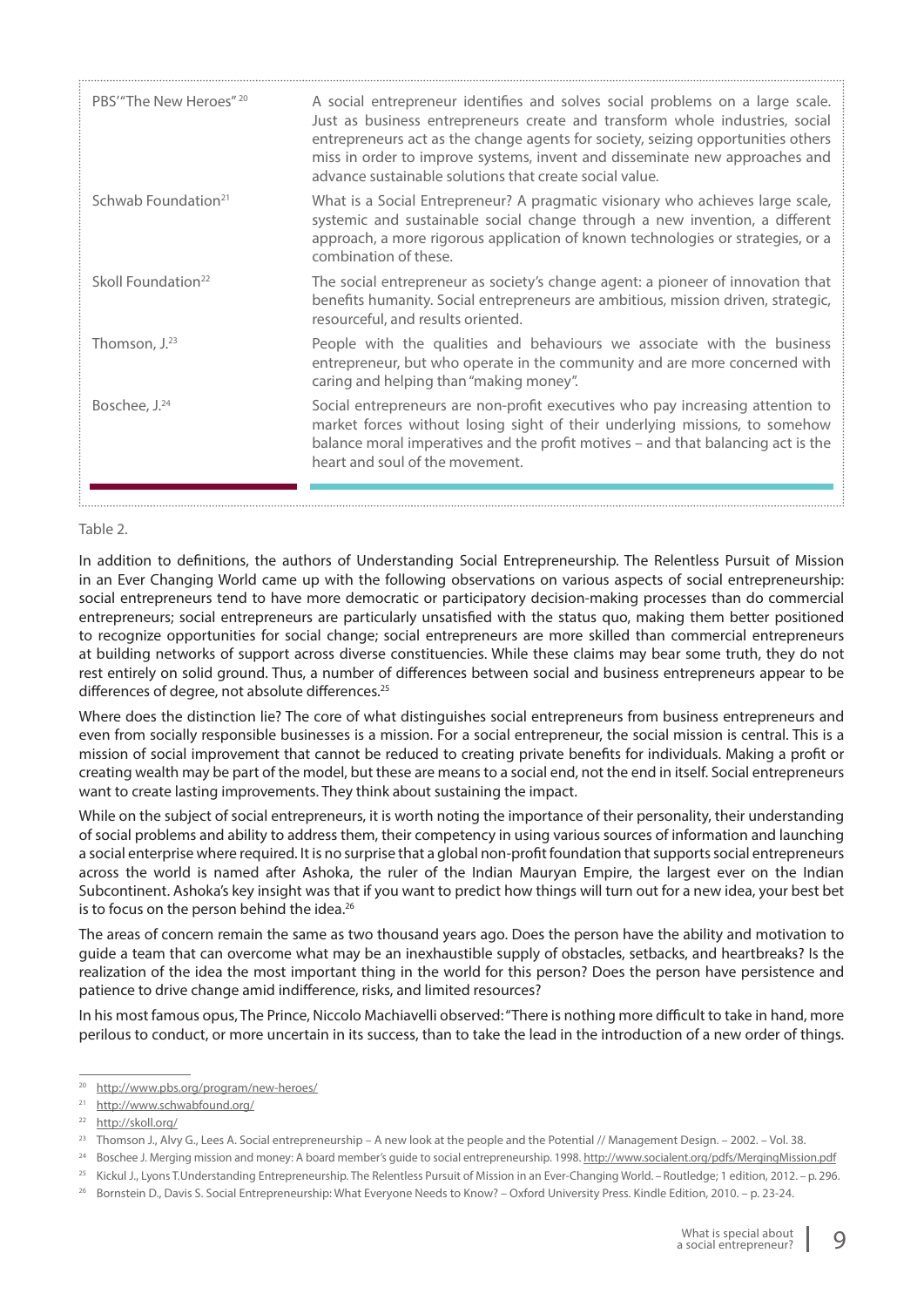| | |
|---|---|
| PBS' "The New Heroes" [20] | A social entrepreneur identifies and solves social problems on a large scale. Just as business entrepreneurs create and transform whole industries, social entrepreneurs act as the change agents for society, seizing opportunities others miss in order to improve systems, invent and disseminate new approaches and advance sustainable solutions that create social value. |
| Schwab Foundation [21] | What is a Social Entrepreneur? A pragmatic visionary who achieves large scale, systemic and sustainable social change through a new invention, a different approach, a more rigorous application of known technologies or strategies, or a combination of these. |
| Skoll Foundation [22] | The social entrepreneur as society's change agent: a pioneer of innovation that benefits humanity. Social entrepreneurs are ambitious, mission driven, strategic, resourceful, and results oriented. |
| Thomson, J. [23] | People with the qualities and behaviours we associate with the business entrepreneur, but who operate in the community and are more concerned with caring and helping than "making money". |
| Boschee, J. [24] | Social entrepreneurs are non-profit executives who pay increasing attention to market forces without losing sight of their underlying missions, to somehow balance moral imperatives and the profit motives – and that balancing act is the heart and soul of the movement. |

Table 2.

In addition to definitions, the authors of Understanding Social Entrepreneurship. The Relentless Pursuit of Mission in an Ever Changing World came up with the following observations on various aspects of social entrepreneurship: social entrepreneurs tend to have more democratic or participatory decision-making processes than do commercial entrepreneurs; social entrepreneurs are particularly unsatisfied with the status quo, making them better positioned to recognize opportunities for social change; social entrepreneurs are more skilled than commercial entrepreneurs at building networks of support across diverse constituencies. While these claims may bear some truth, they do not rest entirely on solid ground. Thus, a number of differences between social and business entrepreneurs appear to be differences of degree, not absolute differences.[25]

Where does the distinction lie? The core of what distinguishes social entrepreneurs from business entrepreneurs and even from socially responsible businesses is a mission. For a social entrepreneur, the social mission is central. This is a mission of social improvement that cannot be reduced to creating private benefits for individuals. Making a profit or creating wealth may be part of the model, but these are means to a social end, not the end in itself. Social entrepreneurs want to create lasting improvements. They think about sustaining the impact.

While on the subject of social entrepreneurs, it is worth noting the importance of their personality, their understanding of social problems and ability to address them, their competency in using various sources of information and launching a social enterprise where required. It is no surprise that a global non-profit foundation that supports social entrepreneurs across the world is named after Ashoka, the ruler of the Indian Mauryan Empire, the largest ever on the Indian Subcontinent. Ashoka's key insight was that if you want to predict how things will turn out for a new idea, your best bet is to focus on the person behind the idea.[26]

The areas of concern remain the same as two thousand years ago. Does the person have the ability and motivation to guide a team that can overcome what may be an inexhaustible supply of obstacles, setbacks, and heartbreaks? Is the realization of the idea the most important thing in the world for this person? Does the person have persistence and patience to drive change amid indifference, risks, and limited resources?

In his most famous opus, The Prince, Niccolo Machiavelli observed: "There is nothing more difficult to take in hand, more perilous to conduct, or more uncertain in its success, than to take the lead in the introduction of a new order of things.

---

[20] http://www.pbs.org/program/new-heroes/

[21] http://www.schwabfound.org/

[22] http://skoll.org/

[23] Thomson J., Alvy G., Lees A. Social entrepreneurship – A new look at the people and the Potential // Management Design. – 2002. – Vol. 38.

[24] Boschee J. Merging mission and money: A board member's guide to social entrepreneurship. 1998. http://www.socialent.org/pdfs/MergingMission.pdf

[25] Kickul J., Lyons T.Understanding Entrepreneurship. The Relentless Pursuit of Mission in an Ever-Changing World. – Routledge; 1 edition, 2012. – p. 296.

[26] Bornstein D., Davis S. Social Entrepreneurship: What Everyone Needs to Know? – Oxford University Press. Kindle Edition, 2010. – p. 23-24.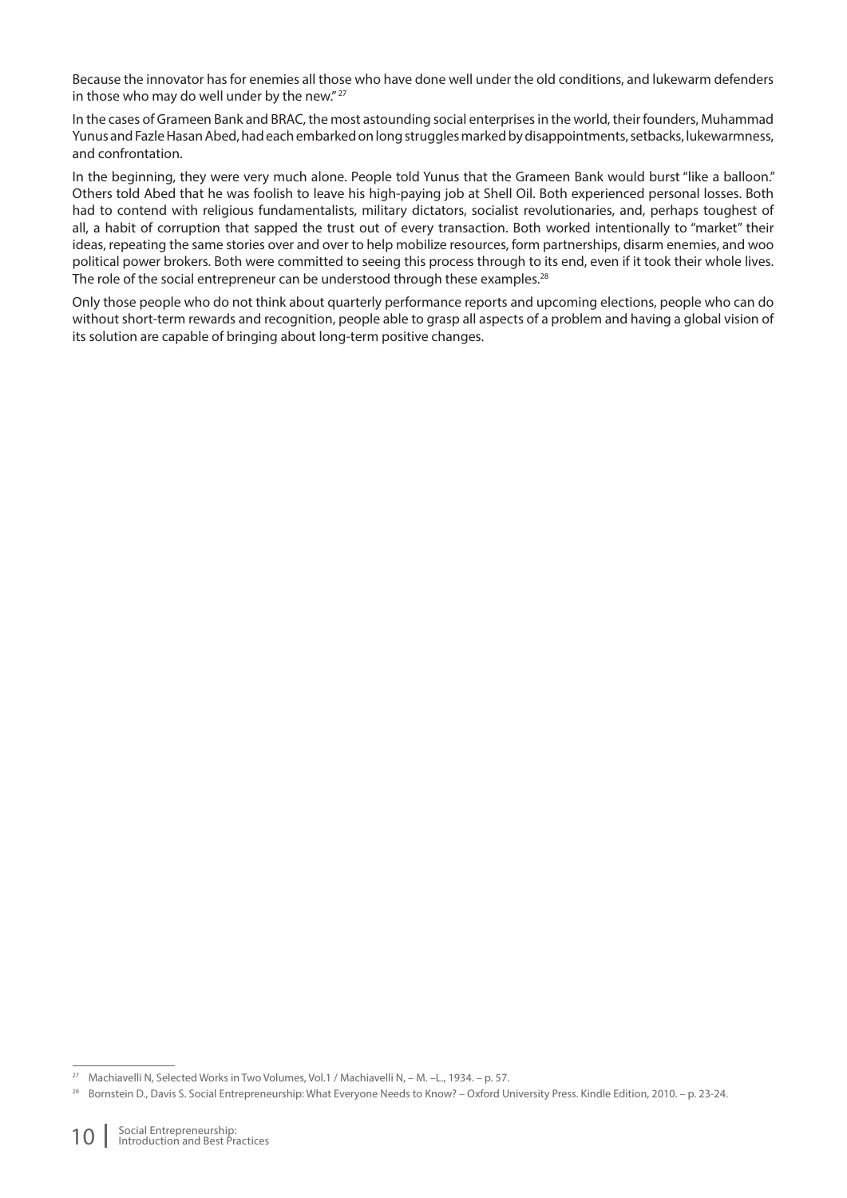Because the innovator has for enemies all those who have done well under the old conditions, and lukewarm defenders in those who may do well under by the new."[27]

In the cases of Grameen Bank and BRAC, the most astounding social enterprises in the world, their founders, Muhammad Yunus and Fazle Hasan Abed, had each embarked on long struggles marked by disappointments, setbacks, lukewarmness, and confrontation.

In the beginning, they were very much alone. People told Yunus that the Grameen Bank would burst "like a balloon." Others told Abed that he was foolish to leave his high-paying job at Shell Oil. Both experienced personal losses. Both had to contend with religious fundamentalists, military dictators, socialist revolutionaries, and, perhaps toughest of all, a habit of corruption that sapped the trust out of every transaction. Both worked intentionally to "market" their ideas, repeating the same stories over and over to help mobilize resources, form partnerships, disarm enemies, and woo political power brokers. Both were committed to seeing this process through to its end, even if it took their whole lives. The role of the social entrepreneur can be understood through these examples.[28]

Only those people who do not think about quarterly performance reports and upcoming elections, people who can do without short-term rewards and recognition, people able to grasp all aspects of a problem and having a global vision of its solution are capable of bringing about long-term positive changes.

---

[27] Machiavelli N, Selected Works in Two Volumes, Vol.1 / Machiavelli N, – M. –L., 1934. – p. 57.

[28] Bornstein D., Davis S. Social Entrepreneurship: What Everyone Needs to Know? – Oxford University Press. Kindle Edition, 2010. – p. 23-24.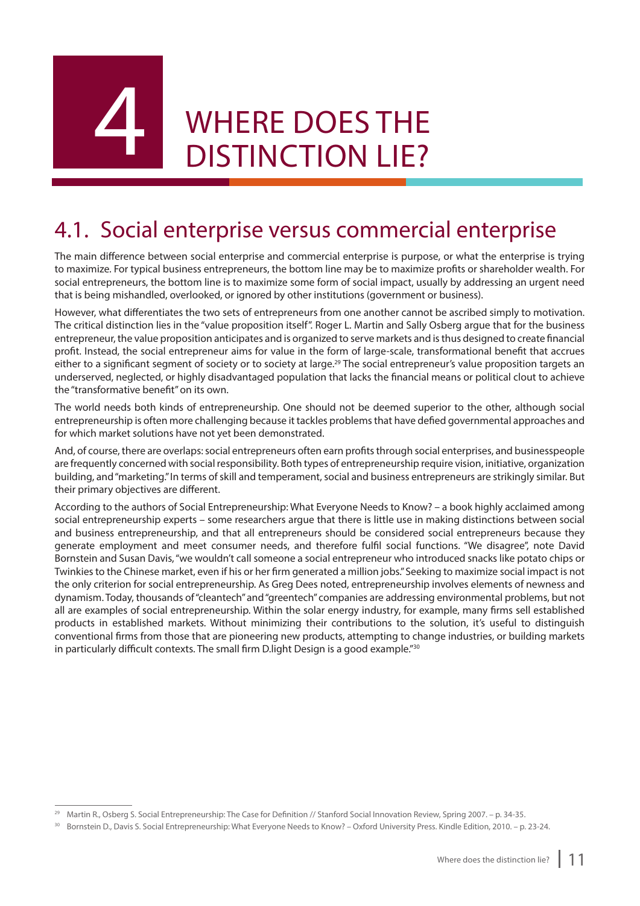# 4 WHERE DOES THE DISTINCTION LIE?

## 4.1. Social enterprise versus commercial enterprise

The main difference between social enterprise and commercial enterprise is purpose, or what the enterprise is trying to maximize. For typical business entrepreneurs, the bottom line may be to maximize profits or shareholder wealth. For social entrepreneurs, the bottom line is to maximize some form of social impact, usually by addressing an urgent need that is being mishandled, overlooked, or ignored by other institutions (government or business).

However, what differentiates the two sets of entrepreneurs from one another cannot be ascribed simply to motivation. The critical distinction lies in the "value proposition itself". Roger L. Martin and Sally Osberg argue that for the business entrepreneur, the value proposition anticipates and is organized to serve markets and is thus designed to create financial profit. Instead, the social entrepreneur aims for value in the form of large-scale, transformational benefit that accrues either to a significant segment of society or to society at large.[29] The social entrepreneur's value proposition targets an underserved, neglected, or highly disadvantaged population that lacks the financial means or political clout to achieve the "transformative benefit" on its own.

The world needs both kinds of entrepreneurship. One should not be deemed superior to the other, although social entrepreneurship is often more challenging because it tackles problems that have defied governmental approaches and for which market solutions have not yet been demonstrated.

And, of course, there are overlaps: social entrepreneurs often earn profits through social enterprises, and businesspeople are frequently concerned with social responsibility. Both types of entrepreneurship require vision, initiative, organization building, and "marketing." In terms of skill and temperament, social and business entrepreneurs are strikingly similar. But their primary objectives are different.

According to the authors of Social Entrepreneurship: What Everyone Needs to Know? – a book highly acclaimed among social entrepreneurship experts – some researchers argue that there is little use in making distinctions between social and business entrepreneurship, and that all entrepreneurs should be considered social entrepreneurs because they generate employment and meet consumer needs, and therefore fulfil social functions. "We disagree", note David Bornstein and Susan Davis, "we wouldn't call someone a social entrepreneur who introduced snacks like potato chips or Twinkies to the Chinese market, even if his or her firm generated a million jobs." Seeking to maximize social impact is not the only criterion for social entrepreneurship. As Greg Dees noted, entrepreneurship involves elements of newness and dynamism. Today, thousands of "cleantech" and "greentech" companies are addressing environmental problems, but not all are examples of social entrepreneurship. Within the solar energy industry, for example, many firms sell established products in established markets. Without minimizing their contributions to the solution, it's useful to distinguish conventional firms from those that are pioneering new products, attempting to change industries, or building markets in particularly difficult contexts. The small firm D.light Design is a good example."[30]

---

[29] Martin R., Osberg S. Social Entrepreneurship: The Case for Definition // Stanford Social Innovation Review, Spring 2007. – p. 34-35.

[30] Bornstein D., Davis S. Social Entrepreneurship: What Everyone Needs to Know? – Oxford University Press. Kindle Edition, 2010. – p. 23-24.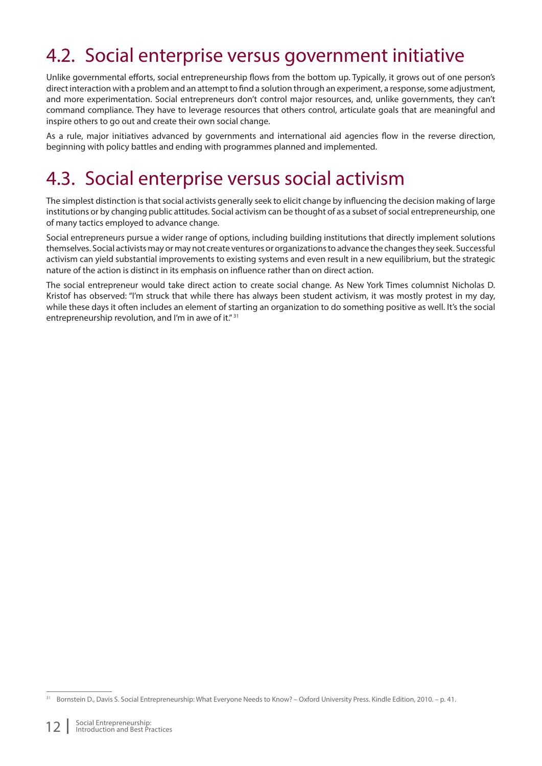## 4.2. Social enterprise versus government initiative

Unlike governmental efforts, social entrepreneurship flows from the bottom up. Typically, it grows out of one person's direct interaction with a problem and an attempt to find a solution through an experiment, a response, some adjustment, and more experimentation. Social entrepreneurs don't control major resources, and, unlike governments, they can't command compliance. They have to leverage resources that others control, articulate goals that are meaningful and inspire others to go out and create their own social change.

As a rule, major initiatives advanced by governments and international aid agencies flow in the reverse direction, beginning with policy battles and ending with programmes planned and implemented.

## 4.3. Social enterprise versus social activism

The simplest distinction is that social activists generally seek to elicit change by influencing the decision making of large institutions or by changing public attitudes. Social activism can be thought of as a subset of social entrepreneurship, one of many tactics employed to advance change.

Social entrepreneurs pursue a wider range of options, including building institutions that directly implement solutions themselves. Social activists may or may not create ventures or organizations to advance the changes they seek. Successful activism can yield substantial improvements to existing systems and even result in a new equilibrium, but the strategic nature of the action is distinct in its emphasis on influence rather than on direct action.

The social entrepreneur would take direct action to create social change. As New York Times columnist Nicholas D. Kristof has observed: "I'm struck that while there has always been student activism, it was mostly protest in my day, while these days it often includes an element of starting an organization to do something positive as well. It's the social entrepreneurship revolution, and I'm in awe of it." [31]

[31] Bornstein D., Davis S. Social Entrepreneurship: What Everyone Needs to Know? – Oxford University Press. Kindle Edition, 2010. – p. 41.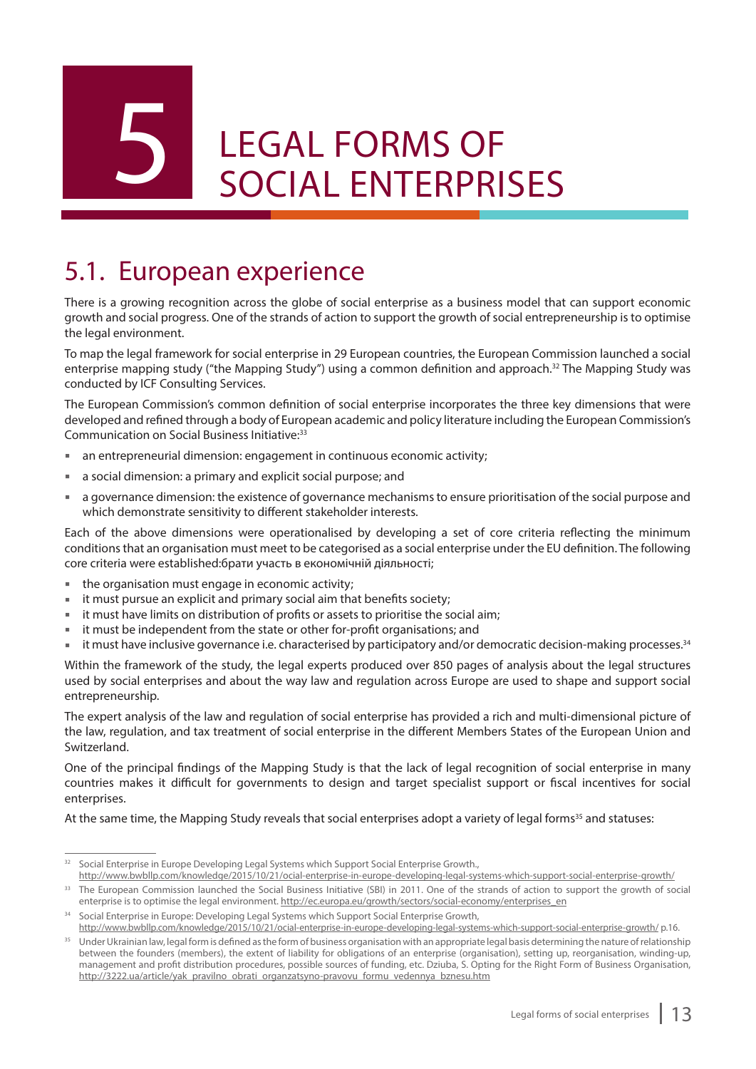# 5 LEGAL FORMS OF SOCIAL ENTERPRISES

## 5.1. European experience

There is a growing recognition across the globe of social enterprise as a business model that can support economic growth and social progress. One of the strands of action to support the growth of social entrepreneurship is to optimise the legal environment.

To map the legal framework for social enterprise in 29 European countries, the European Commission launched a social enterprise mapping study ("the Mapping Study") using a common definition and approach.[32] The Mapping Study was conducted by ICF Consulting Services.

The European Commission's common definition of social enterprise incorporates the three key dimensions that were developed and refined through a body of European academic and policy literature including the European Commission's Communication on Social Business Initiative:[33]

- an entrepreneurial dimension: engagement in continuous economic activity;
- a social dimension: a primary and explicit social purpose; and
- a governance dimension: the existence of governance mechanisms to ensure prioritisation of the social purpose and which demonstrate sensitivity to different stakeholder interests.

Each of the above dimensions were operationalised by developing a set of core criteria reflecting the minimum conditions that an organisation must meet to be categorised as a social enterprise under the EU definition. The following core criteria were established:брати участь в економічній діяльності;

- the organisation must engage in economic activity;
- it must pursue an explicit and primary social aim that benefits society;
- it must have limits on distribution of profits or assets to prioritise the social aim;
- it must be independent from the state or other for-profit organisations; and
- it must have inclusive governance i.e. characterised by participatory and/or democratic decision-making processes.[34]

Within the framework of the study, the legal experts produced over 850 pages of analysis about the legal structures used by social enterprises and about the way law and regulation across Europe are used to shape and support social entrepreneurship.

The expert analysis of the law and regulation of social enterprise has provided a rich and multi-dimensional picture of the law, regulation, and tax treatment of social enterprise in the different Members States of the European Union and Switzerland.

One of the principal findings of the Mapping Study is that the lack of legal recognition of social enterprise in many countries makes it difficult for governments to design and target specialist support or fiscal incentives for social enterprises.

At the same time, the Mapping Study reveals that social enterprises adopt a variety of legal forms[35] and statuses:

---

[32] Social Enterprise in Europe Developing Legal Systems which Support Social Enterprise Growth., http://www.bwbllp.com/knowledge/2015/10/21/ocial-enterprise-in-europe-developing-legal-systems-which-support-social-enterprise-growth/

[33] The European Commission launched the Social Business Initiative (SBI) in 2011. One of the strands of action to support the growth of social enterprise is to optimise the legal environment. http://ec.europa.eu/growth/sectors/social-economy/enterprises_en

[34] Social Enterprise in Europe: Developing Legal Systems which Support Social Enterprise Growth, http://www.bwbllp.com/knowledge/2015/10/21/ocial-enterprise-in-europe-developing-legal-systems-which-support-social-enterprise-growth/ p.16.

[35] Under Ukrainian law, legal form is defined as the form of business organisation with an appropriate legal basis determining the nature of relationship between the founders (members), the extent of liability for obligations of an enterprise (organisation), setting up, reorganisation, winding-up, management and profit distribution procedures, possible sources of funding, etc. Dziuba, S. Opting for the Right Form of Business Organisation, http://3222.ua/article/yak_pravilno_obrati_organzatsyno-pravovu_formu_vedennya_bznesu.htm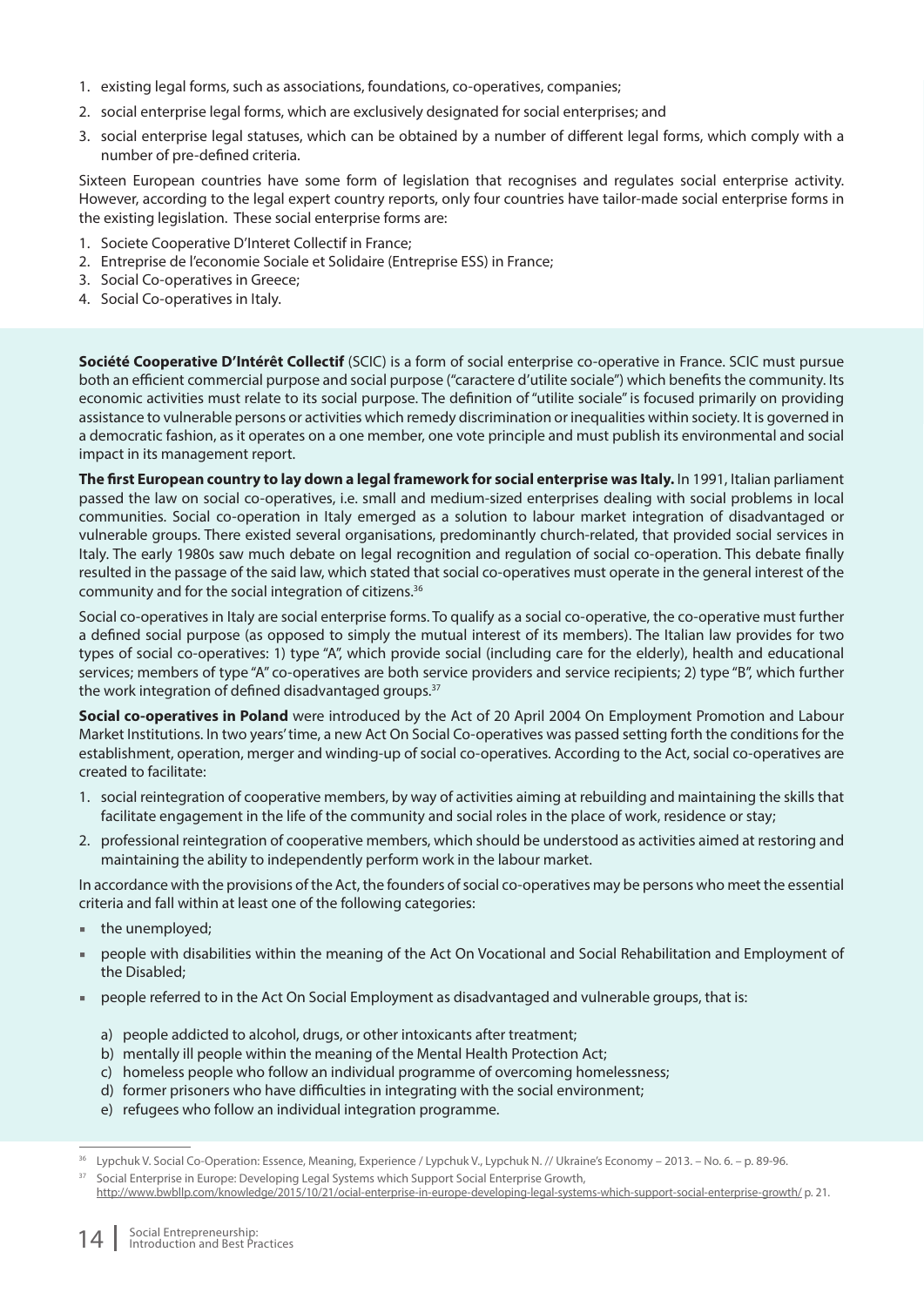1. existing legal forms, such as associations, foundations, co-operatives, companies;
2. social enterprise legal forms, which are exclusively designated for social enterprises; and
3. social enterprise legal statuses, which can be obtained by a number of different legal forms, which comply with a number of pre-defined criteria.

Sixteen European countries have some form of legislation that recognises and regulates social enterprise activity. However, according to the legal expert country reports, only four countries have tailor-made social enterprise forms in the existing legislation. These social enterprise forms are:

1. Societe Cooperative D'Interet Collectif in France;
2. Entreprise de l'economie Sociale et Solidaire (Entreprise ESS) in France;
3. Social Co-operatives in Greece;
4. Social Co-operatives in Italy.

**Société Cooperative D'Intérêt Collectif** (SCIC) is a form of social enterprise co-operative in France. SCIC must pursue both an efficient commercial purpose and social purpose ("caractere d'utilite sociale") which benefits the community. Its economic activities must relate to its social purpose. The definition of "utilite sociale" is focused primarily on providing assistance to vulnerable persons or activities which remedy discrimination or inequalities within society. It is governed in a democratic fashion, as it operates on a one member, one vote principle and must publish its environmental and social impact in its management report.

**The first European country to lay down a legal framework for social enterprise was Italy.** In 1991, Italian parliament passed the law on social co-operatives, i.e. small and medium-sized enterprises dealing with social problems in local communities. Social co-operation in Italy emerged as a solution to labour market integration of disadvantaged or vulnerable groups. There existed several organisations, predominantly church-related, that provided social services in Italy. The early 1980s saw much debate on legal recognition and regulation of social co-operation. This debate finally resulted in the passage of the said law, which stated that social co-operatives must operate in the general interest of the community and for the social integration of citizens.[36]

Social co-operatives in Italy are social enterprise forms. To qualify as a social co-operative, the co-operative must further a defined social purpose (as opposed to simply the mutual interest of its members). The Italian law provides for two types of social co-operatives: 1) type "A", which provide social (including care for the elderly), health and educational services; members of type "A" co-operatives are both service providers and service recipients; 2) type "B", which further the work integration of defined disadvantaged groups.[37]

**Social co-operatives in Poland** were introduced by the Act of 20 April 2004 On Employment Promotion and Labour Market Institutions. In two years' time, a new Act On Social Co-operatives was passed setting forth the conditions for the establishment, operation, merger and winding-up of social co-operatives. According to the Act, social co-operatives are created to facilitate:

1. social reintegration of cooperative members, by way of activities aiming at rebuilding and maintaining the skills that facilitate engagement in the life of the community and social roles in the place of work, residence or stay;
2. professional reintegration of cooperative members, which should be understood as activities aimed at restoring and maintaining the ability to independently perform work in the labour market.

In accordance with the provisions of the Act, the founders of social co-operatives may be persons who meet the essential criteria and fall within at least one of the following categories:

- the unemployed;
- people with disabilities within the meaning of the Act On Vocational and Social Rehabilitation and Employment of the Disabled;
- people referred to in the Act On Social Employment as disadvantaged and vulnerable groups, that is:
  a) people addicted to alcohol, drugs, or other intoxicants after treatment;
  b) mentally ill people within the meaning of the Mental Health Protection Act;
  c) homeless people who follow an individual programme of overcoming homelessness;
  d) former prisoners who have difficulties in integrating with the social environment;
  e) refugees who follow an individual integration programme.

---

[36] Lypchuk V. Social Co-Operation: Essence, Meaning, Experience / Lypchuk V., Lypchuk N. // Ukraine's Economy – 2013. – No. 6. – p. 89-96.

[37] Social Enterprise in Europe: Developing Legal Systems which Support Social Enterprise Growth, http://www.bwbllp.com/knowledge/2015/10/21/ocial-enterprise-in-europe-developing-legal-systems-which-support-social-enterprise-growth/ p. 21.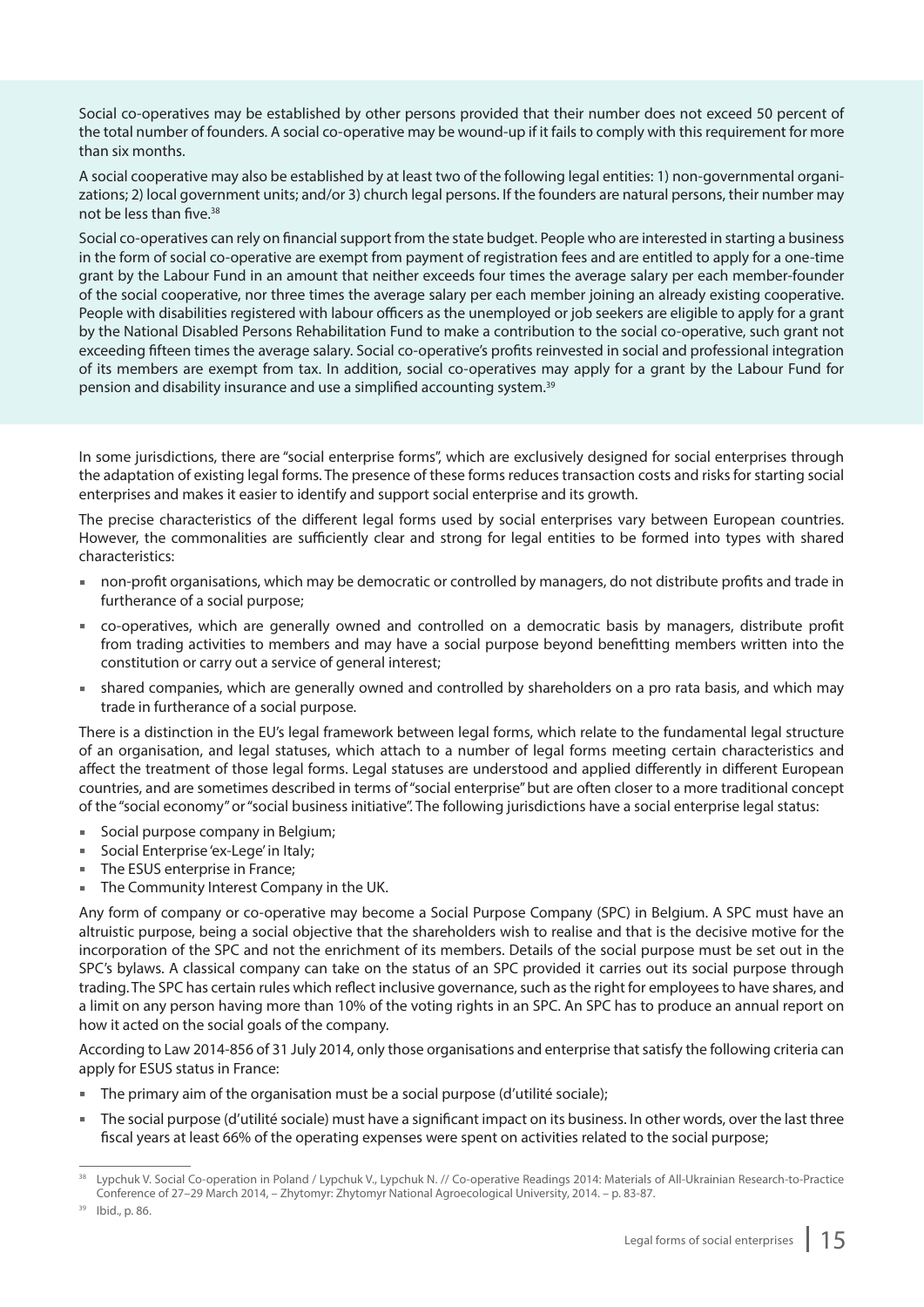Social co-operatives may be established by other persons provided that their number does not exceed 50 percent of the total number of founders. A social co-operative may be wound-up if it fails to comply with this requirement for more than six months.

A social cooperative may also be established by at least two of the following legal entities: 1) non-governmental organizations; 2) local government units; and/or 3) church legal persons. If the founders are natural persons, their number may not be less than five.[38]

Social co-operatives can rely on financial support from the state budget. People who are interested in starting a business in the form of social co-operative are exempt from payment of registration fees and are entitled to apply for a one-time grant by the Labour Fund in an amount that neither exceeds four times the average salary per each member-founder of the social cooperative, nor three times the average salary per each member joining an already existing cooperative. People with disabilities registered with labour officers as the unemployed or job seekers are eligible to apply for a grant by the National Disabled Persons Rehabilitation Fund to make a contribution to the social co-operative, such grant not exceeding fifteen times the average salary. Social co-operative's profits reinvested in social and professional integration of its members are exempt from tax. In addition, social co-operatives may apply for a grant by the Labour Fund for pension and disability insurance and use a simplified accounting system.[39]

In some jurisdictions, there are "social enterprise forms", which are exclusively designed for social enterprises through the adaptation of existing legal forms. The presence of these forms reduces transaction costs and risks for starting social enterprises and makes it easier to identify and support social enterprise and its growth.

The precise characteristics of the different legal forms used by social enterprises vary between European countries. However, the commonalities are sufficiently clear and strong for legal entities to be formed into types with shared characteristics:

- non-profit organisations, which may be democratic or controlled by managers, do not distribute profits and trade in furtherance of a social purpose;
- co-operatives, which are generally owned and controlled on a democratic basis by managers, distribute profit from trading activities to members and may have a social purpose beyond benefitting members written into the constitution or carry out a service of general interest;
- shared companies, which are generally owned and controlled by shareholders on a pro rata basis, and which may trade in furtherance of a social purpose.

There is a distinction in the EU's legal framework between legal forms, which relate to the fundamental legal structure of an organisation, and legal statuses, which attach to a number of legal forms meeting certain characteristics and affect the treatment of those legal forms. Legal statuses are understood and applied differently in different European countries, and are sometimes described in terms of "social enterprise" but are often closer to a more traditional concept of the "social economy" or "social business initiative". The following jurisdictions have a social enterprise legal status:

- Social purpose company in Belgium;
- Social Enterprise 'ex-Lege' in Italy;
- The ESUS enterprise in France;
- The Community Interest Company in the UK.

Any form of company or co-operative may become a Social Purpose Company (SPC) in Belgium. A SPC must have an altruistic purpose, being a social objective that the shareholders wish to realise and that is the decisive motive for the incorporation of the SPC and not the enrichment of its members. Details of the social purpose must be set out in the SPC's bylaws. A classical company can take on the status of an SPC provided it carries out its social purpose through trading. The SPC has certain rules which reflect inclusive governance, such as the right for employees to have shares, and a limit on any person having more than 10% of the voting rights in an SPC. An SPC has to produce an annual report on how it acted on the social goals of the company.

According to Law 2014-856 of 31 July 2014, only those organisations and enterprise that satisfy the following criteria can apply for ESUS status in France:

- The primary aim of the organisation must be a social purpose (d'utilité sociale);
- The social purpose (d'utilité sociale) must have a significant impact on its business. In other words, over the last three fiscal years at least 66% of the operating expenses were spent on activities related to the social purpose;

[38] Lypchuk V. Social Co-operation in Poland / Lypchuk V., Lypchuk N. // Co-operative Readings 2014: Materials of All-Ukrainian Research-to-Practice Conference of 27–29 March 2014, – Zhytomyr: Zhytomyr National Agroecological University, 2014. – p. 83-87.

[39] Ibid., p. 86.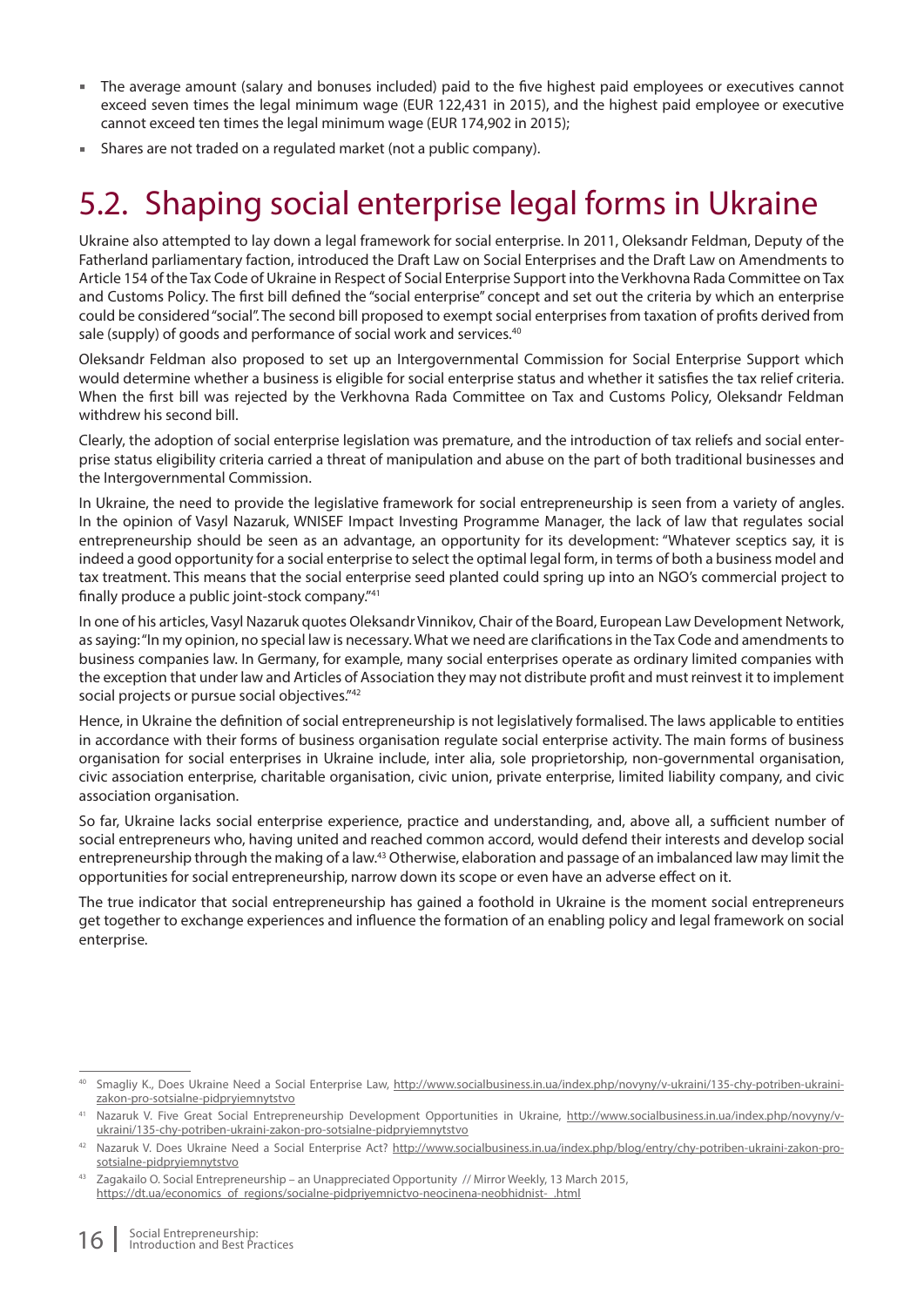- The average amount (salary and bonuses included) paid to the five highest paid employees or executives cannot exceed seven times the legal minimum wage (EUR 122,431 in 2015), and the highest paid employee or executive cannot exceed ten times the legal minimum wage (EUR 174,902 in 2015);
- Shares are not traded on a regulated market (not a public company).

## 5.2. Shaping social enterprise legal forms in Ukraine

Ukraine also attempted to lay down a legal framework for social enterprise. In 2011, Oleksandr Feldman, Deputy of the Fatherland parliamentary faction, introduced the Draft Law on Social Enterprises and the Draft Law on Amendments to Article 154 of the Tax Code of Ukraine in Respect of Social Enterprise Support into the Verkhovna Rada Committee on Tax and Customs Policy. The first bill defined the "social enterprise" concept and set out the criteria by which an enterprise could be considered "social". The second bill proposed to exempt social enterprises from taxation of profits derived from sale (supply) of goods and performance of social work and services.[40]

Oleksandr Feldman also proposed to set up an Intergovernmental Commission for Social Enterprise Support which would determine whether a business is eligible for social enterprise status and whether it satisfies the tax relief criteria. When the first bill was rejected by the Verkhovna Rada Committee on Tax and Customs Policy, Oleksandr Feldman withdrew his second bill.

Clearly, the adoption of social enterprise legislation was premature, and the introduction of tax reliefs and social enterprise status eligibility criteria carried a threat of manipulation and abuse on the part of both traditional businesses and the Intergovernmental Commission.

In Ukraine, the need to provide the legislative framework for social entrepreneurship is seen from a variety of angles. In the opinion of Vasyl Nazaruk, WNISEF Impact Investing Programme Manager, the lack of law that regulates social entrepreneurship should be seen as an advantage, an opportunity for its development: "Whatever sceptics say, it is indeed a good opportunity for a social enterprise to select the optimal legal form, in terms of both a business model and tax treatment. This means that the social enterprise seed planted could spring up into an NGO's commercial project to finally produce a public joint-stock company."[41]

In one of his articles, Vasyl Nazaruk quotes Oleksandr Vinnikov, Chair of the Board, European Law Development Network, as saying: "In my opinion, no special law is necessary. What we need are clarifications in the Tax Code and amendments to business companies law. In Germany, for example, many social enterprises operate as ordinary limited companies with the exception that under law and Articles of Association they may not distribute profit and must reinvest it to implement social projects or pursue social objectives."[42]

Hence, in Ukraine the definition of social entrepreneurship is not legislatively formalised. The laws applicable to entities in accordance with their forms of business organisation regulate social enterprise activity. The main forms of business organisation for social enterprises in Ukraine include, inter alia, sole proprietorship, non-governmental organisation, civic association enterprise, charitable organisation, civic union, private enterprise, limited liability company, and civic association organisation.

So far, Ukraine lacks social enterprise experience, practice and understanding, and, above all, a sufficient number of social entrepreneurs who, having united and reached common accord, would defend their interests and develop social entrepreneurship through the making of a law.[43] Otherwise, elaboration and passage of an imbalanced law may limit the opportunities for social entrepreneurship, narrow down its scope or even have an adverse effect on it.

The true indicator that social entrepreneurship has gained a foothold in Ukraine is the moment social entrepreneurs get together to exchange experiences and influence the formation of an enabling policy and legal framework on social enterprise.

---

[40] Smagliy K., Does Ukraine Need a Social Enterprise Law, http://www.socialbusiness.in.ua/index.php/novyny/v-ukraini/135-chy-potriben-ukraini-zakon-pro-sotsialne-pidpryiemnytstvo

[41] Nazaruk V. Five Great Social Entrepreneurship Development Opportunities in Ukraine, http://www.socialbusiness.in.ua/index.php/novyny/v-ukraini/135-chy-potriben-ukraini-zakon-pro-sotsialne-pidpryiemnytstvo

[42] Nazaruk V. Does Ukraine Need a Social Enterprise Act? http://www.socialbusiness.in.ua/index.php/blog/entry/chy-potriben-ukraini-zakon-pro-sotsialne-pidpryiemnytstvo

[43] Zagakailo O. Social Entrepreneurship – an Unappreciated Opportunity // Mirror Weekly, 13 March 2015, https://dt.ua/economics_of_regions/socialne-pidpriyemnictvo-neocinena-neobhidnist-_.html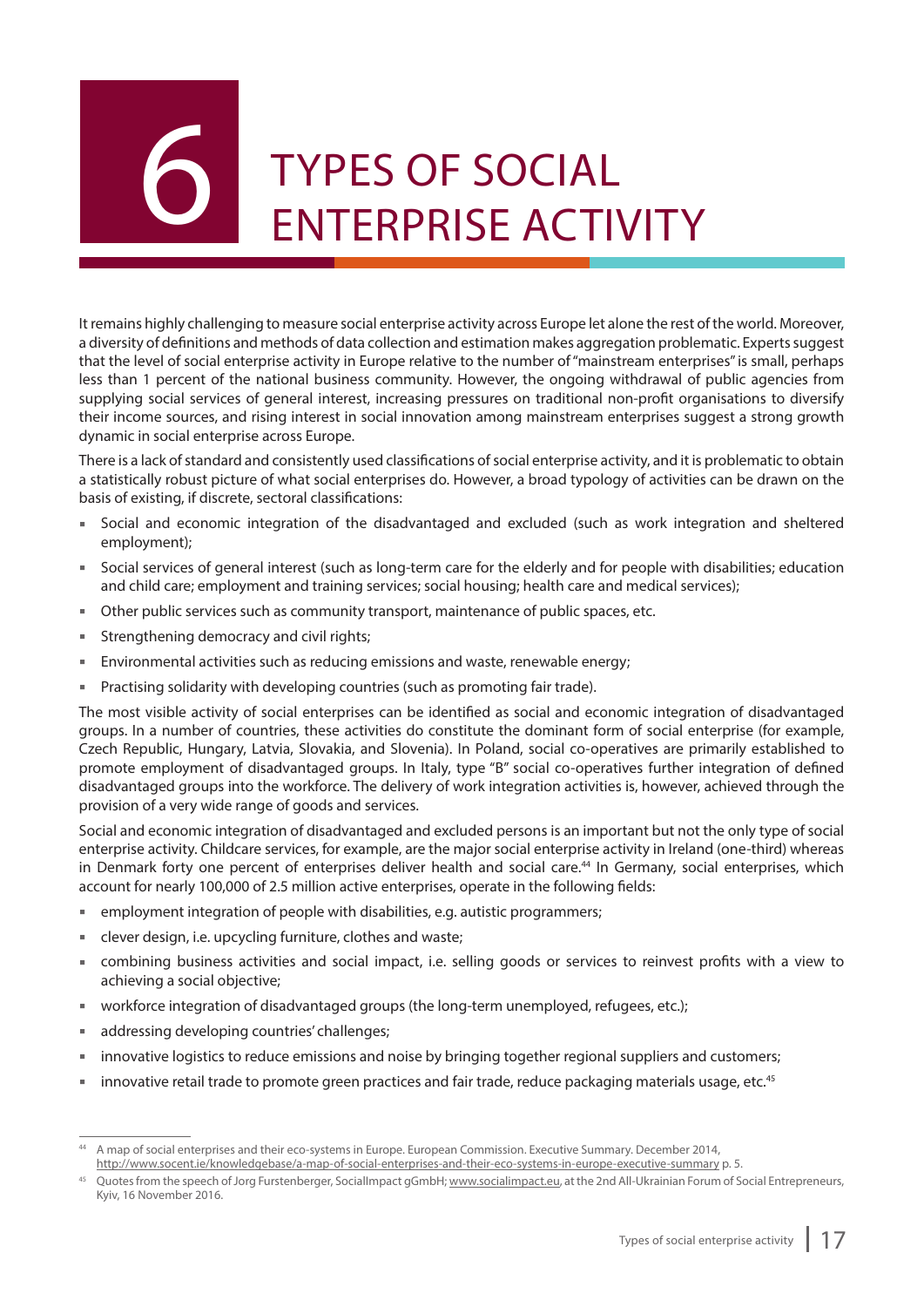# 6 TYPES OF SOCIAL ENTERPRISE ACTIVITY

It remains highly challenging to measure social enterprise activity across Europe let alone the rest of the world. Moreover, a diversity of definitions and methods of data collection and estimation makes aggregation problematic. Experts suggest that the level of social enterprise activity in Europe relative to the number of "mainstream enterprises" is small, perhaps less than 1 percent of the national business community. However, the ongoing withdrawal of public agencies from supplying social services of general interest, increasing pressures on traditional non-profit organisations to diversify their income sources, and rising interest in social innovation among mainstream enterprises suggest a strong growth dynamic in social enterprise across Europe.

There is a lack of standard and consistently used classifications of social enterprise activity, and it is problematic to obtain a statistically robust picture of what social enterprises do. However, a broad typology of activities can be drawn on the basis of existing, if discrete, sectoral classifications:

- Social and economic integration of the disadvantaged and excluded (such as work integration and sheltered employment);
- Social services of general interest (such as long-term care for the elderly and for people with disabilities; education and child care; employment and training services; social housing; health care and medical services);
- Other public services such as community transport, maintenance of public spaces, etc.
- Strengthening democracy and civil rights;
- Environmental activities such as reducing emissions and waste, renewable energy;
- Practising solidarity with developing countries (such as promoting fair trade).

The most visible activity of social enterprises can be identified as social and economic integration of disadvantaged groups. In a number of countries, these activities do constitute the dominant form of social enterprise (for example, Czech Republic, Hungary, Latvia, Slovakia, and Slovenia). In Poland, social co-operatives are primarily established to promote employment of disadvantaged groups. In Italy, type "B" social co-operatives further integration of defined disadvantaged groups into the workforce. The delivery of work integration activities is, however, achieved through the provision of a very wide range of goods and services.

Social and economic integration of disadvantaged and excluded persons is an important but not the only type of social enterprise activity. Childcare services, for example, are the major social enterprise activity in Ireland (one-third) whereas in Denmark forty one percent of enterprises deliver health and social care.[44] In Germany, social enterprises, which account for nearly 100,000 of 2.5 million active enterprises, operate in the following fields:

- employment integration of people with disabilities, e.g. autistic programmers;
- clever design, i.e. upcycling furniture, clothes and waste;
- combining business activities and social impact, i.e. selling goods or services to reinvest profits with a view to achieving a social objective;
- workforce integration of disadvantaged groups (the long-term unemployed, refugees, etc.);
- addressing developing countries' challenges;
- innovative logistics to reduce emissions and noise by bringing together regional suppliers and customers;
- innovative retail trade to promote green practices and fair trade, reduce packaging materials usage, etc.[45]

---

[44] A map of social enterprises and their eco-systems in Europe. European Commission. Executive Summary. December 2014, http://www.socent.ie/knowledgebase/a-map-of-social-enterprises-and-their-eco-systems-in-europe-executive-summary p. 5.

[45] Quotes from the speech of Jorg Furstenberger, SocialImpact gGmbH; www.socialimpact.eu, at the 2nd All-Ukrainian Forum of Social Entrepreneurs, Kyiv, 16 November 2016.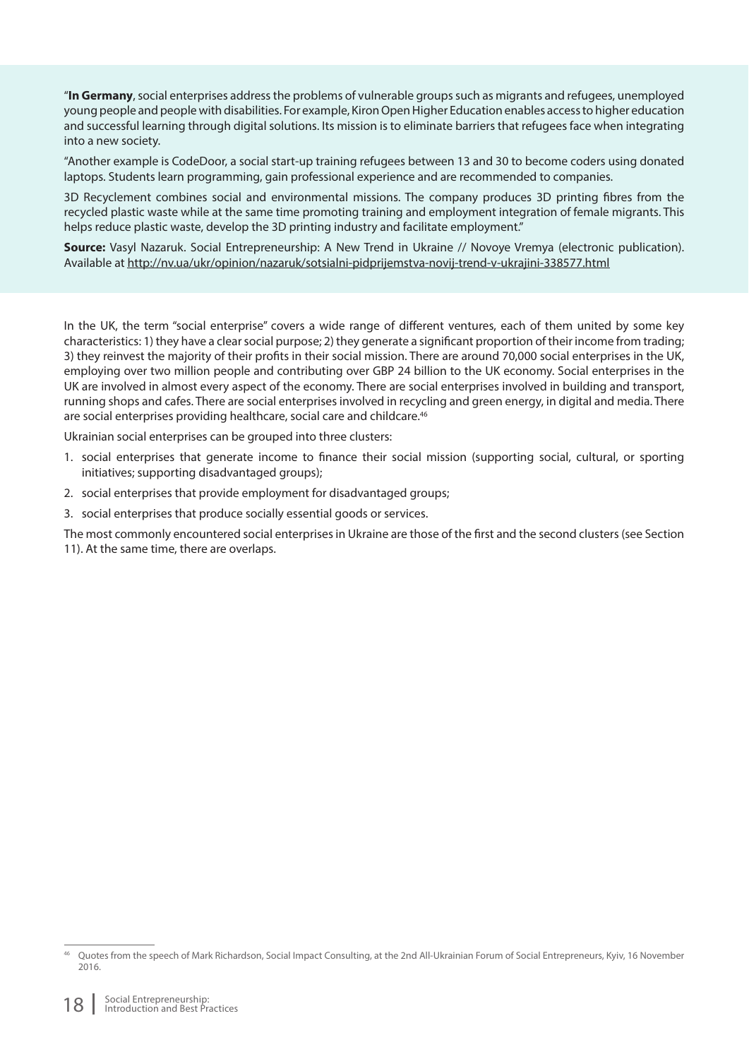"**In Germany**, social enterprises address the problems of vulnerable groups such as migrants and refugees, unemployed young people and people with disabilities. For example, Kiron Open Higher Education enables access to higher education and successful learning through digital solutions. Its mission is to eliminate barriers that refugees face when integrating into a new society.

"Another example is CodeDoor, a social start-up training refugees between 13 and 30 to become coders using donated laptops. Students learn programming, gain professional experience and are recommended to companies.

3D Recyclement combines social and environmental missions. The company produces 3D printing fibres from the recycled plastic waste while at the same time promoting training and employment integration of female migrants. This helps reduce plastic waste, develop the 3D printing industry and facilitate employment."

**Source:** Vasyl Nazaruk. Social Entrepreneurship: A New Trend in Ukraine // Novoye Vremya (electronic publication). Available at http://nv.ua/ukr/opinion/nazaruk/sotsialni-pidprijemstva-novij-trend-v-ukrajini-338577.html

In the UK, the term "social enterprise" covers a wide range of different ventures, each of them united by some key characteristics: 1) they have a clear social purpose; 2) they generate a significant proportion of their income from trading; 3) they reinvest the majority of their profits in their social mission. There are around 70,000 social enterprises in the UK, employing over two million people and contributing over GBP 24 billion to the UK economy. Social enterprises in the UK are involved in almost every aspect of the economy. There are social enterprises involved in building and transport, running shops and cafes. There are social enterprises involved in recycling and green energy, in digital and media. There are social enterprises providing healthcare, social care and childcare.[46]

Ukrainian social enterprises can be grouped into three clusters:

1. social enterprises that generate income to finance their social mission (supporting social, cultural, or sporting initiatives; supporting disadvantaged groups);
2. social enterprises that provide employment for disadvantaged groups;
3. social enterprises that produce socially essential goods or services.

The most commonly encountered social enterprises in Ukraine are those of the first and the second clusters (see Section 11). At the same time, there are overlaps.

[46] Quotes from the speech of Mark Richardson, Social Impact Consulting, at the 2nd All-Ukrainian Forum of Social Entrepreneurs, Kyiv, 16 November 2016.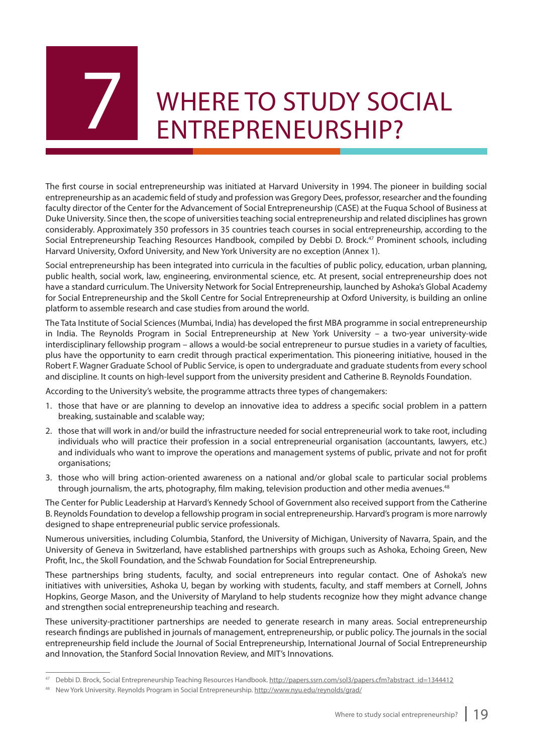# 7 WHERE TO STUDY SOCIAL ENTREPRENEURSHIP?

The first course in social entrepreneurship was initiated at Harvard University in 1994. The pioneer in building social entrepreneurship as an academic field of study and profession was Gregory Dees, professor, researcher and the founding faculty director of the Center for the Advancement of Social Entrepreneurship (CASE) at the Fuqua School of Business at Duke University. Since then, the scope of universities teaching social entrepreneurship and related disciplines has grown considerably. Approximately 350 professors in 35 countries teach courses in social entrepreneurship, according to the Social Entrepreneurship Teaching Resources Handbook, compiled by Debbi D. Brock.[47] Prominent schools, including Harvard University, Oxford University, and New York University are no exception (Annex 1).

Social entrepreneurship has been integrated into curricula in the faculties of public policy, education, urban planning, public health, social work, law, engineering, environmental science, etc. At present, social entrepreneurship does not have a standard curriculum. The University Network for Social Entrepreneurship, launched by Ashoka's Global Academy for Social Entrepreneurship and the Skoll Centre for Social Entrepreneurship at Oxford University, is building an online platform to assemble research and case studies from around the world.

The Tata Institute of Social Sciences (Mumbai, India) has developed the first MBA programme in social entrepreneurship in India. The Reynolds Program in Social Entrepreneurship at New York University – a two-year university-wide interdisciplinary fellowship program – allows a would-be social entrepreneur to pursue studies in a variety of faculties, plus have the opportunity to earn credit through practical experimentation. This pioneering initiative, housed in the Robert F. Wagner Graduate School of Public Service, is open to undergraduate and graduate students from every school and discipline. It counts on high-level support from the university president and Catherine B. Reynolds Foundation.

According to the University's website, the programme attracts three types of changemakers:

1. those that have or are planning to develop an innovative idea to address a specific social problem in a pattern breaking, sustainable and scalable way;
2. those that will work in and/or build the infrastructure needed for social entrepreneurial work to take root, including individuals who will practice their profession in a social entrepreneurial organisation (accountants, lawyers, etc.) and individuals who want to improve the operations and management systems of public, private and not for profit organisations;
3. those who will bring action-oriented awareness on a national and/or global scale to particular social problems through journalism, the arts, photography, film making, television production and other media avenues.[48]

The Center for Public Leadership at Harvard's Kennedy School of Government also received support from the Catherine B. Reynolds Foundation to develop a fellowship program in social entrepreneurship. Harvard's program is more narrowly designed to shape entrepreneurial public service professionals.

Numerous universities, including Columbia, Stanford, the University of Michigan, University of Navarra, Spain, and the University of Geneva in Switzerland, have established partnerships with groups such as Ashoka, Echoing Green, New Profit, Inc., the Skoll Foundation, and the Schwab Foundation for Social Entrepreneurship.

These partnerships bring students, faculty, and social entrepreneurs into regular contact. One of Ashoka's new initiatives with universities, Ashoka U, began by working with students, faculty, and staff members at Cornell, Johns Hopkins, George Mason, and the University of Maryland to help students recognize how they might advance change and strengthen social entrepreneurship teaching and research.

These university-practitioner partnerships are needed to generate research in many areas. Social entrepreneurship research findings are published in journals of management, entrepreneurship, or public policy. The journals in the social entrepreneurship field include the Journal of Social Entrepreneurship, International Journal of Social Entrepreneurship and Innovation, the Stanford Social Innovation Review, and MIT's Innovations.

---

[47] Debbi D. Brock, Social Entrepreneurship Teaching Resources Handbook. http://papers.ssrn.com/sol3/papers.cfm?abstract_id=1344412

[48] New York University. Reynolds Program in Social Entrepreneurship. http://www.nyu.edu/reynolds/grad/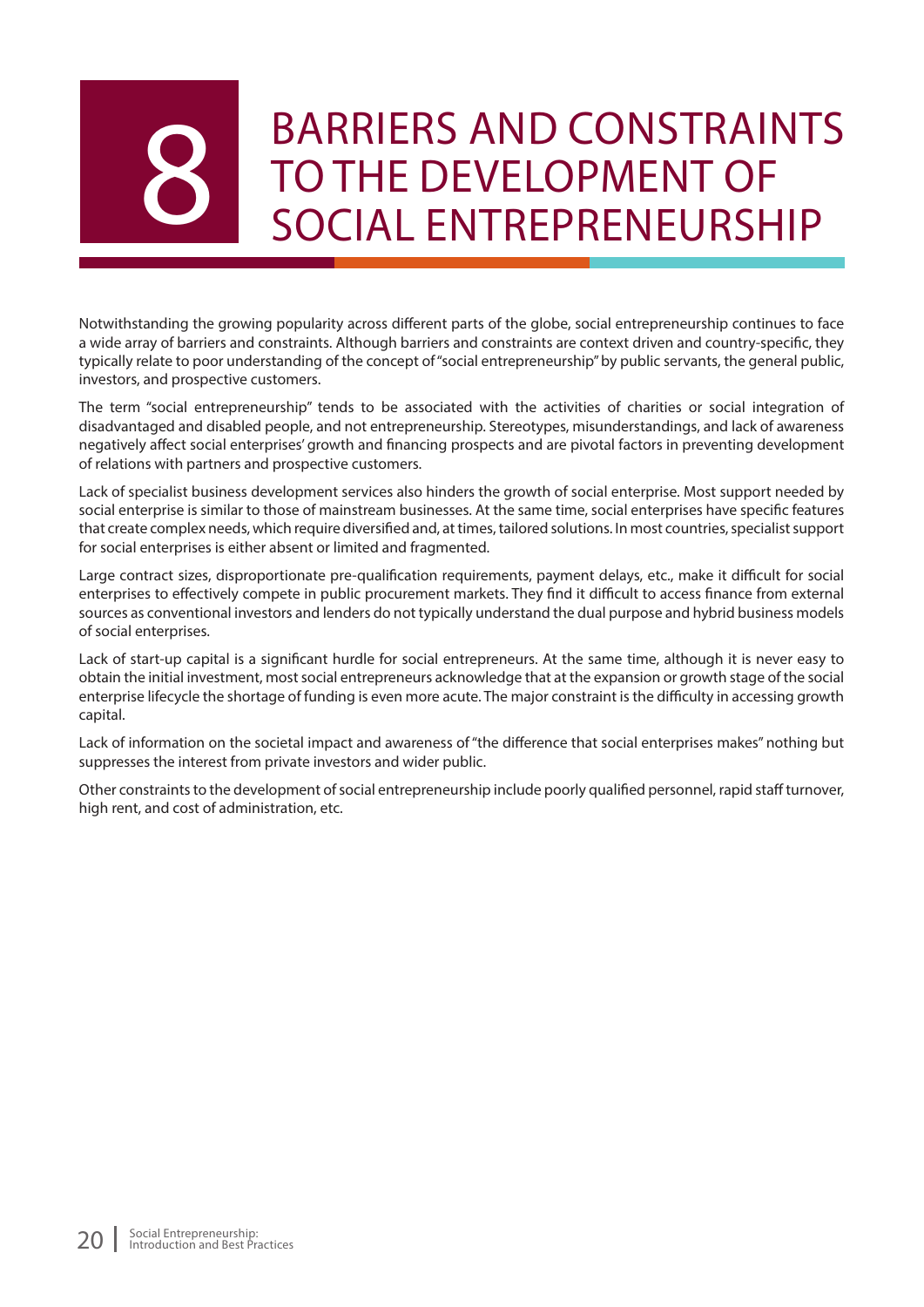# 8 BARRIERS AND CONSTRAINTS TO THE DEVELOPMENT OF SOCIAL ENTREPRENEURSHIP

Notwithstanding the growing popularity across different parts of the globe, social entrepreneurship continues to face a wide array of barriers and constraints. Although barriers and constraints are context driven and country-specific, they typically relate to poor understanding of the concept of "social entrepreneurship" by public servants, the general public, investors, and prospective customers.

The term "social entrepreneurship" tends to be associated with the activities of charities or social integration of disadvantaged and disabled people, and not entrepreneurship. Stereotypes, misunderstandings, and lack of awareness negatively affect social enterprises' growth and financing prospects and are pivotal factors in preventing development of relations with partners and prospective customers.

Lack of specialist business development services also hinders the growth of social enterprise. Most support needed by social enterprise is similar to those of mainstream businesses. At the same time, social enterprises have specific features that create complex needs, which require diversified and, at times, tailored solutions. In most countries, specialist support for social enterprises is either absent or limited and fragmented.

Large contract sizes, disproportionate pre-qualification requirements, payment delays, etc., make it difficult for social enterprises to effectively compete in public procurement markets. They find it difficult to access finance from external sources as conventional investors and lenders do not typically understand the dual purpose and hybrid business models of social enterprises.

Lack of start-up capital is a significant hurdle for social entrepreneurs. At the same time, although it is never easy to obtain the initial investment, most social entrepreneurs acknowledge that at the expansion or growth stage of the social enterprise lifecycle the shortage of funding is even more acute. The major constraint is the difficulty in accessing growth capital.

Lack of information on the societal impact and awareness of "the difference that social enterprises makes" nothing but suppresses the interest from private investors and wider public.

Other constraints to the development of social entrepreneurship include poorly qualified personnel, rapid staff turnover, high rent, and cost of administration, etc.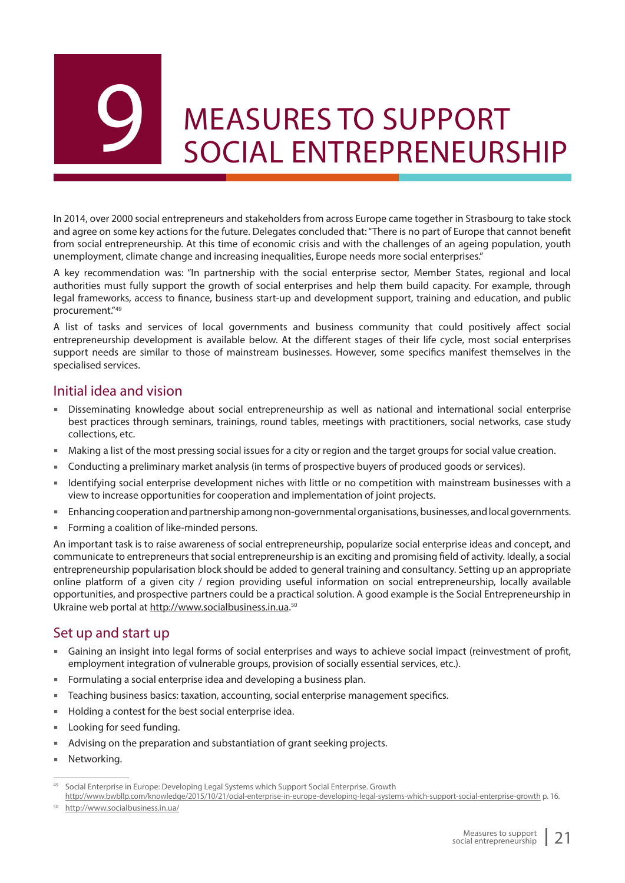# 9 MEASURES TO SUPPORT SOCIAL ENTREPRENEURSHIP

In 2014, over 2000 social entrepreneurs and stakeholders from across Europe came together in Strasbourg to take stock and agree on some key actions for the future. Delegates concluded that: "There is no part of Europe that cannot benefit from social entrepreneurship. At this time of economic crisis and with the challenges of an ageing population, youth unemployment, climate change and increasing inequalities, Europe needs more social enterprises."

A key recommendation was: "In partnership with the social enterprise sector, Member States, regional and local authorities must fully support the growth of social enterprises and help them build capacity. For example, through legal frameworks, access to finance, business start-up and development support, training and education, and public procurement."[49]

A list of tasks and services of local governments and business community that could positively affect social entrepreneurship development is available below. At the different stages of their life cycle, most social enterprises support needs are similar to those of mainstream businesses. However, some specifics manifest themselves in the specialised services.

## Initial idea and vision

- Disseminating knowledge about social entrepreneurship as well as national and international social enterprise best practices through seminars, trainings, round tables, meetings with practitioners, social networks, case study collections, etc.
- Making a list of the most pressing social issues for a city or region and the target groups for social value creation.
- Conducting a preliminary market analysis (in terms of prospective buyers of produced goods or services).
- Identifying social enterprise development niches with little or no competition with mainstream businesses with a view to increase opportunities for cooperation and implementation of joint projects.
- Enhancing cooperation and partnership among non-governmental organisations, businesses, and local governments.
- Forming a coalition of like-minded persons.

An important task is to raise awareness of social entrepreneurship, popularize social enterprise ideas and concept, and communicate to entrepreneurs that social entrepreneurship is an exciting and promising field of activity. Ideally, a social entrepreneurship popularisation block should be added to general training and consultancy. Setting up an appropriate online platform of a given city / region providing useful information on social entrepreneurship, locally available opportunities, and prospective partners could be a practical solution. A good example is the Social Entrepreneurship in Ukraine web portal at http://www.socialbusiness.in.ua.[50]

## Set up and start up

- Gaining an insight into legal forms of social enterprises and ways to achieve social impact (reinvestment of profit, employment integration of vulnerable groups, provision of socially essential services, etc.).
- Formulating a social enterprise idea and developing a business plan.
- Teaching business basics: taxation, accounting, social enterprise management specifics.
- Holding a contest for the best social enterprise idea.
- Looking for seed funding.
- Advising on the preparation and substantiation of grant seeking projects.
- Networking.

---

[49] Social Enterprise in Europe: Developing Legal Systems which Support Social Enterprise. Growth http://www.bwbllp.com/knowledge/2015/10/21/ocial-enterprise-in-europe-developing-legal-systems-which-support-social-enterprise-growth p. 16.

[50] http://www.socialbusiness.in.ua/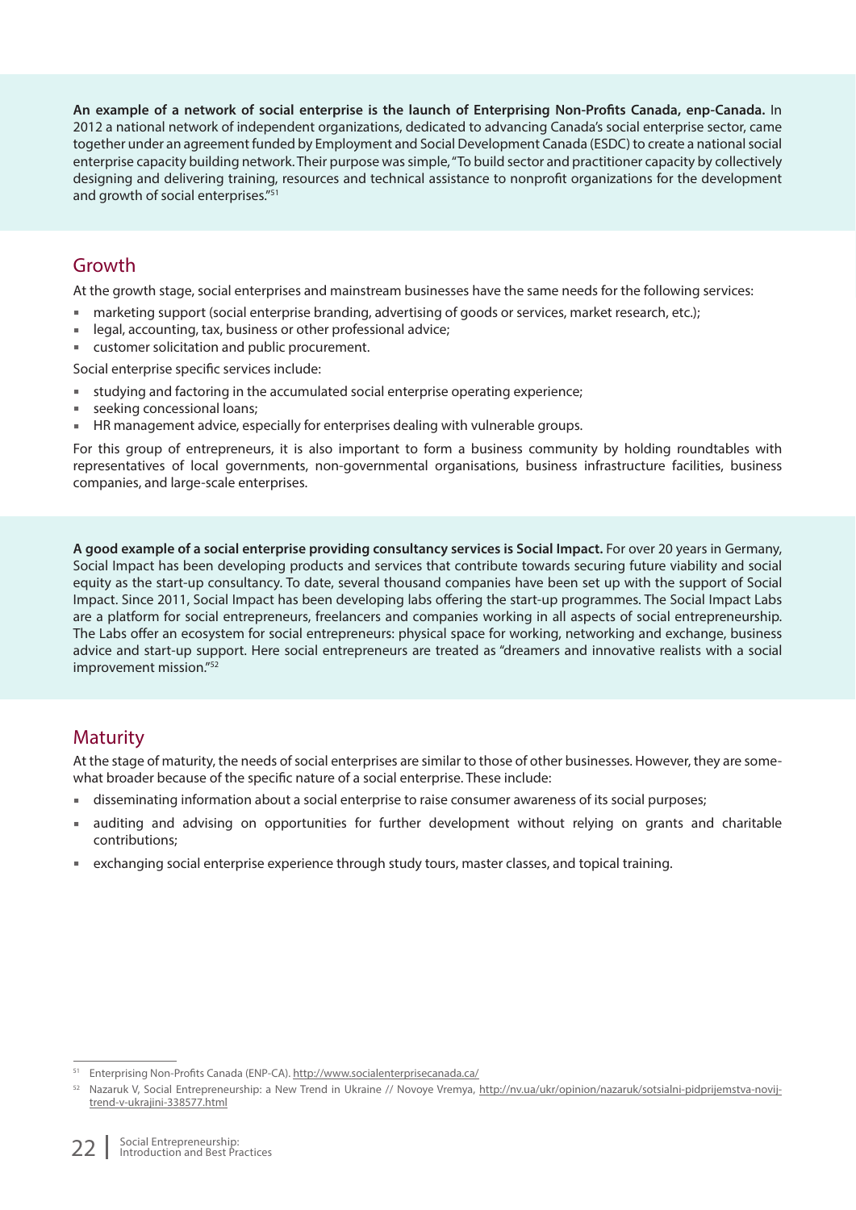**An example of a network of social enterprise is the launch of Enterprising Non-Profits Canada, enp-Canada.** In 2012 a national network of independent organizations, dedicated to advancing Canada's social enterprise sector, came together under an agreement funded by Employment and Social Development Canada (ESDC) to create a national social enterprise capacity building network. Their purpose was simple, "To build sector and practitioner capacity by collectively designing and delivering training, resources and technical assistance to nonprofit organizations for the development and growth of social enterprises."[51]

## Growth

At the growth stage, social enterprises and mainstream businesses have the same needs for the following services:

- marketing support (social enterprise branding, advertising of goods or services, market research, etc.);
- legal, accounting, tax, business or other professional advice;
- customer solicitation and public procurement.

Social enterprise specific services include:

- studying and factoring in the accumulated social enterprise operating experience;
- seeking concessional loans;
- HR management advice, especially for enterprises dealing with vulnerable groups.

For this group of entrepreneurs, it is also important to form a business community by holding roundtables with representatives of local governments, non-governmental organisations, business infrastructure facilities, business companies, and large-scale enterprises.

**A good example of a social enterprise providing consultancy services is Social Impact.** For over 20 years in Germany, Social Impact has been developing products and services that contribute towards securing future viability and social equity as the start-up consultancy. To date, several thousand companies have been set up with the support of Social Impact. Since 2011, Social Impact has been developing labs offering the start-up programmes. The Social Impact Labs are a platform for social entrepreneurs, freelancers and companies working in all aspects of social entrepreneurship. The Labs offer an ecosystem for social entrepreneurs: physical space for working, networking and exchange, business advice and start-up support. Here social entrepreneurs are treated as "dreamers and innovative realists with a social improvement mission."[52]

## Maturity

At the stage of maturity, the needs of social enterprises are similar to those of other businesses. However, they are somewhat broader because of the specific nature of a social enterprise. These include:

- disseminating information about a social enterprise to raise consumer awareness of its social purposes;
- auditing and advising on opportunities for further development without relying on grants and charitable contributions;
- exchanging social enterprise experience through study tours, master classes, and topical training.

---

[51] Enterprising Non-Profits Canada (ENP-CA). http://www.socialenterprisecanada.ca/

[52] Nazaruk V, Social Entrepreneurship: a New Trend in Ukraine // Novoye Vremya, http://nv.ua/ukr/opinion/nazaruk/sotsialni-pidprijemstva-novij-trend-v-ukrajini-338577.html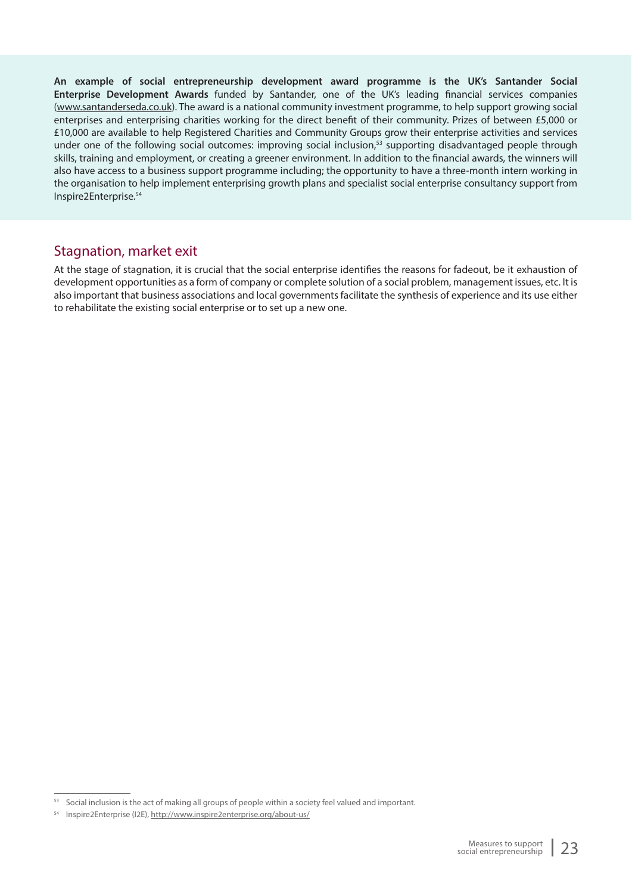**An example of social entrepreneurship development award programme is the UK's Santander Social Enterprise Development Awards** funded by Santander, one of the UK's leading financial services companies (www.santanderseda.co.uk). The award is a national community investment programme, to help support growing social enterprises and enterprising charities working for the direct benefit of their community. Prizes of between £5,000 or £10,000 are available to help Registered Charities and Community Groups grow their enterprise activities and services under one of the following social outcomes: improving social inclusion,[53] supporting disadvantaged people through skills, training and employment, or creating a greener environment. In addition to the financial awards, the winners will also have access to a business support programme including; the opportunity to have a three-month intern working in the organisation to help implement enterprising growth plans and specialist social enterprise consultancy support from Inspire2Enterprise.[54]

## Stagnation, market exit

At the stage of stagnation, it is crucial that the social enterprise identifies the reasons for fadeout, be it exhaustion of development opportunities as a form of company or complete solution of a social problem, management issues, etc. It is also important that business associations and local governments facilitate the synthesis of experience and its use either to rehabilitate the existing social enterprise or to set up a new one.

---

[53] Social inclusion is the act of making all groups of people within a society feel valued and important.

[54] Inspire2Enterprise (I2E), http://www.inspire2enterprise.org/about-us/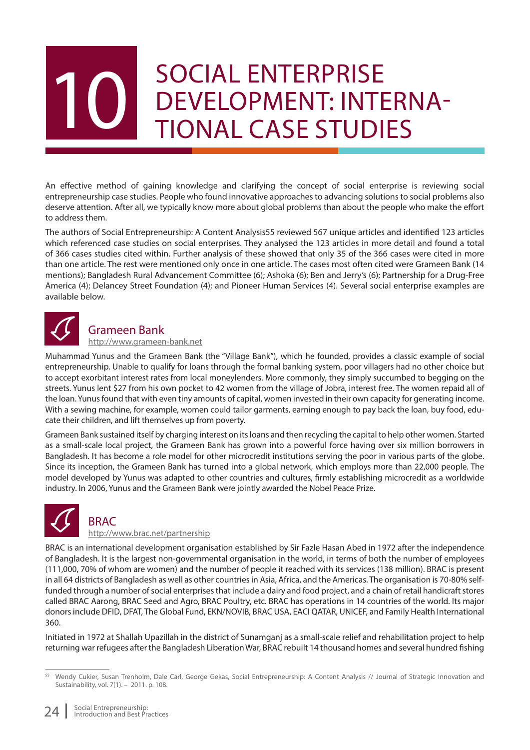# 10 SOCIAL ENTERPRISE DEVELOPMENT: INTERNATIONAL CASE STUDIES

An effective method of gaining knowledge and clarifying the concept of social enterprise is reviewing social entrepreneurship case studies. People who found innovative approaches to advancing solutions to social problems also deserve attention. After all, we typically know more about global problems than about the people who make the effort to address them.

The authors of Social Entrepreneurship: A Content Analysis[55] reviewed 567 unique articles and identified 123 articles which referenced case studies on social enterprises. They analysed the 123 articles in more detail and found a total of 366 cases studies cited within. Further analysis of these showed that only 35 of the 366 cases were cited in more than one article. The rest were mentioned only once in one article. The cases most often cited were Grameen Bank (14 mentions); Bangladesh Rural Advancement Committee (6); Ashoka (6); Ben and Jerry's (6); Partnership for a Drug-Free America (4); Delancey Street Foundation (4); and Pioneer Human Services (4). Several social enterprise examples are available below.

## Grameen Bank

http://www.grameen-bank.net

Muhammad Yunus and the Grameen Bank (the "Village Bank"), which he founded, provides a classic example of social entrepreneurship. Unable to qualify for loans through the formal banking system, poor villagers had no other choice but to accept exorbitant interest rates from local moneylenders. More commonly, they simply succumbed to begging on the streets. Yunus lent $27 from his own pocket to 42 women from the village of Jobra, interest free. The women repaid all of the loan. Yunus found that with even tiny amounts of capital, women invested in their own capacity for generating income. With a sewing machine, for example, women could tailor garments, earning enough to pay back the loan, buy food, educate their children, and lift themselves up from poverty.

Grameen Bank sustained itself by charging interest on its loans and then recycling the capital to help other women. Started as a small-scale local project, the Grameen Bank has grown into a powerful force having over six million borrowers in Bangladesh. It has become a role model for other microcredit institutions serving the poor in various parts of the globe. Since its inception, the Grameen Bank has turned into a global network, which employs more than 22,000 people. The model developed by Yunus was adapted to other countries and cultures, firmly establishing microcredit as a worldwide industry. In 2006, Yunus and the Grameen Bank were jointly awarded the Nobel Peace Prize.

## BRAC

http://www.brac.net/partnership

BRAC is an international development organisation established by Sir Fazle Hasan Abed in 1972 after the independence of Bangladesh. It is the largest non-governmental organisation in the world, in terms of both the number of employees (111,000, 70% of whom are women) and the number of people it reached with its services (138 million). BRAC is present in all 64 districts of Bangladesh as well as other countries in Asia, Africa, and the Americas. The organisation is 70-80% self-funded through a number of social enterprises that include a dairy and food project, and a chain of retail handicraft stores called BRAC Aarong, BRAC Seed and Agro, BRAC Poultry, etc. BRAC has operations in 14 countries of the world. Its major donors include DFID, DFAT, The Global Fund, EKN/NOVIB, BRAC USA, EACI QATAR, UNICEF, and Family Health International 360.

Initiated in 1972 at Shallah Upazillah in the district of Sunamganj as a small-scale relief and rehabilitation project to help returning war refugees after the Bangladesh Liberation War, BRAC rebuilt 14 thousand homes and several hundred fishing

[55] Wendy Cukier, Susan Trenholm, Dale Carl, George Gekas, Social Entrepreneurship: A Content Analysis // Journal of Strategic Innovation and Sustainability, vol. 7(1). – 2011. p. 108.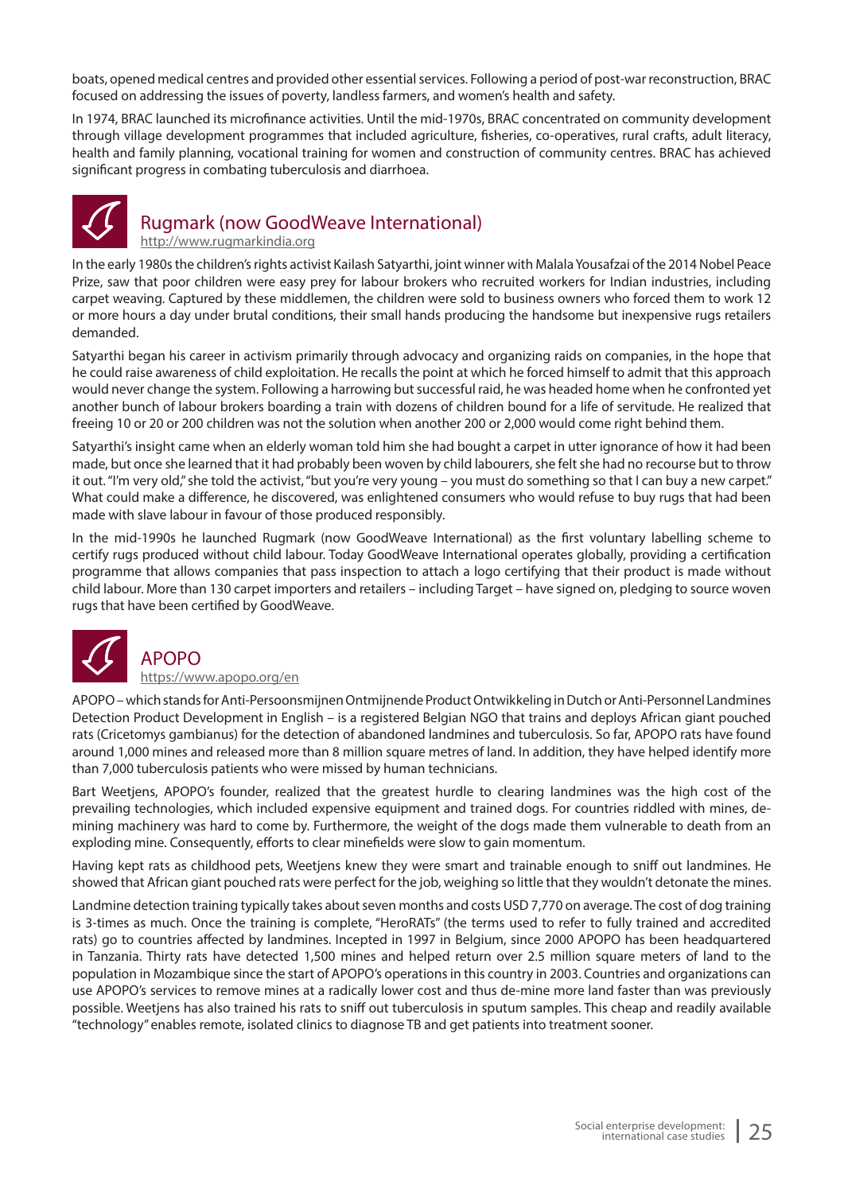boats, opened medical centres and provided other essential services. Following a period of post-war reconstruction, BRAC focused on addressing the issues of poverty, landless farmers, and women's health and safety.

In 1974, BRAC launched its microfinance activities. Until the mid-1970s, BRAC concentrated on community development through village development programmes that included agriculture, fisheries, co-operatives, rural crafts, adult literacy, health and family planning, vocational training for women and construction of community centres. BRAC has achieved significant progress in combating tuberculosis and diarrhoea.

## Rugmark (now GoodWeave International)

http://www.rugmarkindia.org

In the early 1980s the children's rights activist Kailash Satyarthi, joint winner with Malala Yousafzai of the 2014 Nobel Peace Prize, saw that poor children were easy prey for labour brokers who recruited workers for Indian industries, including carpet weaving. Captured by these middlemen, the children were sold to business owners who forced them to work 12 or more hours a day under brutal conditions, their small hands producing the handsome but inexpensive rugs retailers demanded.

Satyarthi began his career in activism primarily through advocacy and organizing raids on companies, in the hope that he could raise awareness of child exploitation. He recalls the point at which he forced himself to admit that this approach would never change the system. Following a harrowing but successful raid, he was headed home when he confronted yet another bunch of labour brokers boarding a train with dozens of children bound for a life of servitude. He realized that freeing 10 or 20 or 200 children was not the solution when another 200 or 2,000 would come right behind them.

Satyarthi's insight came when an elderly woman told him she had bought a carpet in utter ignorance of how it had been made, but once she learned that it had probably been woven by child labourers, she felt she had no recourse but to throw it out. "I'm very old," she told the activist, "but you're very young – you must do something so that I can buy a new carpet." What could make a difference, he discovered, was enlightened consumers who would refuse to buy rugs that had been made with slave labour in favour of those produced responsibly.

In the mid-1990s he launched Rugmark (now GoodWeave International) as the first voluntary labelling scheme to certify rugs produced without child labour. Today GoodWeave International operates globally, providing a certification programme that allows companies that pass inspection to attach a logo certifying that their product is made without child labour. More than 130 carpet importers and retailers – including Target – have signed on, pledging to source woven rugs that have been certified by GoodWeave.

## APOPO

https://www.apopo.org/en

APOPO – which stands for Anti-Persoonsmijnen Ontmijnende Product Ontwikkeling in Dutch or Anti-Personnel Landmines Detection Product Development in English – is a registered Belgian NGO that trains and deploys African giant pouched rats (Cricetomys gambianus) for the detection of abandoned landmines and tuberculosis. So far, APOPO rats have found around 1,000 mines and released more than 8 million square metres of land. In addition, they have helped identify more than 7,000 tuberculosis patients who were missed by human technicians.

Bart Weetjens, APOPO's founder, realized that the greatest hurdle to clearing landmines was the high cost of the prevailing technologies, which included expensive equipment and trained dogs. For countries riddled with mines, de-mining machinery was hard to come by. Furthermore, the weight of the dogs made them vulnerable to death from an exploding mine. Consequently, efforts to clear minefields were slow to gain momentum.

Having kept rats as childhood pets, Weetjens knew they were smart and trainable enough to sniff out landmines. He showed that African giant pouched rats were perfect for the job, weighing so little that they wouldn't detonate the mines.

Landmine detection training typically takes about seven months and costs USD 7,770 on average. The cost of dog training is 3-times as much. Once the training is complete, "HeroRATs" (the terms used to refer to fully trained and accredited rats) go to countries affected by landmines. Incepted in 1997 in Belgium, since 2000 APOPO has been headquartered in Tanzania. Thirty rats have detected 1,500 mines and helped return over 2.5 million square meters of land to the population in Mozambique since the start of APOPO's operations in this country in 2003. Countries and organizations can use APOPO's services to remove mines at a radically lower cost and thus de-mine more land faster than was previously possible. Weetjens has also trained his rats to sniff out tuberculosis in sputum samples. This cheap and readily available "technology" enables remote, isolated clinics to diagnose TB and get patients into treatment sooner.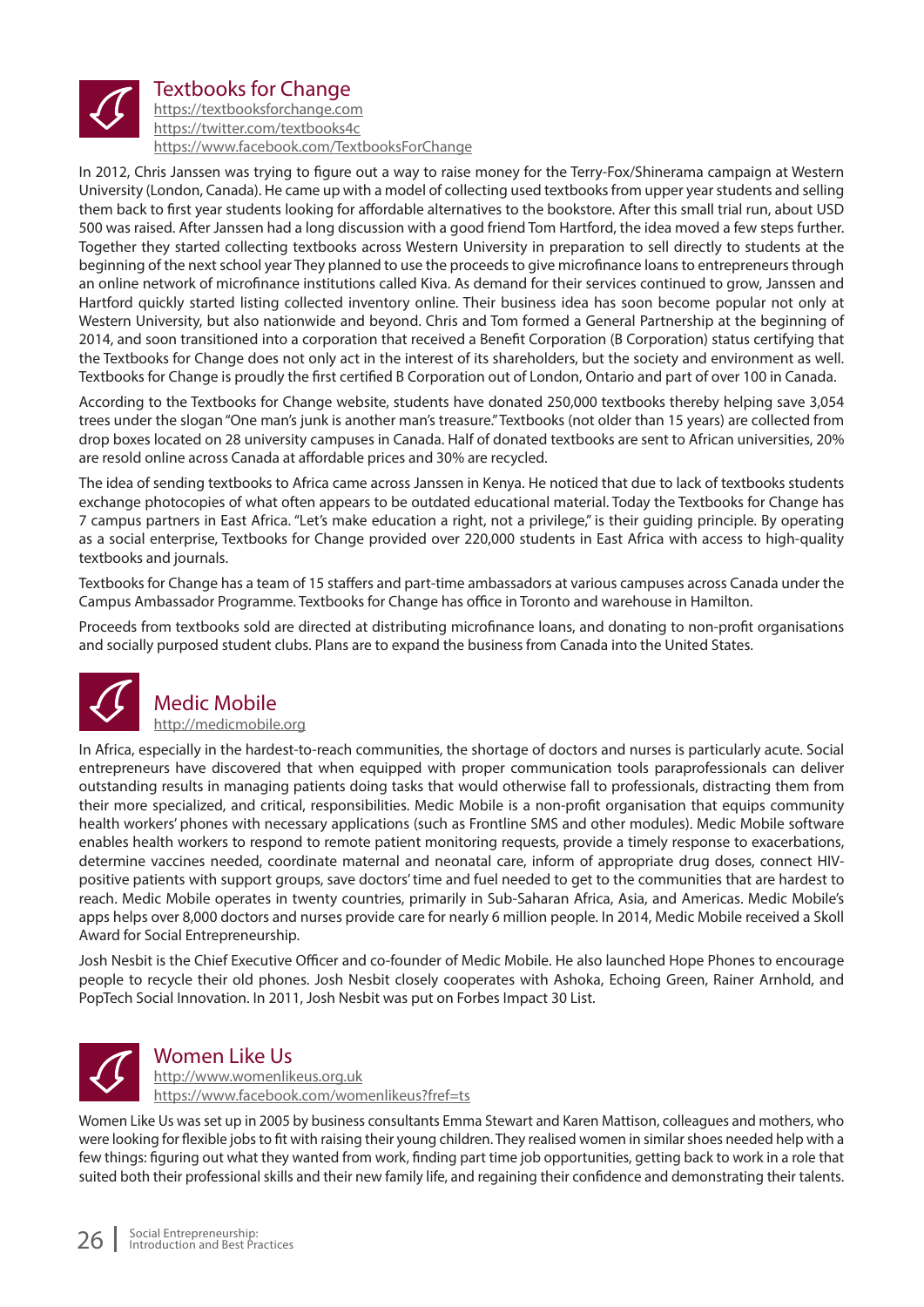## Textbooks for Change

https://textbooksforchange.com
https://twitter.com/textbooks4c
https://www.facebook.com/TextbooksForChange

In 2012, Chris Janssen was trying to figure out a way to raise money for the Terry-Fox/Shinerama campaign at Western University (London, Canada). He came up with a model of collecting used textbooks from upper year students and selling them back to first year students looking for affordable alternatives to the bookstore. After this small trial run, about USD 500 was raised. After Janssen had a long discussion with a good friend Tom Hartford, the idea moved a few steps further. Together they started collecting textbooks across Western University in preparation to sell directly to students at the beginning of the next school year They planned to use the proceeds to give microfinance loans to entrepreneurs through an online network of microfinance institutions called Kiva. As demand for their services continued to grow, Janssen and Hartford quickly started listing collected inventory online. Their business idea has soon become popular not only at Western University, but also nationwide and beyond. Chris and Tom formed a General Partnership at the beginning of 2014, and soon transitioned into a corporation that received a Benefit Corporation (B Corporation) status certifying that the Textbooks for Change does not only act in the interest of its shareholders, but the society and environment as well. Textbooks for Change is proudly the first certified B Corporation out of London, Ontario and part of over 100 in Canada.

According to the Textbooks for Change website, students have donated 250,000 textbooks thereby helping save 3,054 trees under the slogan "One man's junk is another man's treasure." Textbooks (not older than 15 years) are collected from drop boxes located on 28 university campuses in Canada. Half of donated textbooks are sent to African universities, 20% are resold online across Canada at affordable prices and 30% are recycled.

The idea of sending textbooks to Africa came across Janssen in Kenya. He noticed that due to lack of textbooks students exchange photocopies of what often appears to be outdated educational material. Today the Textbooks for Change has 7 campus partners in East Africa. "Let's make education a right, not a privilege," is their guiding principle. By operating as a social enterprise, Textbooks for Change provided over 220,000 students in East Africa with access to high-quality textbooks and journals.

Textbooks for Change has a team of 15 staffers and part-time ambassadors at various campuses across Canada under the Campus Ambassador Programme. Textbooks for Change has office in Toronto and warehouse in Hamilton.

Proceeds from textbooks sold are directed at distributing microfinance loans, and donating to non-profit organisations and socially purposed student clubs. Plans are to expand the business from Canada into the United States.

## Medic Mobile

http://medicmobile.org

In Africa, especially in the hardest-to-reach communities, the shortage of doctors and nurses is particularly acute. Social entrepreneurs have discovered that when equipped with proper communication tools paraprofessionals can deliver outstanding results in managing patients doing tasks that would otherwise fall to professionals, distracting them from their more specialized, and critical, responsibilities. Medic Mobile is a non-profit organisation that equips community health workers' phones with necessary applications (such as Frontline SMS and other modules). Medic Mobile software enables health workers to respond to remote patient monitoring requests, provide a timely response to exacerbations, determine vaccines needed, coordinate maternal and neonatal care, inform of appropriate drug doses, connect HIV-positive patients with support groups, save doctors' time and fuel needed to get to the communities that are hardest to reach. Medic Mobile operates in twenty countries, primarily in Sub-Saharan Africa, Asia, and Americas. Medic Mobile's apps helps over 8,000 doctors and nurses provide care for nearly 6 million people. In 2014, Medic Mobile received a Skoll Award for Social Entrepreneurship.

Josh Nesbit is the Chief Executive Officer and co-founder of Medic Mobile. He also launched Hope Phones to encourage people to recycle their old phones. Josh Nesbit closely cooperates with Ashoka, Echoing Green, Rainer Arnhold, and PopTech Social Innovation. In 2011, Josh Nesbit was put on Forbes Impact 30 List.

## Women Like Us

http://www.womenlikeus.org.uk
https://www.facebook.com/womenlikeus?fref=ts

Women Like Us was set up in 2005 by business consultants Emma Stewart and Karen Mattison, colleagues and mothers, who were looking for flexible jobs to fit with raising their young children. They realised women in similar shoes needed help with a few things: figuring out what they wanted from work, finding part time job opportunities, getting back to work in a role that suited both their professional skills and their new family life, and regaining their confidence and demonstrating their talents.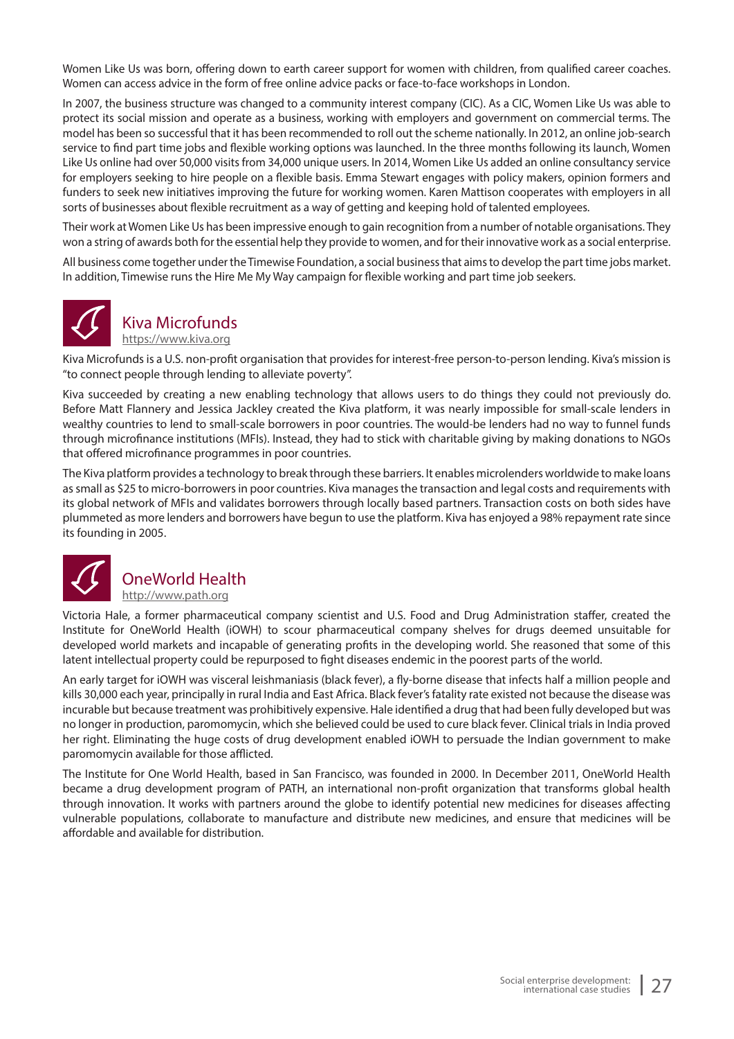Women Like Us was born, offering down to earth career support for women with children, from qualified career coaches. Women can access advice in the form of free online advice packs or face-to-face workshops in London.

In 2007, the business structure was changed to a community interest company (CIC). As a CIC, Women Like Us was able to protect its social mission and operate as a business, working with employers and government on commercial terms. The model has been so successful that it has been recommended to roll out the scheme nationally. In 2012, an online job-search service to find part time jobs and flexible working options was launched. In the three months following its launch, Women Like Us online had over 50,000 visits from 34,000 unique users. In 2014, Women Like Us added an online consultancy service for employers seeking to hire people on a flexible basis. Emma Stewart engages with policy makers, opinion formers and funders to seek new initiatives improving the future for working women. Karen Mattison cooperates with employers in all sorts of businesses about flexible recruitment as a way of getting and keeping hold of talented employees.

Their work at Women Like Us has been impressive enough to gain recognition from a number of notable organisations. They won a string of awards both for the essential help they provide to women, and for their innovative work as a social enterprise.

All business come together under the Timewise Foundation, a social business that aims to develop the part time jobs market. In addition, Timewise runs the Hire Me My Way campaign for flexible working and part time job seekers.

## Kiva Microfunds

https://www.kiva.org

Kiva Microfunds is a U.S. non-profit organisation that provides for interest-free person-to-person lending. Kiva's mission is "to connect people through lending to alleviate poverty".

Kiva succeeded by creating a new enabling technology that allows users to do things they could not previously do. Before Matt Flannery and Jessica Jackley created the Kiva platform, it was nearly impossible for small-scale lenders in wealthy countries to lend to small-scale borrowers in poor countries. The would-be lenders had no way to funnel funds through microfinance institutions (MFIs). Instead, they had to stick with charitable giving by making donations to NGOs that offered microfinance programmes in poor countries.

The Kiva platform provides a technology to break through these barriers. It enables microlenders worldwide to make loans as small as $25 to micro-borrowers in poor countries. Kiva manages the transaction and legal costs and requirements with its global network of MFIs and validates borrowers through locally based partners. Transaction costs on both sides have plummeted as more lenders and borrowers have begun to use the platform. Kiva has enjoyed a 98% repayment rate since its founding in 2005.

## OneWorld Health

http://www.path.org

Victoria Hale, a former pharmaceutical company scientist and U.S. Food and Drug Administration staffer, created the Institute for OneWorld Health (iOWH) to scour pharmaceutical company shelves for drugs deemed unsuitable for developed world markets and incapable of generating profits in the developing world. She reasoned that some of this latent intellectual property could be repurposed to fight diseases endemic in the poorest parts of the world.

An early target for iOWH was visceral leishmaniasis (black fever), a fly-borne disease that infects half a million people and kills 30,000 each year, principally in rural India and East Africa. Black fever's fatality rate existed not because the disease was incurable but because treatment was prohibitively expensive. Hale identified a drug that had been fully developed but was no longer in production, paromomycin, which she believed could be used to cure black fever. Clinical trials in India proved her right. Eliminating the huge costs of drug development enabled iOWH to persuade the Indian government to make paromomycin available for those afflicted.

The Institute for One World Health, based in San Francisco, was founded in 2000. In December 2011, OneWorld Health became a drug development program of PATH, an international non-profit organization that transforms global health through innovation. It works with partners around the globe to identify potential new medicines for diseases affecting vulnerable populations, collaborate to manufacture and distribute new medicines, and ensure that medicines will be affordable and available for distribution.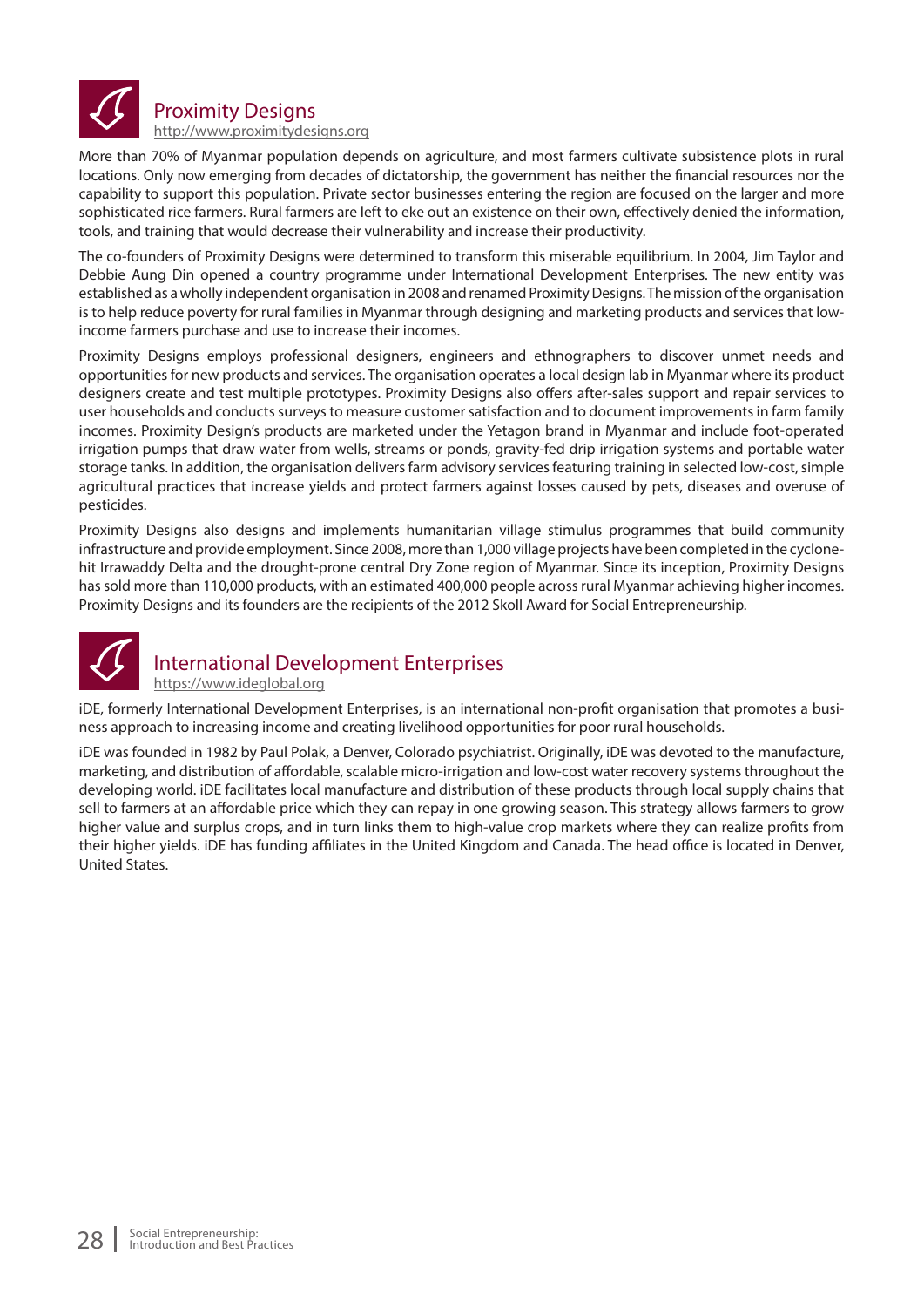## Proximity Designs

http://www.proximitydesigns.org

More than 70% of Myanmar population depends on agriculture, and most farmers cultivate subsistence plots in rural locations. Only now emerging from decades of dictatorship, the government has neither the financial resources nor the capability to support this population. Private sector businesses entering the region are focused on the larger and more sophisticated rice farmers. Rural farmers are left to eke out an existence on their own, effectively denied the information, tools, and training that would decrease their vulnerability and increase their productivity.

The co-founders of Proximity Designs were determined to transform this miserable equilibrium. In 2004, Jim Taylor and Debbie Aung Din opened a country programme under International Development Enterprises. The new entity was established as a wholly independent organisation in 2008 and renamed Proximity Designs. The mission of the organisation is to help reduce poverty for rural families in Myanmar through designing and marketing products and services that low-income farmers purchase and use to increase their incomes.

Proximity Designs employs professional designers, engineers and ethnographers to discover unmet needs and opportunities for new products and services. The organisation operates a local design lab in Myanmar where its product designers create and test multiple prototypes. Proximity Designs also offers after-sales support and repair services to user households and conducts surveys to measure customer satisfaction and to document improvements in farm family incomes. Proximity Design's products are marketed under the Yetagon brand in Myanmar and include foot-operated irrigation pumps that draw water from wells, streams or ponds, gravity-fed drip irrigation systems and portable water storage tanks. In addition, the organisation delivers farm advisory services featuring training in selected low-cost, simple agricultural practices that increase yields and protect farmers against losses caused by pets, diseases and overuse of pesticides.

Proximity Designs also designs and implements humanitarian village stimulus programmes that build community infrastructure and provide employment. Since 2008, more than 1,000 village projects have been completed in the cyclone-hit Irrawaddy Delta and the drought-prone central Dry Zone region of Myanmar. Since its inception, Proximity Designs has sold more than 110,000 products, with an estimated 400,000 people across rural Myanmar achieving higher incomes. Proximity Designs and its founders are the recipients of the 2012 Skoll Award for Social Entrepreneurship.

## International Development Enterprises

https://www.ideglobal.org

iDE, formerly International Development Enterprises, is an international non-profit organisation that promotes a business approach to increasing income and creating livelihood opportunities for poor rural households.

iDE was founded in 1982 by Paul Polak, a Denver, Colorado psychiatrist. Originally, iDE was devoted to the manufacture, marketing, and distribution of affordable, scalable micro-irrigation and low-cost water recovery systems throughout the developing world. iDE facilitates local manufacture and distribution of these products through local supply chains that sell to farmers at an affordable price which they can repay in one growing season. This strategy allows farmers to grow higher value and surplus crops, and in turn links them to high-value crop markets where they can realize profits from their higher yields. iDE has funding affiliates in the United Kingdom and Canada. The head office is located in Denver, United States.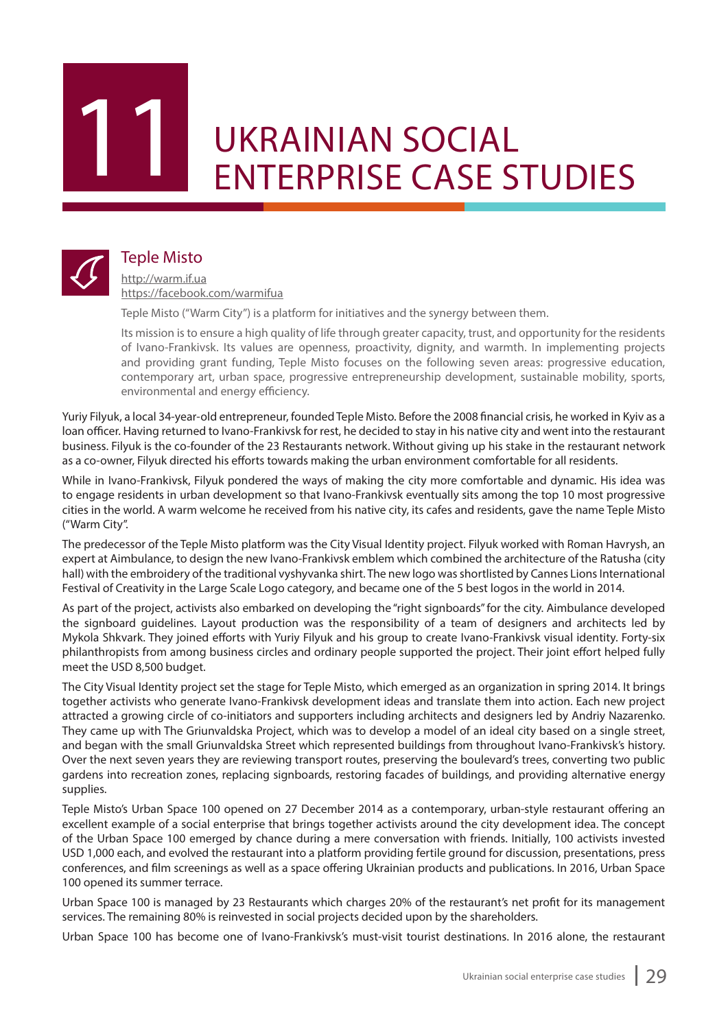# 11 UKRAINIAN SOCIAL ENTERPRISE CASE STUDIES

## Teple Misto

http://warm.if.ua
https://facebook.com/warmifua

Teple Misto ("Warm City") is a platform for initiatives and the synergy between them.

Its mission is to ensure a high quality of life through greater capacity, trust, and opportunity for the residents of Ivano-Frankivsk. Its values are openness, proactivity, dignity, and warmth. In implementing projects and providing grant funding, Teple Misto focuses on the following seven areas: progressive education, contemporary art, urban space, progressive entrepreneurship development, sustainable mobility, sports, environmental and energy efficiency.

Yuriy Filyuk, a local 34-year-old entrepreneur, founded Teple Misto. Before the 2008 financial crisis, he worked in Kyiv as a loan officer. Having returned to Ivano-Frankivsk for rest, he decided to stay in his native city and went into the restaurant business. Filyuk is the co-founder of the 23 Restaurants network. Without giving up his stake in the restaurant network as a co-owner, Filyuk directed his efforts towards making the urban environment comfortable for all residents.

While in Ivano-Frankivsk, Filyuk pondered the ways of making the city more comfortable and dynamic. His idea was to engage residents in urban development so that Ivano-Frankivsk eventually sits among the top 10 most progressive cities in the world. A warm welcome he received from his native city, its cafes and residents, gave the name Teple Misto ("Warm City".

The predecessor of the Teple Misto platform was the City Visual Identity project. Filyuk worked with Roman Havrysh, an expert at Aimbulance, to design the new Ivano-Frankivsk emblem which combined the architecture of the Ratusha (city hall) with the embroidery of the traditional vyshyvanka shirt. The new logo was shortlisted by Cannes Lions International Festival of Creativity in the Large Scale Logo category, and became one of the 5 best logos in the world in 2014.

As part of the project, activists also embarked on developing the "right signboards" for the city. Aimbulance developed the signboard guidelines. Layout production was the responsibility of a team of designers and architects led by Mykola Shkvark. They joined efforts with Yuriy Filyuk and his group to create Ivano-Frankivsk visual identity. Forty-six philanthropists from among business circles and ordinary people supported the project. Their joint effort helped fully meet the USD 8,500 budget.

The City Visual Identity project set the stage for Teple Misto, which emerged as an organization in spring 2014. It brings together activists who generate Ivano-Frankivsk development ideas and translate them into action. Each new project attracted a growing circle of co-initiators and supporters including architects and designers led by Andriy Nazarenko. They came up with The Griunvaldska Project, which was to develop a model of an ideal city based on a single street, and began with the small Griunvaldska Street which represented buildings from throughout Ivano-Frankivsk's history. Over the next seven years they are reviewing transport routes, preserving the boulevard's trees, converting two public gardens into recreation zones, replacing signboards, restoring facades of buildings, and providing alternative energy supplies.

Teple Misto's Urban Space 100 opened on 27 December 2014 as a contemporary, urban-style restaurant offering an excellent example of a social enterprise that brings together activists around the city development idea. The concept of the Urban Space 100 emerged by chance during a mere conversation with friends. Initially, 100 activists invested USD 1,000 each, and evolved the restaurant into a platform providing fertile ground for discussion, presentations, press conferences, and film screenings as well as a space offering Ukrainian products and publications. In 2016, Urban Space 100 opened its summer terrace.

Urban Space 100 is managed by 23 Restaurants which charges 20% of the restaurant's net profit for its management services. The remaining 80% is reinvested in social projects decided upon by the shareholders.

Urban Space 100 has become one of Ivano-Frankivsk's must-visit tourist destinations. In 2016 alone, the restaurant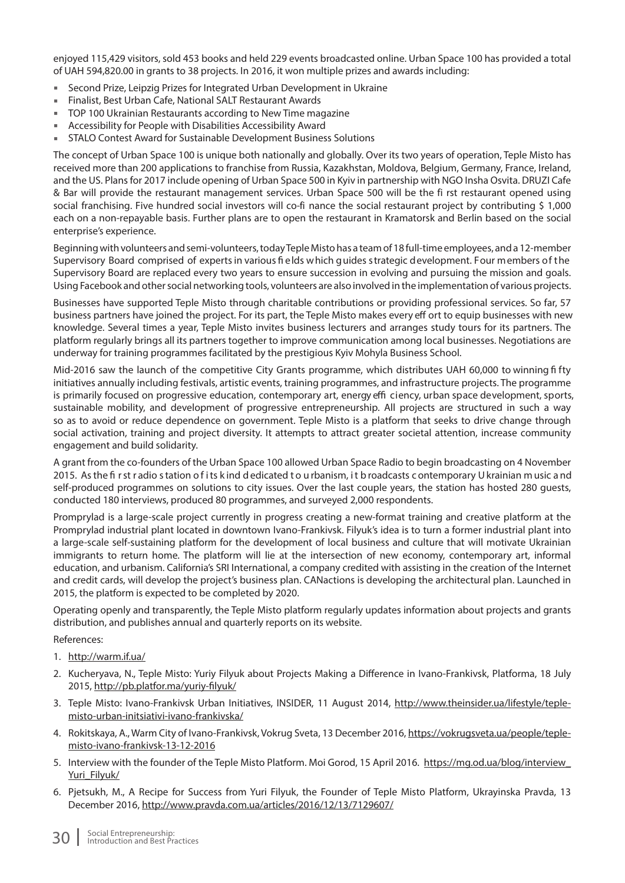enjoyed 115,429 visitors, sold 453 books and held 229 events broadcasted online. Urban Space 100 has provided a total of UAH 594,820.00 in grants to 38 projects. In 2016, it won multiple prizes and awards including:

- Second Prize, Leipzig Prizes for Integrated Urban Development in Ukraine
- Finalist, Best Urban Cafe, National SALT Restaurant Awards
- TOP 100 Ukrainian Restaurants according to New Time magazine
- Accessibility for People with Disabilities Accessibility Award
- STALO Contest Award for Sustainable Development Business Solutions

The concept of Urban Space 100 is unique both nationally and globally. Over its two years of operation, Teple Misto has received more than 200 applications to franchise from Russia, Kazakhstan, Moldova, Belgium, Germany, France, Ireland, and the US. Plans for 2017 include opening of Urban Space 500 in Kyiv in partnership with NGO Insha Osvita. DRUZI Cafe & Bar will provide the restaurant management services. Urban Space 500 will be the first restaurant opened using social franchising. Five hundred social investors will co-finance the social restaurant project by contributing $ 1,000 each on a non-repayable basis. Further plans are to open the restaurant in Kramatorsk and Berlin based on the social enterprise's experience.

Beginning with volunteers and semi-volunteers, today Teple Misto has a team of 18 full-time employees, and a 12-member Supervisory Board comprised of experts in various fields which guides strategic development. Four members of the Supervisory Board are replaced every two years to ensure succession in evolving and pursuing the mission and goals. Using Facebook and other social networking tools, volunteers are also involved in the implementation of various projects.

Businesses have supported Teple Misto through charitable contributions or providing professional services. So far, 57 business partners have joined the project. For its part, the Teple Misto makes every effort to equip businesses with new knowledge. Several times a year, Teple Misto invites business lecturers and arranges study tours for its partners. The platform regularly brings all its partners together to improve communication among local businesses. Negotiations are underway for training programmes facilitated by the prestigious Kyiv Mohyla Business School.

Mid-2016 saw the launch of the competitive City Grants programme, which distributes UAH 60,000 to winning fifty initiatives annually including festivals, artistic events, training programmes, and infrastructure projects. The programme is primarily focused on progressive education, contemporary art, energy efficiency, urban space development, sports, sustainable mobility, and development of progressive entrepreneurship. All projects are structured in such a way so as to avoid or reduce dependence on government. Teple Misto is a platform that seeks to drive change through social activation, training and project diversity. It attempts to attract greater societal attention, increase community engagement and build solidarity.

A grant from the co-founders of the Urban Space 100 allowed Urban Space Radio to begin broadcasting on 4 November 2015. As the first radio station of its kind dedicated to urbanism, it broadcasts contemporary Ukrainian music and self-produced programmes on solutions to city issues. Over the last couple years, the station has hosted 280 guests, conducted 180 interviews, produced 80 programmes, and surveyed 2,000 respondents.

Promprylad is a large-scale project currently in progress creating a new-format training and creative platform at the Promprylad industrial plant located in downtown Ivano-Frankivsk. Filyuk's idea is to turn a former industrial plant into a large-scale self-sustaining platform for the development of local business and culture that will motivate Ukrainian immigrants to return home. The platform will lie at the intersection of new economy, contemporary art, informal education, and urbanism. California's SRI International, a company credited with assisting in the creation of the Internet and credit cards, will develop the project's business plan. CANactions is developing the architectural plan. Launched in 2015, the platform is expected to be completed by 2020.

Operating openly and transparently, the Teple Misto platform regularly updates information about projects and grants distribution, and publishes annual and quarterly reports on its website.

References:

1. http://warm.if.ua/
2. Kucheryava, N., Teple Misto: Yuriy Filyuk about Projects Making a Difference in Ivano-Frankivsk, Platforma, 18 July 2015, http://pb.platfor.ma/yuriy-filyuk/
3. Teple Misto: Ivano-Frankivsk Urban Initiatives, INSIDER, 11 August 2014, http://www.theinsider.ua/lifestyle/teple-misto-urban-initsiativi-ivano-frankivska/
4. Rokitskaya, A., Warm City of Ivano-Frankivsk, Vokrug Sveta, 13 December 2016, https://vokrugsveta.ua/people/teple-misto-ivano-frankivsk-13-12-2016
5. Interview with the founder of the Teple Misto Platform. Moi Gorod, 15 April 2016. https://mg.od.ua/blog/interview_Yuri_Filyuk/
6. Pjetsukh, M., A Recipe for Success from Yuri Filyuk, the Founder of Teple Misto Platform, Ukrayinska Pravda, 13 December 2016, http://www.pravda.com.ua/articles/2016/12/13/7129607/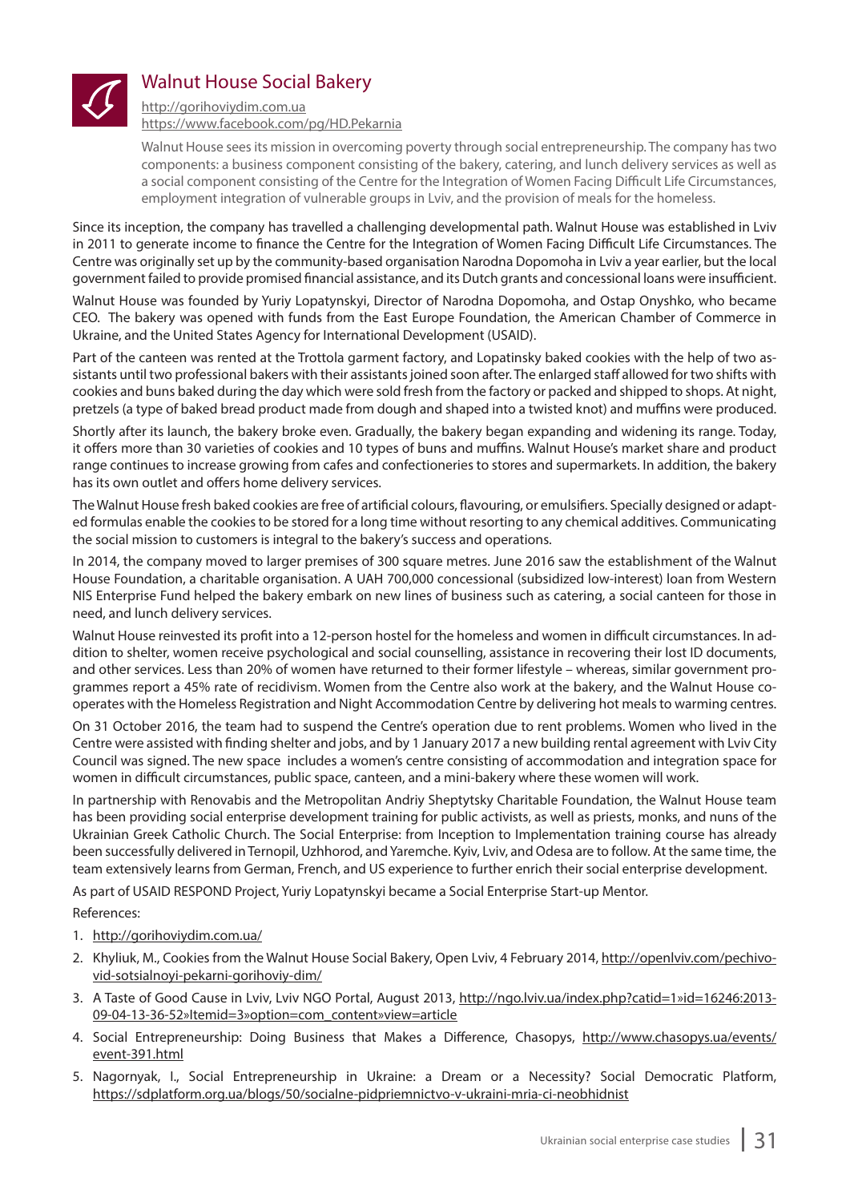## Walnut House Social Bakery

http://gorihoviydim.com.ua
https://www.facebook.com/pg/HD.Pekarnia

Walnut House sees its mission in overcoming poverty through social entrepreneurship. The company has two components: a business component consisting of the bakery, catering, and lunch delivery services as well as a social component consisting of the Centre for the Integration of Women Facing Difficult Life Circumstances, employment integration of vulnerable groups in Lviv, and the provision of meals for the homeless.

Since its inception, the company has travelled a challenging developmental path. Walnut House was established in Lviv in 2011 to generate income to finance the Centre for the Integration of Women Facing Difficult Life Circumstances. The Centre was originally set up by the community-based organisation Narodna Dopomoha in Lviv a year earlier, but the local government failed to provide promised financial assistance, and its Dutch grants and concessional loans were insufficient.

Walnut House was founded by Yuriy Lopatynskyi, Director of Narodna Dopomoha, and Ostap Onyshko, who became CEO. The bakery was opened with funds from the East Europe Foundation, the American Chamber of Commerce in Ukraine, and the United States Agency for International Development (USAID).

Part of the canteen was rented at the Trottola garment factory, and Lopatinsky baked cookies with the help of two assistants until two professional bakers with their assistants joined soon after. The enlarged staff allowed for two shifts with cookies and buns baked during the day which were sold fresh from the factory or packed and shipped to shops. At night, pretzels (a type of baked bread product made from dough and shaped into a twisted knot) and muffins were produced.

Shortly after its launch, the bakery broke even. Gradually, the bakery began expanding and widening its range. Today, it offers more than 30 varieties of cookies and 10 types of buns and muffins. Walnut House's market share and product range continues to increase growing from cafes and confectioneries to stores and supermarkets. In addition, the bakery has its own outlet and offers home delivery services.

The Walnut House fresh baked cookies are free of artificial colours, flavouring, or emulsifiers. Specially designed or adapted formulas enable the cookies to be stored for a long time without resorting to any chemical additives. Communicating the social mission to customers is integral to the bakery's success and operations.

In 2014, the company moved to larger premises of 300 square metres. June 2016 saw the establishment of the Walnut House Foundation, a charitable organisation. A UAH 700,000 concessional (subsidized low-interest) loan from Western NIS Enterprise Fund helped the bakery embark on new lines of business such as catering, a social canteen for those in need, and lunch delivery services.

Walnut House reinvested its profit into a 12-person hostel for the homeless and women in difficult circumstances. In addition to shelter, women receive psychological and social counselling, assistance in recovering their lost ID documents, and other services. Less than 20% of women have returned to their former lifestyle – whereas, similar government programmes report a 45% rate of recidivism. Women from the Centre also work at the bakery, and the Walnut House cooperates with the Homeless Registration and Night Accommodation Centre by delivering hot meals to warming centres.

On 31 October 2016, the team had to suspend the Centre's operation due to rent problems. Women who lived in the Centre were assisted with finding shelter and jobs, and by 1 January 2017 a new building rental agreement with Lviv City Council was signed. The new space includes a women's centre consisting of accommodation and integration space for women in difficult circumstances, public space, canteen, and a mini-bakery where these women will work.

In partnership with Renovabis and the Metropolitan Andriy Sheptytsky Charitable Foundation, the Walnut House team has been providing social enterprise development training for public activists, as well as priests, monks, and nuns of the Ukrainian Greek Catholic Church. The Social Enterprise: from Inception to Implementation training course has already been successfully delivered in Ternopil, Uzhhorod, and Yaremche. Kyiv, Lviv, and Odesa are to follow. At the same time, the team extensively learns from German, French, and US experience to further enrich their social enterprise development.

As part of USAID RESPOND Project, Yuriy Lopatynskyi became a Social Enterprise Start-up Mentor.

References:

1. http://gorihoviydim.com.ua/
2. Khyliuk, M., Cookies from the Walnut House Social Bakery, Open Lviv, 4 February 2014, http://openlviv.com/pechivo-vid-sotsialnoyi-pekarni-gorihoviy-dim/
3. A Taste of Good Cause in Lviv, Lviv NGO Portal, August 2013, http://ngo.lviv.ua/index.php?catid=1»id=16246:2013-09-04-13-36-52»Itemid=3»option=com_content»view=article
4. Social Entrepreneurship: Doing Business that Makes a Difference, Chasopys, http://www.chasopys.ua/events/event-391.html
5. Nagornyak, I., Social Entrepreneurship in Ukraine: a Dream or a Necessity? Social Democratic Platform, https://sdplatform.org.ua/blogs/50/socialne-pidpriemnictvo-v-ukraini-mria-ci-neobhidnist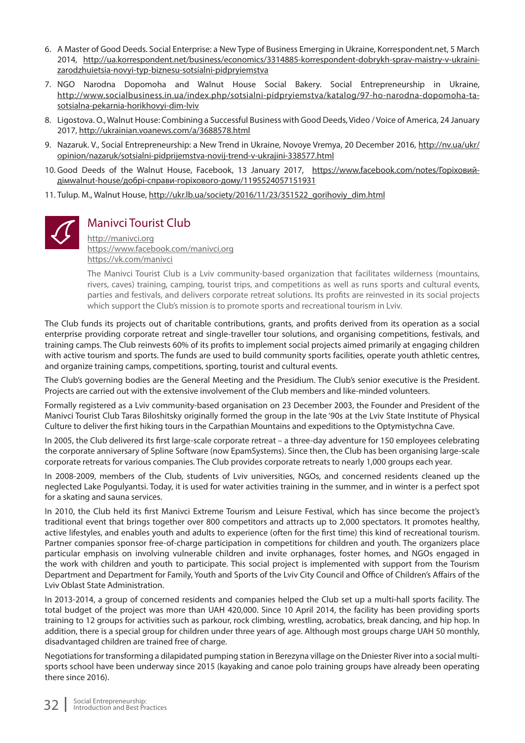6. A Master of Good Deeds. Social Enterprise: a New Type of Business Emerging in Ukraine, Korrespondent.net, 5 March 2014, http://ua.korrespondent.net/business/economics/3314885-korrespondent-dobrykh-sprav-maistry-v-ukraini-zarodzhuietsia-novyi-typ-biznesu-sotsialni-pidpryiemstva
7. NGO Narodna Dopomoha and Walnut House Social Bakery. Social Entrepreneurship in Ukraine, http://www.socialbusiness.in.ua/index.php/sotsialni-pidpryiemstva/katalog/97-ho-narodna-dopomoha-ta-sotsialna-pekarnia-horikhovyi-dim-lviv
8. Ligostova. O., Walnut House: Combining a Successful Business with Good Deeds, Video / Voice of America, 24 January 2017, http://ukrainian.voanews.com/a/3688578.html
9. Nazaruk. V., Social Entrepreneurship: a New Trend in Ukraine, Novoye Vremya, 20 December 2016, http://nv.ua/ukr/opinion/nazaruk/sotsialni-pidprijemstva-novij-trend-v-ukrajini-338577.html
10. Good Deeds of the Walnut House, Facebook, 13 January 2017, https://www.facebook.com/notes/Горіховий-дімwalnut-house/добрі-справи-горіхового-дому/1195524057151931
11. Tulup. M., Walnut House, http://ukr.lb.ua/society/2016/11/23/351522_gorihoviy_dim.html

## Manivci Tourist Club

http://manivci.org
https://www.facebook.com/manivci.org
https://vk.com/manivci

The Manivci Tourist Club is a Lviv community-based organization that facilitates wilderness (mountains, rivers, caves) training, camping, tourist trips, and competitions as well as runs sports and cultural events, parties and festivals, and delivers corporate retreat solutions. Its profits are reinvested in its social projects which support the Club's mission is to promote sports and recreational tourism in Lviv.

The Club funds its projects out of charitable contributions, grants, and profits derived from its operation as a social enterprise providing corporate retreat and single-traveller tour solutions, and organising competitions, festivals, and training camps. The Club reinvests 60% of its profits to implement social projects aimed primarily at engaging children with active tourism and sports. The funds are used to build community sports facilities, operate youth athletic centres, and organize training camps, competitions, sporting, tourist and cultural events.

The Club's governing bodies are the General Meeting and the Presidium. The Club's senior executive is the President. Projects are carried out with the extensive involvement of the Club members and like-minded volunteers.

Formally registered as a Lviv community-based organisation on 23 December 2003, the Founder and President of the Manivci Tourist Club Taras Biloshitsky originally formed the group in the late '90s at the Lviv State Institute of Physical Culture to deliver the first hiking tours in the Carpathian Mountains and expeditions to the Optymistychna Cave.

In 2005, the Club delivered its first large-scale corporate retreat – a three-day adventure for 150 employees celebrating the corporate anniversary of Spline Software (now EpamSystems). Since then, the Club has been organising large-scale corporate retreats for various companies. The Club provides corporate retreats to nearly 1,000 groups each year.

In 2008-2009, members of the Club, students of Lviv universities, NGOs, and concerned residents cleaned up the neglected Lake Pogulyantsi. Today, it is used for water activities training in the summer, and in winter is a perfect spot for a skating and sauna services.

In 2010, the Club held its first Manivci Extreme Tourism and Leisure Festival, which has since become the project's traditional event that brings together over 800 competitors and attracts up to 2,000 spectators. It promotes healthy, active lifestyles, and enables youth and adults to experience (often for the first time) this kind of recreational tourism. Partner companies sponsor free-of-charge participation in competitions for children and youth. The organizers place particular emphasis on involving vulnerable children and invite orphanages, foster homes, and NGOs engaged in the work with children and youth to participate. This social project is implemented with support from the Tourism Department and Department for Family, Youth and Sports of the Lviv City Council and Office of Children's Affairs of the Lviv Oblast State Administration.

In 2013-2014, a group of concerned residents and companies helped the Club set up a multi-hall sports facility. The total budget of the project was more than UAH 420,000. Since 10 April 2014, the facility has been providing sports training to 12 groups for activities such as parkour, rock climbing, wrestling, acrobatics, break dancing, and hip hop. In addition, there is a special group for children under three years of age. Although most groups charge UAH 50 monthly, disadvantaged children are trained free of charge.

Negotiations for transforming a dilapidated pumping station in Berezyna village on the Dniester River into a social multi-sports school have been underway since 2015 (kayaking and canoe polo training groups have already been operating there since 2016).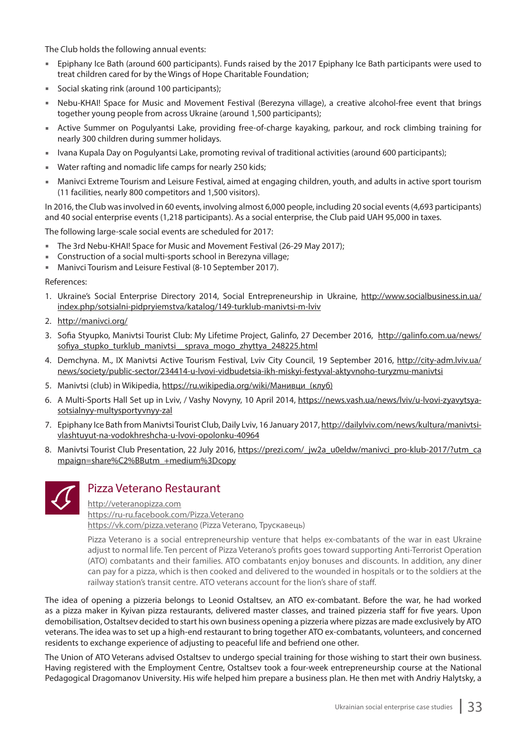The Club holds the following annual events:

- Epiphany Ice Bath (around 600 participants). Funds raised by the 2017 Epiphany Ice Bath participants were used to treat children cared for by the Wings of Hope Charitable Foundation;
- Social skating rink (around 100 participants);
- Nebu-KHAI! Space for Music and Movement Festival (Berezyna village), a creative alcohol-free event that brings together young people from across Ukraine (around 1,500 participants);
- Active Summer on Pogulyantsi Lake, providing free-of-charge kayaking, parkour, and rock climbing training for nearly 300 children during summer holidays.
- Ivana Kupala Day on Pogulyantsi Lake, promoting revival of traditional activities (around 600 participants);
- Water rafting and nomadic life camps for nearly 250 kids;
- Manivci Extreme Tourism and Leisure Festival, aimed at engaging children, youth, and adults in active sport tourism (11 facilities, nearly 800 competitors and 1,500 visitors).

In 2016, the Club was involved in 60 events, involving almost 6,000 people, including 20 social events (4,693 participants) and 40 social enterprise events (1,218 participants). As a social enterprise, the Club paid UAH 95,000 in taxes.

The following large-scale social events are scheduled for 2017:

- The 3rd Nebu-KHAI! Space for Music and Movement Festival (26-29 May 2017);
- Construction of a social multi-sports school in Berezyna village;
- Manivci Tourism and Leisure Festival (8-10 September 2017).

References:

1. Ukraine's Social Enterprise Directory 2014, Social Entrepreneurship in Ukraine, http://www.socialbusiness.in.ua/index.php/sotsialni-pidpryiemstva/katalog/149-turklub-manivtsi-m-lviv
2. http://manivci.org/
3. Sofia Styupko, Manivtsi Tourist Club: My Lifetime Project, Galinfo, 27 December 2016, http://galinfo.com.ua/news/sofiya_stupko_turklub_manivtsi__sprava_mogo_zhyttya_248225.html
4. Demchyna. M., IX Manivtsi Active Tourism Festival, Lviv City Council, 19 September 2016, http://city-adm.lviv.ua/news/society/public-sector/234414-u-lvovi-vidbudetsia-ikh-miskyi-festyval-aktyvnoho-turyzmu-manivtsi
5. Manivtsi (club) in Wikipedia, https://ru.wikipedia.org/wiki/Манивци_(клуб)
6. A Multi-Sports Hall Set up in Lviv, / Vashy Novyny, 10 April 2014, https://news.vash.ua/news/lviv/u-lvovi-zyavytsya-sotsialnyy-multysportyvnyy-zal
7. Epiphany Ice Bath from Manivtsi Tourist Club, Daily Lviv, 16 January 2017, http://dailylviv.com/news/kultura/manivtsi-vlashtuyut-na-vodokhreshcha-u-lvovi-opolonku-40964
8. Manivtsi Tourist Club Presentation, 22 July 2016, https://prezi.com/_jw2a_u0eldw/manivci_pro-klub-2017/?utm_campaign=share%C2%BButm_+medium%3Dcopy

## Pizza Veterano Restaurant

http://veteranopizza.com
https://ru-ru.facebook.com/Pizza.Veterano
https://vk.com/pizza.veterano (Pizza Veterano, Трускавець)

Pizza Veterano is a social entrepreneurship venture that helps ex-combatants of the war in east Ukraine adjust to normal life. Ten percent of Pizza Veterano's profits goes toward supporting Anti-Terrorist Operation (ATO) combatants and their families. ATO combatants enjoy bonuses and discounts. In addition, any diner can pay for a pizza, which is then cooked and delivered to the wounded in hospitals or to the soldiers at the railway station's transit centre. ATO veterans account for the lion's share of staff.

The idea of opening a pizzeria belongs to Leonid Ostaltsev, an ATO ex-combatant. Before the war, he had worked as a pizza maker in Kyivan pizza restaurants, delivered master classes, and trained pizzeria staff for five years. Upon demobilisation, Ostaltsev decided to start his own business opening a pizzeria where pizzas are made exclusively by ATO veterans. The idea was to set up a high-end restaurant to bring together ATO ex-combatants, volunteers, and concerned residents to exchange experience of adjusting to peaceful life and befriend one other.

The Union of ATO Veterans advised Ostaltsev to undergo special training for those wishing to start their own business. Having registered with the Employment Centre, Ostaltsev took a four-week entrepreneurship course at the National Pedagogical Dragomanov University. His wife helped him prepare a business plan. He then met with Andriy Halytsky, a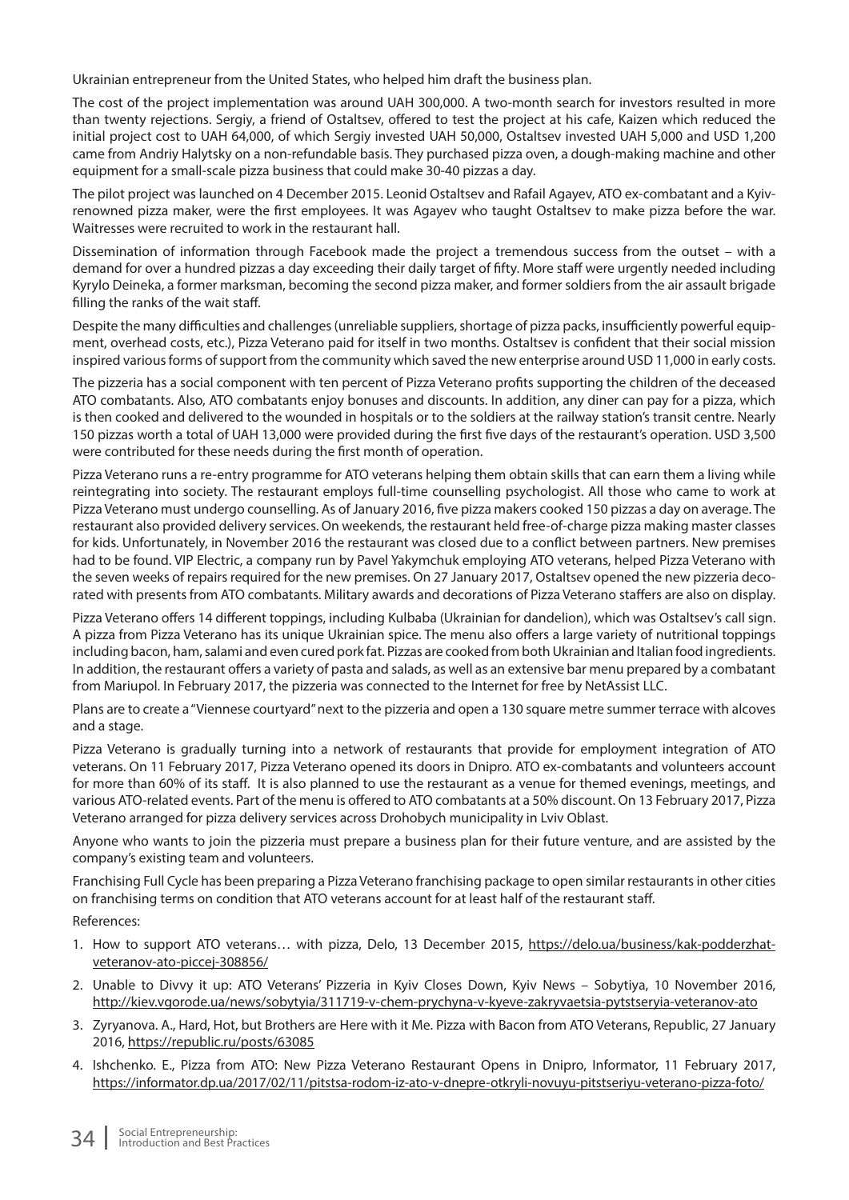Ukrainian entrepreneur from the United States, who helped him draft the business plan.

The cost of the project implementation was around UAH 300,000. A two-month search for investors resulted in more than twenty rejections. Sergiy, a friend of Ostaltsev, offered to test the project at his cafe, Kaizen which reduced the initial project cost to UAH 64,000, of which Sergiy invested UAH 50,000, Ostaltsev invested UAH 5,000 and USD 1,200 came from Andriy Halytsky on a non-refundable basis. They purchased pizza oven, a dough-making machine and other equipment for a small-scale pizza business that could make 30-40 pizzas a day.

The pilot project was launched on 4 December 2015. Leonid Ostaltsev and Rafail Agayev, ATO ex-combatant and a Kyiv-renowned pizza maker, were the first employees. It was Agayev who taught Ostaltsev to make pizza before the war. Waitresses were recruited to work in the restaurant hall.

Dissemination of information through Facebook made the project a tremendous success from the outset – with a demand for over a hundred pizzas a day exceeding their daily target of fifty. More staff were urgently needed including Kyrylo Deineka, a former marksman, becoming the second pizza maker, and former soldiers from the air assault brigade filling the ranks of the wait staff.

Despite the many difficulties and challenges (unreliable suppliers, shortage of pizza packs, insufficiently powerful equipment, overhead costs, etc.), Pizza Veterano paid for itself in two months. Ostaltsev is confident that their social mission inspired various forms of support from the community which saved the new enterprise around USD 11,000 in early costs.

The pizzeria has a social component with ten percent of Pizza Veterano profits supporting the children of the deceased ATO combatants. Also, ATO combatants enjoy bonuses and discounts. In addition, any diner can pay for a pizza, which is then cooked and delivered to the wounded in hospitals or to the soldiers at the railway station's transit centre. Nearly 150 pizzas worth a total of UAH 13,000 were provided during the first five days of the restaurant's operation. USD 3,500 were contributed for these needs during the first month of operation.

Pizza Veterano runs a re-entry programme for ATO veterans helping them obtain skills that can earn them a living while reintegrating into society. The restaurant employs full-time counselling psychologist. All those who came to work at Pizza Veterano must undergo counselling. As of January 2016, five pizza makers cooked 150 pizzas a day on average. The restaurant also provided delivery services. On weekends, the restaurant held free-of-charge pizza making master classes for kids. Unfortunately, in November 2016 the restaurant was closed due to a conflict between partners. New premises had to be found. VIP Electric, a company run by Pavel Yakymchuk employing ATO veterans, helped Pizza Veterano with the seven weeks of repairs required for the new premises. On 27 January 2017, Ostaltsev opened the new pizzeria decorated with presents from ATO combatants. Military awards and decorations of Pizza Veterano staffers are also on display.

Pizza Veterano offers 14 different toppings, including Kulbaba (Ukrainian for dandelion), which was Ostaltsev's call sign. A pizza from Pizza Veterano has its unique Ukrainian spice. The menu also offers a large variety of nutritional toppings including bacon, ham, salami and even cured pork fat. Pizzas are cooked from both Ukrainian and Italian food ingredients. In addition, the restaurant offers a variety of pasta and salads, as well as an extensive bar menu prepared by a combatant from Mariupol. In February 2017, the pizzeria was connected to the Internet for free by NetAssist LLC.

Plans are to create a "Viennese courtyard" next to the pizzeria and open a 130 square metre summer terrace with alcoves and a stage.

Pizza Veterano is gradually turning into a network of restaurants that provide for employment integration of ATO veterans. On 11 February 2017, Pizza Veterano opened its doors in Dnipro. ATO ex-combatants and volunteers account for more than 60% of its staff. It is also planned to use the restaurant as a venue for themed evenings, meetings, and various ATO-related events. Part of the menu is offered to ATO combatants at a 50% discount. On 13 February 2017, Pizza Veterano arranged for pizza delivery services across Drohobych municipality in Lviv Oblast.

Anyone who wants to join the pizzeria must prepare a business plan for their future venture, and are assisted by the company's existing team and volunteers.

Franchising Full Cycle has been preparing a Pizza Veterano franchising package to open similar restaurants in other cities on franchising terms on condition that ATO veterans account for at least half of the restaurant staff.

References:

1. How to support ATO veterans… with pizza, Delo, 13 December 2015, https://delo.ua/business/kak-podderzhat-veteranov-ato-piccej-308856/
2. Unable to Divvy it up: ATO Veterans' Pizzeria in Kyiv Closes Down, Kyiv News – Sobytiya, 10 November 2016, http://kiev.vgorode.ua/news/sobytyia/311719-v-chem-prychyna-v-kyeve-zakryvaetsia-pytstseryia-veteranov-ato
3. Zyryanova. A., Hard, Hot, but Brothers are Here with it Me. Pizza with Bacon from ATO Veterans, Republic, 27 January 2016, https://republic.ru/posts/63085
4. Ishchenko. E., Pizza from ATO: New Pizza Veterano Restaurant Opens in Dnipro, Informator, 11 February 2017, https://informator.dp.ua/2017/02/11/pitstsa-rodom-iz-ato-v-dnepre-otkryli-novuyu-pitstseriyu-veterano-pizza-foto/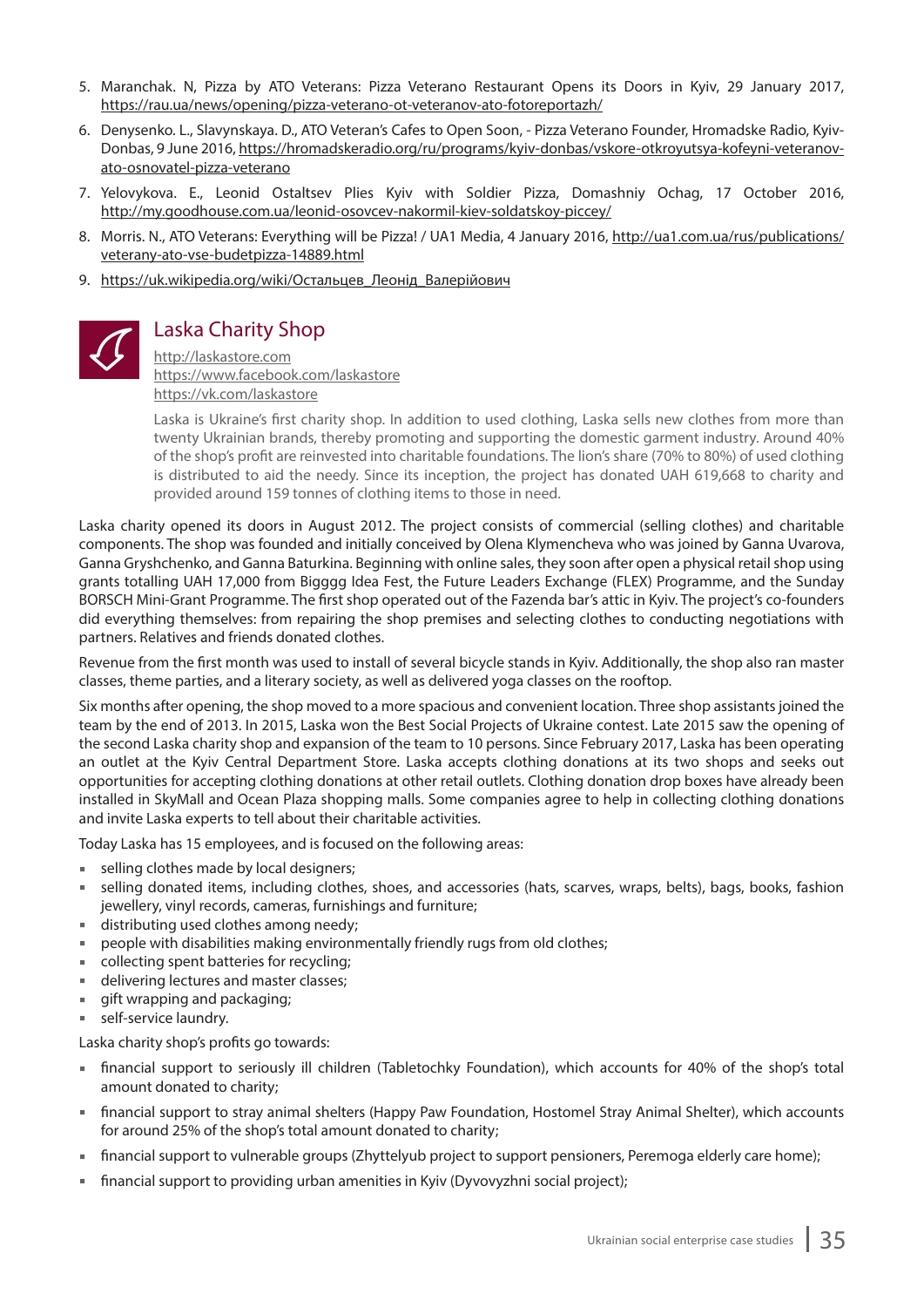5. Maranchak. N, Pizza by ATO Veterans: Pizza Veterano Restaurant Opens its Doors in Kyiv, 29 January 2017, https://rau.ua/news/opening/pizza-veterano-ot-veteranov-ato-fotoreportazh/
6. Denysenko. L., Slavynskaya. D., ATO Veteran's Cafes to Open Soon, - Pizza Veterano Founder, Hromadske Radio, Kyiv-Donbas, 9 June 2016, https://hromadskeradio.org/ru/programs/kyiv-donbas/vskore-otkroyutsya-kofeyni-veteranov-ato-osnovatel-pizza-veterano
7. Yelovykova. E., Leonid Ostaltsev Plies Kyiv with Soldier Pizza, Domashniy Ochag, 17 October 2016, http://my.goodhouse.com.ua/leonid-osovcev-nakormil-kiev-soldatskoy-piccey/
8. Morris. N., ATO Veterans: Everything will be Pizza! / UA1 Media, 4 January 2016, http://ua1.com.ua/rus/publications/veterany-ato-vse-budetpizza-14889.html
9. https://uk.wikipedia.org/wiki/Остальцев_Леонід_Валерійович

## Laska Charity Shop

http://laskastore.com
https://www.facebook.com/laskastore
https://vk.com/laskastore

Laska is Ukraine's first charity shop. In addition to used clothing, Laska sells new clothes from more than twenty Ukrainian brands, thereby promoting and supporting the domestic garment industry. Around 40% of the shop's profit are reinvested into charitable foundations. The lion's share (70% to 80%) of used clothing is distributed to aid the needy. Since its inception, the project has donated UAH 619,668 to charity and provided around 159 tonnes of clothing items to those in need.

Laska charity opened its doors in August 2012. The project consists of commercial (selling clothes) and charitable components. The shop was founded and initially conceived by Olena Klymencheva who was joined by Ganna Uvarova, Ganna Gryshchenko, and Ganna Baturkina. Beginning with online sales, they soon after open a physical retail shop using grants totalling UAH 17,000 from Bigggg Idea Fest, the Future Leaders Exchange (FLEX) Programme, and the Sunday BORSCH Mini-Grant Programme. The first shop operated out of the Fazenda bar's attic in Kyiv. The project's co-founders did everything themselves: from repairing the shop premises and selecting clothes to conducting negotiations with partners. Relatives and friends donated clothes.

Revenue from the first month was used to install of several bicycle stands in Kyiv. Additionally, the shop also ran master classes, theme parties, and a literary society, as well as delivered yoga classes on the rooftop.

Six months after opening, the shop moved to a more spacious and convenient location. Three shop assistants joined the team by the end of 2013. In 2015, Laska won the Best Social Projects of Ukraine contest. Late 2015 saw the opening of the second Laska charity shop and expansion of the team to 10 persons. Since February 2017, Laska has been operating an outlet at the Kyiv Central Department Store. Laska accepts clothing donations at its two shops and seeks out opportunities for accepting clothing donations at other retail outlets. Clothing donation drop boxes have already been installed in SkyMall and Ocean Plaza shopping malls. Some companies agree to help in collecting clothing donations and invite Laska experts to tell about their charitable activities.

Today Laska has 15 employees, and is focused on the following areas:

- selling clothes made by local designers;
- selling donated items, including clothes, shoes, and accessories (hats, scarves, wraps, belts), bags, books, fashion jewellery, vinyl records, cameras, furnishings and furniture;
- distributing used clothes among needy;
- people with disabilities making environmentally friendly rugs from old clothes;
- collecting spent batteries for recycling;
- delivering lectures and master classes;
- gift wrapping and packaging;
- self-service laundry.

Laska charity shop's profits go towards:

- financial support to seriously ill children (Tabletochky Foundation), which accounts for 40% of the shop's total amount donated to charity;
- financial support to stray animal shelters (Happy Paw Foundation, Hostomel Stray Animal Shelter), which accounts for around 25% of the shop's total amount donated to charity;
- financial support to vulnerable groups (Zhyttelyub project to support pensioners, Peremoga elderly care home);
- financial support to providing urban amenities in Kyiv (Dyvovyzhni social project);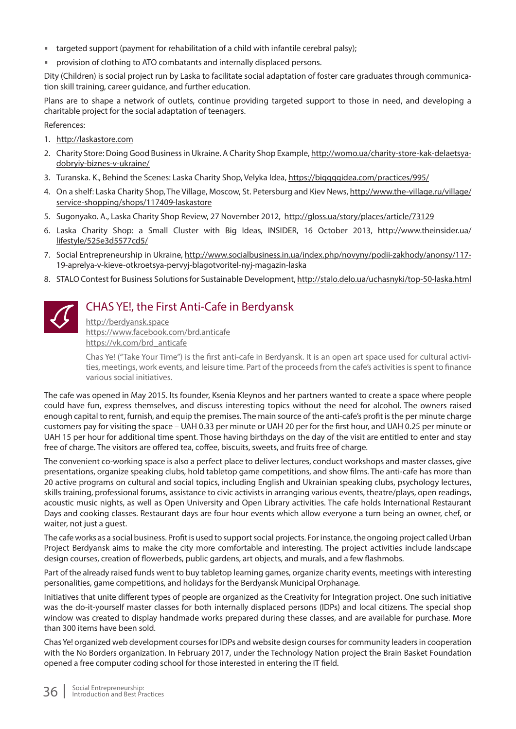- targeted support (payment for rehabilitation of a child with infantile cerebral palsy);
- provision of clothing to ATO combatants and internally displaced persons.

Dity (Children) is social project run by Laska to facilitate social adaptation of foster care graduates through communication skill training, career guidance, and further education.

Plans are to shape a network of outlets, continue providing targeted support to those in need, and developing a charitable project for the social adaptation of teenagers.

References:

1. http://laskastore.com
2. Charity Store: Doing Good Business in Ukraine. A Charity Shop Example, http://womo.ua/charity-store-kak-delaetsya-dobryiy-biznes-v-ukraine/
3. Turanska. K., Behind the Scenes: Laska Charity Shop, Velyka Idea, https://biggggidea.com/practices/995/
4. On a shelf: Laska Charity Shop, The Village, Moscow, St. Petersburg and Kiev News, http://www.the-village.ru/village/service-shopping/shops/117409-laskastore
5. Sugonyako. A., Laska Charity Shop Review, 27 November 2012, http://gloss.ua/story/places/article/73129
6. Laska Charity Shop: a Small Cluster with Big Ideas, INSIDER, 16 October 2013, http://www.theinsider.ua/lifestyle/525e3d5577cd5/
7. Social Entrepreneurship in Ukraine, http://www.socialbusiness.in.ua/index.php/novyny/podii-zakhody/anonsy/117-19-aprelya-v-kieve-otkroetsya-pervyj-blagotvoritel-nyj-magazin-laska
8. STALO Contest for Business Solutions for Sustainable Development, http://stalo.delo.ua/uchasnyki/top-50-laska.html

## CHAS YE!, the First Anti-Cafe in Berdyansk

http://berdyansk.space
https://www.facebook.com/brd.anticafe
https://vk.com/brd_anticafe

Chas Ye! ("Take Your Time") is the first anti-cafe in Berdyansk. It is an open art space used for cultural activities, meetings, work events, and leisure time. Part of the proceeds from the cafe's activities is spent to finance various social initiatives.

The cafe was opened in May 2015. Its founder, Ksenia Kleynos and her partners wanted to create a space where people could have fun, express themselves, and discuss interesting topics without the need for alcohol. The owners raised enough capital to rent, furnish, and equip the premises. The main source of the anti-cafe's profit is the per minute charge customers pay for visiting the space – UAH 0.33 per minute or UAH 20 per for the first hour, and UAH 0.25 per minute or UAH 15 per hour for additional time spent. Those having birthdays on the day of the visit are entitled to enter and stay free of charge. The visitors are offered tea, coffee, biscuits, sweets, and fruits free of charge.

The convenient co-working space is also a perfect place to deliver lectures, conduct workshops and master classes, give presentations, organize speaking clubs, hold tabletop game competitions, and show films. The anti-cafe has more than 20 active programs on cultural and social topics, including English and Ukrainian speaking clubs, psychology lectures, skills training, professional forums, assistance to civic activists in arranging various events, theatre/plays, open readings, acoustic music nights, as well as Open University and Open Library activities. The cafe holds International Restaurant Days and cooking classes. Restaurant days are four hour events which allow everyone a turn being an owner, chef, or waiter, not just a guest.

The cafe works as a social business. Profit is used to support social projects. For instance, the ongoing project called Urban Project Berdyansk aims to make the city more comfortable and interesting. The project activities include landscape design courses, creation of flowerbeds, public gardens, art objects, and murals, and a few flashmobs.

Part of the already raised funds went to buy tabletop learning games, organize charity events, meetings with interesting personalities, game competitions, and holidays for the Berdyansk Municipal Orphanage.

Initiatives that unite different types of people are organized as the Creativity for Integration project. One such initiative was the do-it-yourself master classes for both internally displaced persons (IDPs) and local citizens. The special shop window was created to display handmade works prepared during these classes, and are available for purchase. More than 300 items have been sold.

Chas Ye! organized web development courses for IDPs and website design courses for community leaders in cooperation with the No Borders organization. In February 2017, under the Technology Nation project the Brain Basket Foundation opened a free computer coding school for those interested in entering the IT field.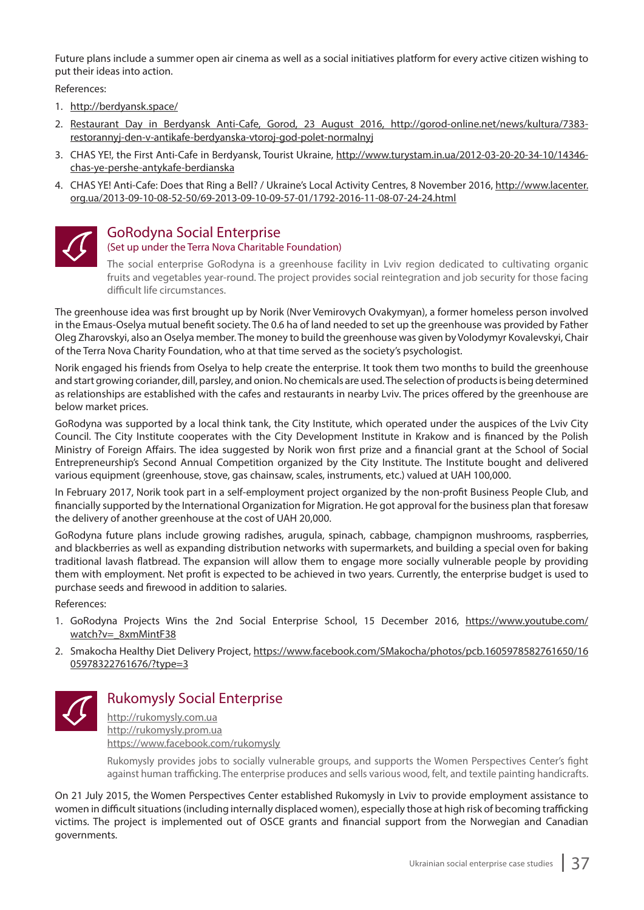Future plans include a summer open air cinema as well as a social initiatives platform for every active citizen wishing to put their ideas into action.

References:

1. http://berdyansk.space/
2. Restaurant Day in Berdyansk Anti-Cafe, Gorod, 23 August 2016, http://gorod-online.net/news/kultura/7383-restorannyj-den-v-antikafe-berdyanska-vtoroj-god-polet-normalnyj
3. CHAS YE!, the First Anti-Cafe in Berdyansk, Tourist Ukraine, http://www.turystam.in.ua/2012-03-20-20-34-10/14346-chas-ye-pershe-antykafe-berdianska
4. CHAS YE! Anti-Cafe: Does that Ring a Bell? / Ukraine's Local Activity Centres, 8 November 2016, http://www.lacenter.org.ua/2013-09-10-08-52-50/69-2013-09-10-09-57-01/1792-2016-11-08-07-24-24.html

## GoRodyna Social Enterprise

(Set up under the Terra Nova Charitable Foundation)

The social enterprise GoRodyna is a greenhouse facility in Lviv region dedicated to cultivating organic fruits and vegetables year-round. The project provides social reintegration and job security for those facing difficult life circumstances.

The greenhouse idea was first brought up by Norik (Nver Vemirovych Ovakymyan), a former homeless person involved in the Emaus-Oselya mutual benefit society. The 0.6 ha of land needed to set up the greenhouse was provided by Father Oleg Zharovskyi, also an Oselya member. The money to build the greenhouse was given by Volodymyr Kovalevskyi, Chair of the Terra Nova Charity Foundation, who at that time served as the society's psychologist.

Norik engaged his friends from Oselya to help create the enterprise. It took them two months to build the greenhouse and start growing coriander, dill, parsley, and onion. No chemicals are used. The selection of products is being determined as relationships are established with the cafes and restaurants in nearby Lviv. The prices offered by the greenhouse are below market prices.

GoRodyna was supported by a local think tank, the City Institute, which operated under the auspices of the Lviv City Council. The City Institute cooperates with the City Development Institute in Krakow and is financed by the Polish Ministry of Foreign Affairs. The idea suggested by Norik won first prize and a financial grant at the School of Social Entrepreneurship's Second Annual Competition organized by the City Institute. The Institute bought and delivered various equipment (greenhouse, stove, gas chainsaw, scales, instruments, etc.) valued at UAH 100,000.

In February 2017, Norik took part in a self-employment project organized by the non-profit Business People Club, and financially supported by the International Organization for Migration. He got approval for the business plan that foresaw the delivery of another greenhouse at the cost of UAH 20,000.

GoRodyna future plans include growing radishes, arugula, spinach, cabbage, champignon mushrooms, raspberries, and blackberries as well as expanding distribution networks with supermarkets, and building a special oven for baking traditional lavash flatbread. The expansion will allow them to engage more socially vulnerable people by providing them with employment. Net profit is expected to be achieved in two years. Currently, the enterprise budget is used to purchase seeds and firewood in addition to salaries.

References:

1. GoRodyna Projects Wins the 2nd Social Enterprise School, 15 December 2016, https://www.youtube.com/watch?v=_8xmMintF38
2. Smakocha Healthy Diet Delivery Project, https://www.facebook.com/SMakocha/photos/pcb.1605978582761650/1605978322761676/?type=3

## Rukomysly Social Enterprise

http://rukomysly.com.ua
http://rukomysly.prom.ua
https://www.facebook.com/rukomysly

Rukomysly provides jobs to socially vulnerable groups, and supports the Women Perspectives Center's fight against human trafficking. The enterprise produces and sells various wood, felt, and textile painting handicrafts.

On 21 July 2015, the Women Perspectives Center established Rukomysly in Lviv to provide employment assistance to women in difficult situations (including internally displaced women), especially those at high risk of becoming trafficking victims. The project is implemented out of OSCE grants and financial support from the Norwegian and Canadian governments.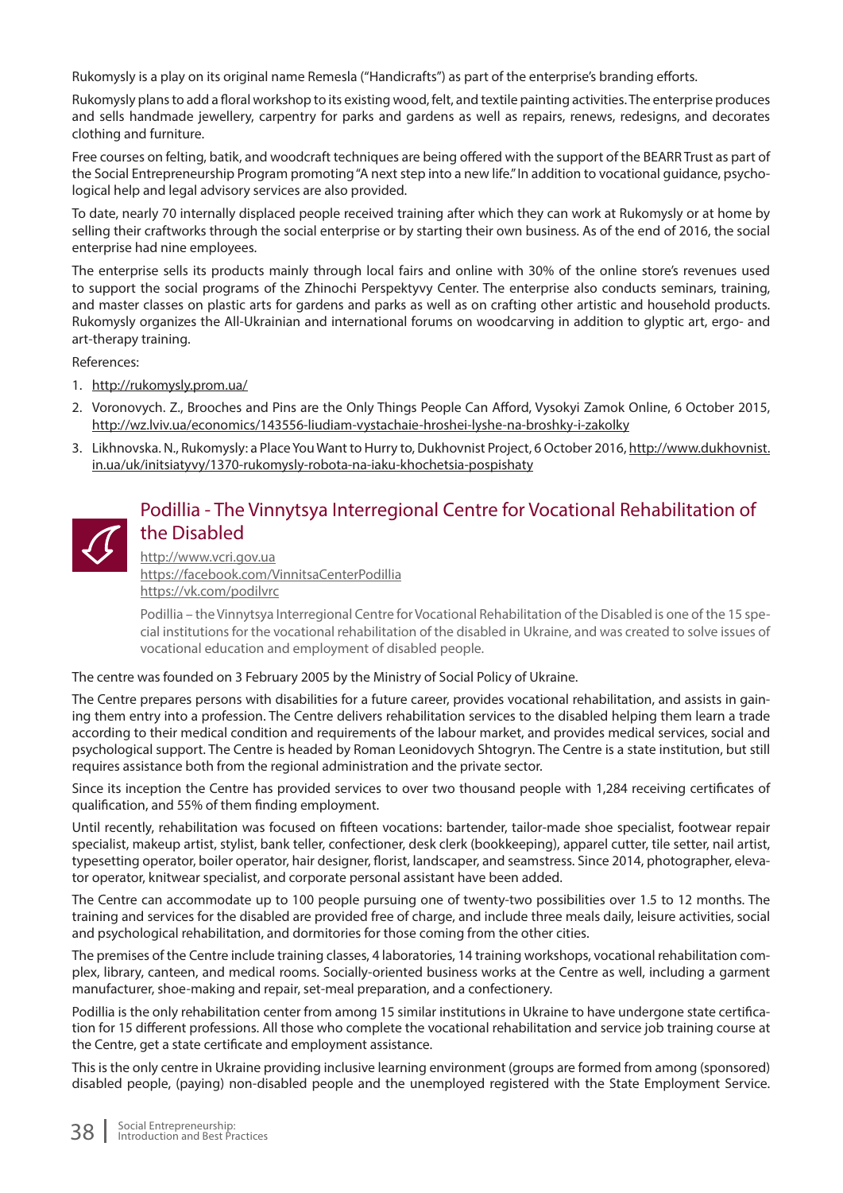Rukomysly is a play on its original name Remesla ("Handicrafts") as part of the enterprise's branding efforts.

Rukomysly plans to add a floral workshop to its existing wood, felt, and textile painting activities. The enterprise produces and sells handmade jewellery, carpentry for parks and gardens as well as repairs, renews, redesigns, and decorates clothing and furniture.

Free courses on felting, batik, and woodcraft techniques are being offered with the support of the BEARR Trust as part of the Social Entrepreneurship Program promoting "A next step into a new life." In addition to vocational guidance, psychological help and legal advisory services are also provided.

To date, nearly 70 internally displaced people received training after which they can work at Rukomysly or at home by selling their craftworks through the social enterprise or by starting their own business. As of the end of 2016, the social enterprise had nine employees.

The enterprise sells its products mainly through local fairs and online with 30% of the online store's revenues used to support the social programs of the Zhinochi Perspektyvy Center. The enterprise also conducts seminars, training, and master classes on plastic arts for gardens and parks as well as on crafting other artistic and household products. Rukomysly organizes the All-Ukrainian and international forums on woodcarving in addition to glyptic art, ergo- and art-therapy training.

References:

1. http://rukomysly.prom.ua/
2. Voronovych. Z., Brooches and Pins are the Only Things People Can Afford, Vysokyi Zamok Online, 6 October 2015, http://wz.lviv.ua/economics/143556-liudiam-vystachaie-hroshei-lyshe-na-broshky-i-zakolky
3. Likhnovska. N., Rukomysly: a Place You Want to Hurry to, Dukhovnist Project, 6 October 2016, http://www.dukhovnist.in.ua/uk/initsiatyvy/1370-rukomysly-robota-na-iaku-khochetsia-pospishaty

## Podillia - The Vinnytsya Interregional Centre for Vocational Rehabilitation of the Disabled

http://www.vcri.gov.ua
https://facebook.com/VinnitsaCenterPodillia
https://vk.com/podilvrc

Podillia – the Vinnytsya Interregional Centre for Vocational Rehabilitation of the Disabled is one of the 15 special institutions for the vocational rehabilitation of the disabled in Ukraine, and was created to solve issues of vocational education and employment of disabled people.

The centre was founded on 3 February 2005 by the Ministry of Social Policy of Ukraine.

The Centre prepares persons with disabilities for a future career, provides vocational rehabilitation, and assists in gaining them entry into a profession. The Centre delivers rehabilitation services to the disabled helping them learn a trade according to their medical condition and requirements of the labour market, and provides medical services, social and psychological support. The Centre is headed by Roman Leonidovych Shtogryn. The Centre is a state institution, but still requires assistance both from the regional administration and the private sector.

Since its inception the Centre has provided services to over two thousand people with 1,284 receiving certificates of qualification, and 55% of them finding employment.

Until recently, rehabilitation was focused on fifteen vocations: bartender, tailor-made shoe specialist, footwear repair specialist, makeup artist, stylist, bank teller, confectioner, desk clerk (bookkeeping), apparel cutter, tile setter, nail artist, typesetting operator, boiler operator, hair designer, florist, landscaper, and seamstress. Since 2014, photographer, elevator operator, knitwear specialist, and corporate personal assistant have been added.

The Centre can accommodate up to 100 people pursuing one of twenty-two possibilities over 1.5 to 12 months. The training and services for the disabled are provided free of charge, and include three meals daily, leisure activities, social and psychological rehabilitation, and dormitories for those coming from the other cities.

The premises of the Centre include training classes, 4 laboratories, 14 training workshops, vocational rehabilitation complex, library, canteen, and medical rooms. Socially-oriented business works at the Centre as well, including a garment manufacturer, shoe-making and repair, set-meal preparation, and a confectionery.

Podillia is the only rehabilitation center from among 15 similar institutions in Ukraine to have undergone state certification for 15 different professions. All those who complete the vocational rehabilitation and service job training course at the Centre, get a state certificate and employment assistance.

This is the only centre in Ukraine providing inclusive learning environment (groups are formed from among (sponsored) disabled people, (paying) non-disabled people and the unemployed registered with the State Employment Service.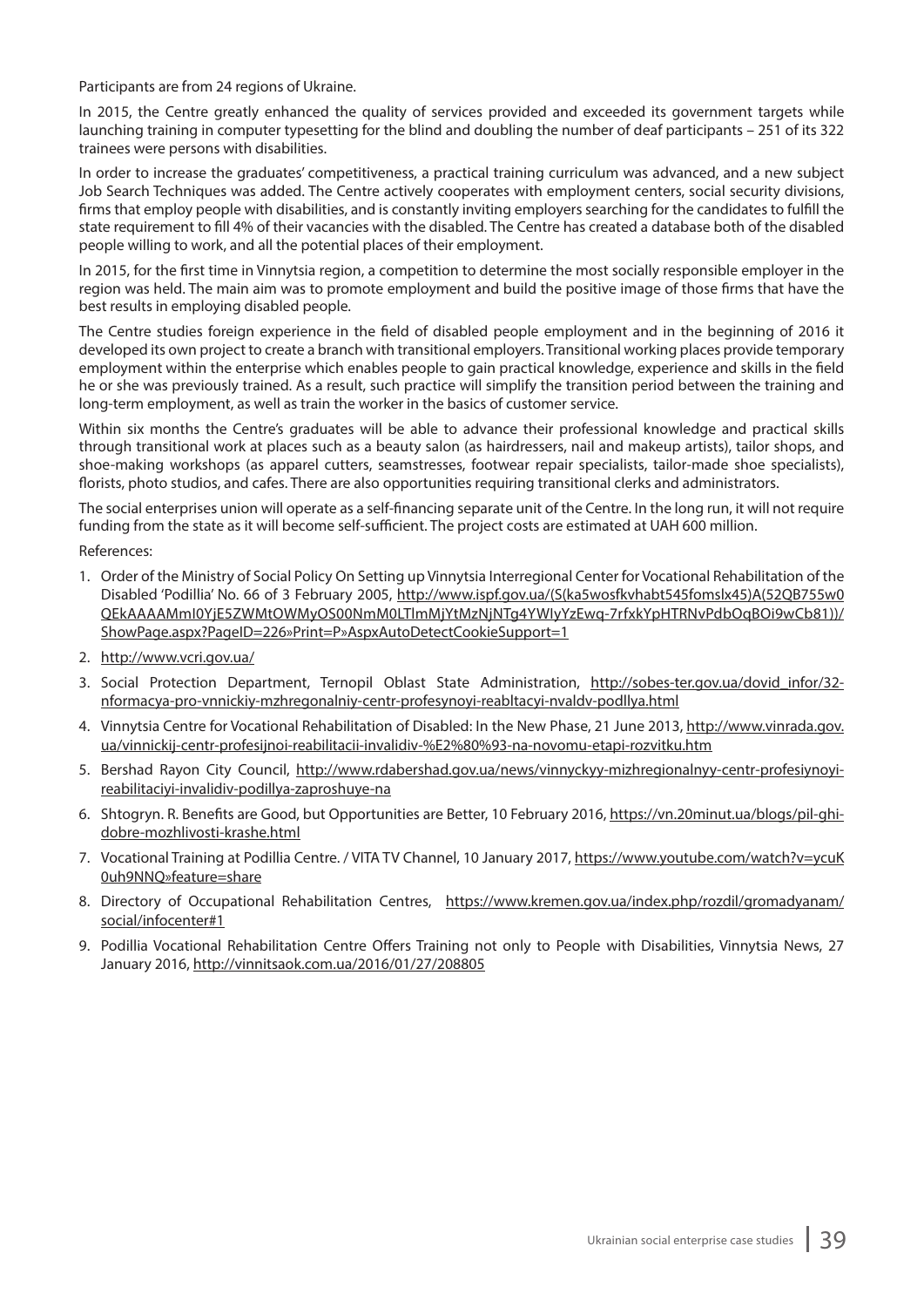Participants are from 24 regions of Ukraine.

In 2015, the Centre greatly enhanced the quality of services provided and exceeded its government targets while launching training in computer typesetting for the blind and doubling the number of deaf participants – 251 of its 322 trainees were persons with disabilities.

In order to increase the graduates' competitiveness, a practical training curriculum was advanced, and a new subject Job Search Techniques was added. The Centre actively cooperates with employment centers, social security divisions, firms that employ people with disabilities, and is constantly inviting employers searching for the candidates to fulfill the state requirement to fill 4% of their vacancies with the disabled. The Centre has created a database both of the disabled people willing to work, and all the potential places of their employment.

In 2015, for the first time in Vinnytsia region, a competition to determine the most socially responsible employer in the region was held. The main aim was to promote employment and build the positive image of those firms that have the best results in employing disabled people.

The Centre studies foreign experience in the field of disabled people employment and in the beginning of 2016 it developed its own project to create a branch with transitional employers. Transitional working places provide temporary employment within the enterprise which enables people to gain practical knowledge, experience and skills in the field he or she was previously trained. As a result, such practice will simplify the transition period between the training and long-term employment, as well as train the worker in the basics of customer service.

Within six months the Centre's graduates will be able to advance their professional knowledge and practical skills through transitional work at places such as a beauty salon (as hairdressers, nail and makeup artists), tailor shops, and shoe-making workshops (as apparel cutters, seamstresses, footwear repair specialists, tailor-made shoe specialists), florists, photo studios, and cafes. There are also opportunities requiring transitional clerks and administrators.

The social enterprises union will operate as a self-financing separate unit of the Centre. In the long run, it will not require funding from the state as it will become self-sufficient. The project costs are estimated at UAH 600 million.

References:

1. Order of the Ministry of Social Policy On Setting up Vinnytsia Interregional Center for Vocational Rehabilitation of the Disabled 'Podillia' No. 66 of 3 February 2005, http://www.ispf.gov.ua/(S(ka5wosfkvhabt545fomslx45)A(52QB755w0QEkAAAAMmI0YjE5ZWMtOWMyOS00NmM0LTlmMjYtMzNjNTg4YWIyYzEwq-7rfxkYpHTRNvPdbOqBOi9wCb81))/ShowPage.aspx?PageID=226»Print=P»AspxAutoDetectCookieSupport=1
2. http://www.vcri.gov.ua/
3. Social Protection Department, Ternopil Oblast State Administration, http://sobes-ter.gov.ua/dovid_infor/32-nformacya-pro-vnnickiy-mzhregonalniy-centr-profesynoyi-reabltacyi-nvaldv-podllya.html
4. Vinnytsia Centre for Vocational Rehabilitation of Disabled: In the New Phase, 21 June 2013, http://www.vinrada.gov.ua/vinnickij-centr-profesijnoi-reabilitacii-invalidiv-%E2%80%93-na-novomu-etapi-rozvitku.htm
5. Bershad Rayon City Council, http://www.rdabershad.gov.ua/news/vinnyckyy-mizhregionalnyy-centr-profesiynoyi-reabilitaciyi-invalidiv-podillya-zaproshuye-na
6. Shtogryn. R. Benefits are Good, but Opportunities are Better, 10 February 2016, https://vn.20minut.ua/blogs/pil-ghi-dobre-mozhlivosti-krashe.html
7. Vocational Training at Podillia Centre. / VITA TV Channel, 10 January 2017, https://www.youtube.com/watch?v=ycuK0uh9NNQ»feature=share
8. Directory of Occupational Rehabilitation Centres, https://www.kremen.gov.ua/index.php/rozdil/gromadyanam/social/infocenter#1
9. Podillia Vocational Rehabilitation Centre Offers Training not only to People with Disabilities, Vinnytsia News, 27 January 2016, http://vinnitsaok.com.ua/2016/01/27/208805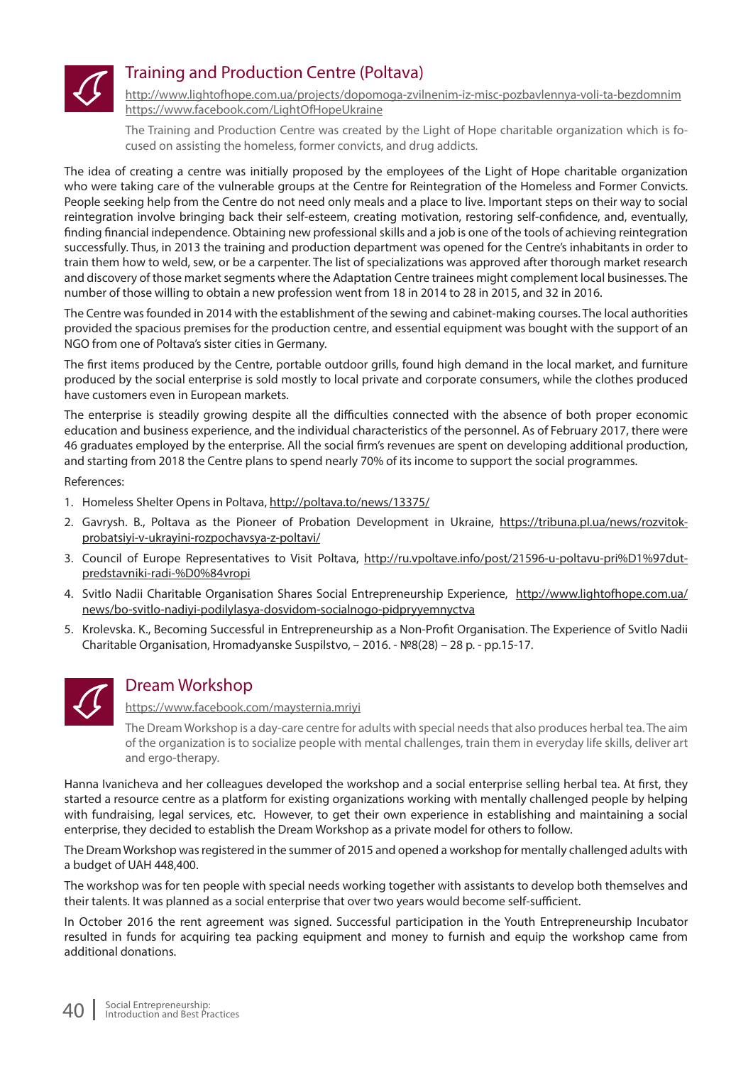## Training and Production Centre (Poltava)

http://www.lightofhope.com.ua/projects/dopomoga-zvilnenim-iz-misc-pozbavlennya-voli-ta-bezdomnim
https://www.facebook.com/LightOfHopeUkraine

The Training and Production Centre was created by the Light of Hope charitable organization which is focused on assisting the homeless, former convicts, and drug addicts.

The idea of creating a centre was initially proposed by the employees of the Light of Hope charitable organization who were taking care of the vulnerable groups at the Centre for Reintegration of the Homeless and Former Convicts. People seeking help from the Centre do not need only meals and a place to live. Important steps on their way to social reintegration involve bringing back their self-esteem, creating motivation, restoring self-confidence, and, eventually, finding financial independence. Obtaining new professional skills and a job is one of the tools of achieving reintegration successfully. Thus, in 2013 the training and production department was opened for the Centre's inhabitants in order to train them how to weld, sew, or be a carpenter. The list of specializations was approved after thorough market research and discovery of those market segments where the Adaptation Centre trainees might complement local businesses. The number of those willing to obtain a new profession went from 18 in 2014 to 28 in 2015, and 32 in 2016.

The Centre was founded in 2014 with the establishment of the sewing and cabinet-making courses. The local authorities provided the spacious premises for the production centre, and essential equipment was bought with the support of an NGO from one of Poltava's sister cities in Germany.

The first items produced by the Centre, portable outdoor grills, found high demand in the local market, and furniture produced by the social enterprise is sold mostly to local private and corporate consumers, while the clothes produced have customers even in European markets.

The enterprise is steadily growing despite all the difficulties connected with the absence of both proper economic education and business experience, and the individual characteristics of the personnel. As of February 2017, there were 46 graduates employed by the enterprise. All the social firm's revenues are spent on developing additional production, and starting from 2018 the Centre plans to spend nearly 70% of its income to support the social programmes.

References:

1. Homeless Shelter Opens in Poltava, http://poltava.to/news/13375/
2. Gavrysh. B., Poltava as the Pioneer of Probation Development in Ukraine, https://tribuna.pl.ua/news/rozvitok-probatsiyi-v-ukrayini-rozpochavsya-z-poltavi/
3. Council of Europe Representatives to Visit Poltava, http://ru.vpoltave.info/post/21596-u-poltavu-pri%D1%97dut-predstavniki-radi-%D0%84vropi
4. Svitlo Nadii Charitable Organisation Shares Social Entrepreneurship Experience, http://www.lightofhope.com.ua/news/bo-svitlo-nadiyi-podilylasya-dosvidom-socialnogo-pidpryyemnyctva
5. Krolevska. K., Becoming Successful in Entrepreneurship as a Non-Profit Organisation. The Experience of Svitlo Nadii Charitable Organisation, Hromadyanske Suspilstvo, – 2016. - №8(28) – 28 p. - pp.15-17.

## Dream Workshop

https://www.facebook.com/maysternia.mriyi

The Dream Workshop is a day-care centre for adults with special needs that also produces herbal tea. The aim of the organization is to socialize people with mental challenges, train them in everyday life skills, deliver art and ergo-therapy.

Hanna Ivanicheva and her colleagues developed the workshop and a social enterprise selling herbal tea. At first, they started a resource centre as a platform for existing organizations working with mentally challenged people by helping with fundraising, legal services, etc. However, to get their own experience in establishing and maintaining a social enterprise, they decided to establish the Dream Workshop as a private model for others to follow.

The Dream Workshop was registered in the summer of 2015 and opened a workshop for mentally challenged adults with a budget of UAH 448,400.

The workshop was for ten people with special needs working together with assistants to develop both themselves and their talents. It was planned as a social enterprise that over two years would become self-sufficient.

In October 2016 the rent agreement was signed. Successful participation in the Youth Entrepreneurship Incubator resulted in funds for acquiring tea packing equipment and money to furnish and equip the workshop came from additional donations.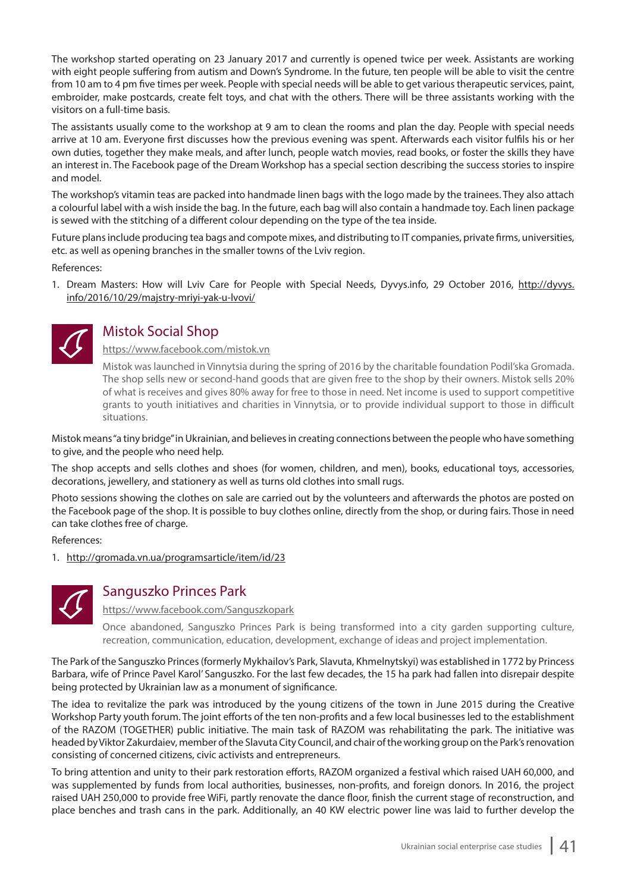The workshop started operating on 23 January 2017 and currently is opened twice per week. Assistants are working with eight people suffering from autism and Down's Syndrome. In the future, ten people will be able to visit the centre from 10 am to 4 pm five times per week. People with special needs will be able to get various therapeutic services, paint, embroider, make postcards, create felt toys, and chat with the others. There will be three assistants working with the visitors on a full-time basis.

The assistants usually come to the workshop at 9 am to clean the rooms and plan the day. People with special needs arrive at 10 am. Everyone first discusses how the previous evening was spent. Afterwards each visitor fulfils his or her own duties, together they make meals, and after lunch, people watch movies, read books, or foster the skills they have an interest in. The Facebook page of the Dream Workshop has a special section describing the success stories to inspire and model.

The workshop's vitamin teas are packed into handmade linen bags with the logo made by the trainees. They also attach a colourful label with a wish inside the bag. In the future, each bag will also contain a handmade toy. Each linen package is sewed with the stitching of a different colour depending on the type of the tea inside.

Future plans include producing tea bags and compote mixes, and distributing to IT companies, private firms, universities, etc. as well as opening branches in the smaller towns of the Lviv region.

References:

1. Dream Masters: How will Lviv Care for People with Special Needs, Dyvys.info, 29 October 2016, http://dyvys.info/2016/10/29/majstry-mriyi-yak-u-lvovi/

## Mistok Social Shop

https://www.facebook.com/mistok.vn

Mistok was launched in Vinnytsia during the spring of 2016 by the charitable foundation Podil'ska Gromada. The shop sells new or second-hand goods that are given free to the shop by their owners. Mistok sells 20% of what is receives and gives 80% away for free to those in need. Net income is used to support competitive grants to youth initiatives and charities in Vinnytsia, or to provide individual support to those in difficult situations.

Mistok means "a tiny bridge" in Ukrainian, and believes in creating connections between the people who have something to give, and the people who need help.

The shop accepts and sells clothes and shoes (for women, children, and men), books, educational toys, accessories, decorations, jewellery, and stationery as well as turns old clothes into small rugs.

Photo sessions showing the clothes on sale are carried out by the volunteers and afterwards the photos are posted on the Facebook page of the shop. It is possible to buy clothes online, directly from the shop, or during fairs. Those in need can take clothes free of charge.

References:

1. http://gromada.vn.ua/programsarticle/item/id/23

## Sanguszko Princes Park

https://www.facebook.com/Sanguszkopark

Once abandoned, Sanguszko Princes Park is being transformed into a city garden supporting culture, recreation, communication, education, development, exchange of ideas and project implementation.

The Park of the Sanguszko Princes (formerly Mykhailov's Park, Slavuta, Khmelnytskyi) was established in 1772 by Princess Barbara, wife of Prince Pavel Karol' Sanguszko. For the last few decades, the 15 ha park had fallen into disrepair despite being protected by Ukrainian law as a monument of significance.

The idea to revitalize the park was introduced by the young citizens of the town in June 2015 during the Creative Workshop Party youth forum. The joint efforts of the ten non-profits and a few local businesses led to the establishment of the RAZOM (TOGETHER) public initiative. The main task of RAZOM was rehabilitating the park. The initiative was headed by Viktor Zakurdaiev, member of the Slavuta City Council, and chair of the working group on the Park's renovation consisting of concerned citizens, civic activists and entrepreneurs.

To bring attention and unity to their park restoration efforts, RAZOM organized a festival which raised UAH 60,000, and was supplemented by funds from local authorities, businesses, non-profits, and foreign donors. In 2016, the project raised UAH 250,000 to provide free WiFi, partly renovate the dance floor, finish the current stage of reconstruction, and place benches and trash cans in the park. Additionally, an 40 KW electric power line was laid to further develop the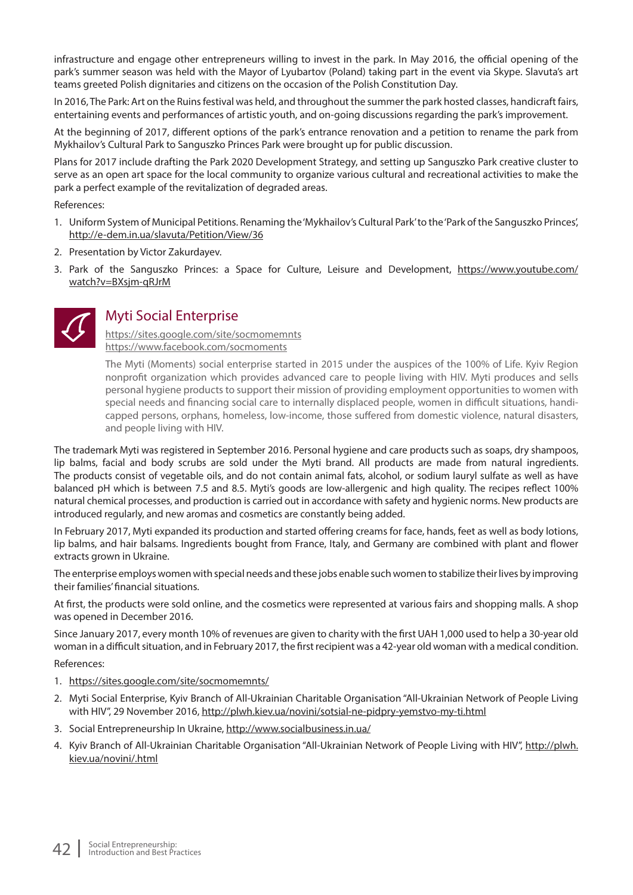infrastructure and engage other entrepreneurs willing to invest in the park. In May 2016, the official opening of the park's summer season was held with the Mayor of Lyubartov (Poland) taking part in the event via Skype. Slavuta's art teams greeted Polish dignitaries and citizens on the occasion of the Polish Constitution Day.

In 2016, The Park: Art on the Ruins festival was held, and throughout the summer the park hosted classes, handicraft fairs, entertaining events and performances of artistic youth, and on-going discussions regarding the park's improvement.

At the beginning of 2017, different options of the park's entrance renovation and a petition to rename the park from Mykhailov's Cultural Park to Sanguszko Princes Park were brought up for public discussion.

Plans for 2017 include drafting the Park 2020 Development Strategy, and setting up Sanguszko Park creative cluster to serve as an open art space for the local community to organize various cultural and recreational activities to make the park a perfect example of the revitalization of degraded areas.

References:

1. Uniform System of Municipal Petitions. Renaming the 'Mykhailov's Cultural Park' to the 'Park of the Sanguszko Princes', http://e-dem.in.ua/slavuta/Petition/View/36
2. Presentation by Victor Zakurdayev.
3. Park of the Sanguszko Princes: a Space for Culture, Leisure and Development, https://www.youtube.com/watch?v=BXsjm-qRJrM

## Myti Social Enterprise

https://sites.google.com/site/socmomemnts
https://www.facebook.com/socmoments

The Myti (Moments) social enterprise started in 2015 under the auspices of the 100% of Life. Kyiv Region nonprofit organization which provides advanced care to people living with HIV. Myti produces and sells personal hygiene products to support their mission of providing employment opportunities to women with special needs and financing social care to internally displaced people, women in difficult situations, handicapped persons, orphans, homeless, low-income, those suffered from domestic violence, natural disasters, and people living with HIV.

The trademark Myti was registered in September 2016. Personal hygiene and care products such as soaps, dry shampoos, lip balms, facial and body scrubs are sold under the Myti brand. All products are made from natural ingredients. The products consist of vegetable oils, and do not contain animal fats, alcohol, or sodium lauryl sulfate as well as have balanced pH which is between 7.5 and 8.5. Myti's goods are low-allergenic and high quality. The recipes reflect 100% natural chemical processes, and production is carried out in accordance with safety and hygienic norms. New products are introduced regularly, and new aromas and cosmetics are constantly being added.

In February 2017, Myti expanded its production and started offering creams for face, hands, feet as well as body lotions, lip balms, and hair balsams. Ingredients bought from France, Italy, and Germany are combined with plant and flower extracts grown in Ukraine.

The enterprise employs women with special needs and these jobs enable such women to stabilize their lives by improving their families' financial situations.

At first, the products were sold online, and the cosmetics were represented at various fairs and shopping malls. A shop was opened in December 2016.

Since January 2017, every month 10% of revenues are given to charity with the first UAH 1,000 used to help a 30-year old woman in a difficult situation, and in February 2017, the first recipient was a 42-year old woman with a medical condition.

References:

1. https://sites.google.com/site/socmomemnts/
2. Myti Social Enterprise, Kyiv Branch of All-Ukrainian Charitable Organisation "All-Ukrainian Network of People Living with HIV", 29 November 2016, http://plwh.kiev.ua/novini/sotsial-ne-pidpry-yemstvo-my-ti.html
3. Social Entrepreneurship In Ukraine, http://www.socialbusiness.in.ua/
4. Kyiv Branch of All-Ukrainian Charitable Organisation "All-Ukrainian Network of People Living with HIV", http://plwh.kiev.ua/novini/.html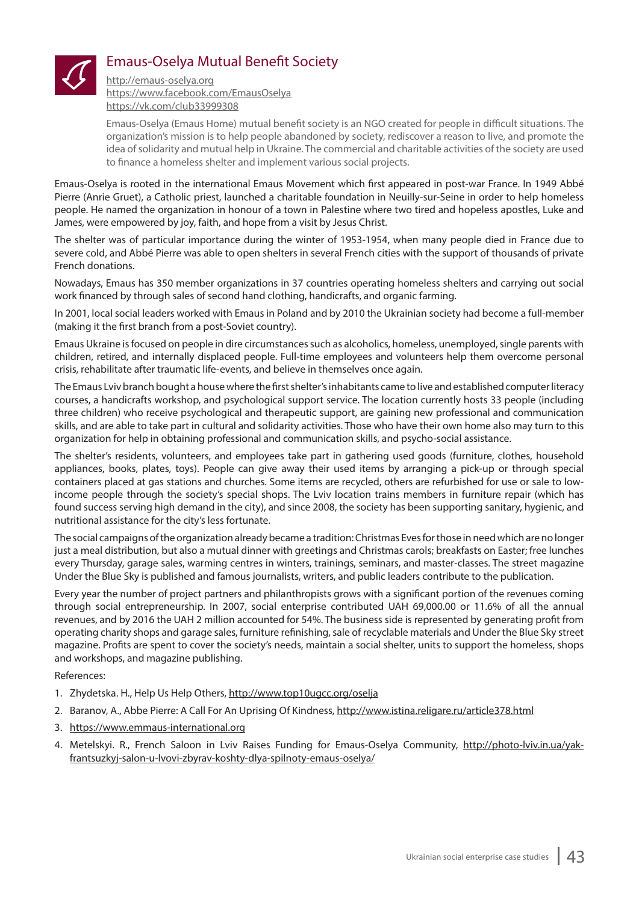## Emaus-Oselya Mutual Benefit Society

http://emaus-oselya.org
https://www.facebook.com/EmausOselya
https://vk.com/club33999308

Emaus-Oselya (Emaus Home) mutual benefit society is an NGO created for people in difficult situations. The organization's mission is to help people abandoned by society, rediscover a reason to live, and promote the idea of solidarity and mutual help in Ukraine. The commercial and charitable activities of the society are used to finance a homeless shelter and implement various social projects.

Emaus-Oselya is rooted in the international Emaus Movement which first appeared in post-war France. In 1949 Abbé Pierre (Anrie Gruet), a Catholic priest, launched a charitable foundation in Neuilly-sur-Seine in order to help homeless people. He named the organization in honour of a town in Palestine where two tired and hopeless apostles, Luke and James, were empowered by joy, faith, and hope from a visit by Jesus Christ.

The shelter was of particular importance during the winter of 1953-1954, when many people died in France due to severe cold, and Abbé Pierre was able to open shelters in several French cities with the support of thousands of private French donations.

Nowadays, Emaus has 350 member organizations in 37 countries operating homeless shelters and carrying out social work financed by through sales of second hand clothing, handicrafts, and organic farming.

In 2001, local social leaders worked with Emaus in Poland and by 2010 the Ukrainian society had become a full-member (making it the first branch from a post-Soviet country).

Emaus Ukraine is focused on people in dire circumstances such as alcoholics, homeless, unemployed, single parents with children, retired, and internally displaced people. Full-time employees and volunteers help them overcome personal crisis, rehabilitate after traumatic life-events, and believe in themselves once again.

The Emaus Lviv branch bought a house where the first shelter's inhabitants came to live and established computer literacy courses, a handicrafts workshop, and psychological support service. The location currently hosts 33 people (including three children) who receive psychological and therapeutic support, are gaining new professional and communication skills, and are able to take part in cultural and solidarity activities. Those who have their own home also may turn to this organization for help in obtaining professional and communication skills, and psycho-social assistance.

The shelter's residents, volunteers, and employees take part in gathering used goods (furniture, clothes, household appliances, books, plates, toys). People can give away their used items by arranging a pick-up or through special containers placed at gas stations and churches. Some items are recycled, others are refurbished for use or sale to low-income people through the society's special shops. The Lviv location trains members in furniture repair (which has found success serving high demand in the city), and since 2008, the society has been supporting sanitary, hygienic, and nutritional assistance for the city's less fortunate.

The social campaigns of the organization already became a tradition: Christmas Eves for those in need which are no longer just a meal distribution, but also a mutual dinner with greetings and Christmas carols; breakfasts on Easter; free lunches every Thursday, garage sales, warming centres in winters, trainings, seminars, and master-classes. The street magazine Under the Blue Sky is published and famous journalists, writers, and public leaders contribute to the publication.

Every year the number of project partners and philanthropists grows with a significant portion of the revenues coming through social entrepreneurship. In 2007, social enterprise contributed UAH 69,000.00 or 11.6% of all the annual revenues, and by 2016 the UAH 2 million accounted for 54%. The business side is represented by generating profit from operating charity shops and garage sales, furniture refinishing, sale of recyclable materials and Under the Blue Sky street magazine. Profits are spent to cover the society's needs, maintain a social shelter, units to support the homeless, shops and workshops, and magazine publishing.

References:

1. Zhydetska. H., Help Us Help Others, http://www.top10ugcc.org/oselja
2. Baranov, A., Abbe Pierre: A Call For An Uprising Of Kindness, http://www.istina.religare.ru/article378.html
3. https://www.emmaus-international.org
4. Metelskyi. R., French Saloon in Lviv Raises Funding for Emaus-Oselya Community, http://photo-lviv.in.ua/yak-frantsuzkyj-salon-u-lvovi-zbyrav-koshty-dlya-spilnoty-emaus-oselya/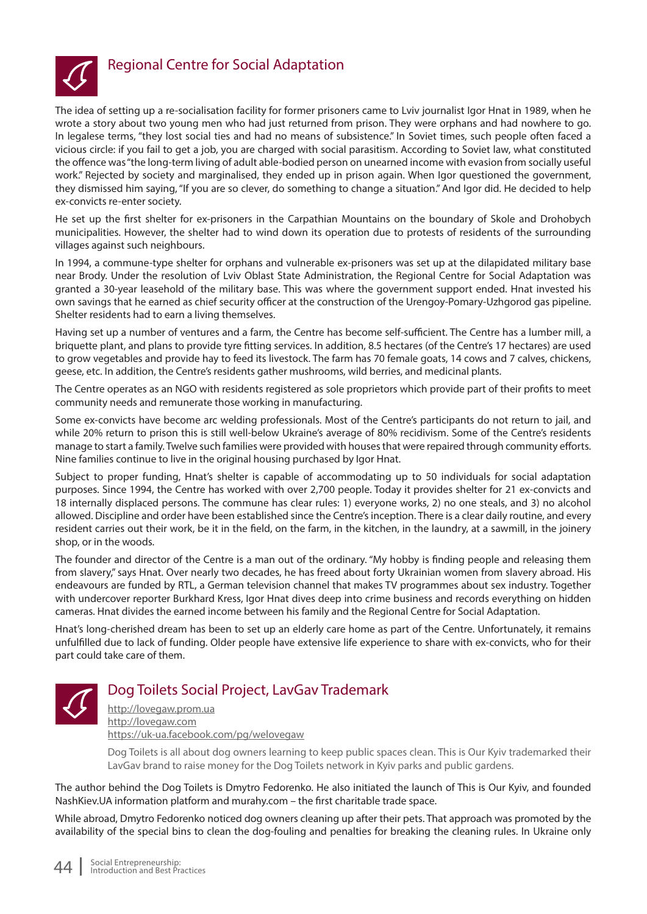## Regional Centre for Social Adaptation

The idea of setting up a re-socialisation facility for former prisoners came to Lviv journalist Igor Hnat in 1989, when he wrote a story about two young men who had just returned from prison. They were orphans and had nowhere to go. In legalese terms, "they lost social ties and had no means of subsistence." In Soviet times, such people often faced a vicious circle: if you fail to get a job, you are charged with social parasitism. According to Soviet law, what constituted the offence was "the long-term living of adult able-bodied person on unearned income with evasion from socially useful work." Rejected by society and marginalised, they ended up in prison again. When Igor questioned the government, they dismissed him saying, "If you are so clever, do something to change a situation." And Igor did. He decided to help ex-convicts re-enter society.

He set up the first shelter for ex-prisoners in the Carpathian Mountains on the boundary of Skole and Drohobych municipalities. However, the shelter had to wind down its operation due to protests of residents of the surrounding villages against such neighbours.

In 1994, a commune-type shelter for orphans and vulnerable ex-prisoners was set up at the dilapidated military base near Brody. Under the resolution of Lviv Oblast State Administration, the Regional Centre for Social Adaptation was granted a 30-year leasehold of the military base. This was where the government support ended. Hnat invested his own savings that he earned as chief security officer at the construction of the Urengoy-Pomary-Uzhgorod gas pipeline. Shelter residents had to earn a living themselves.

Having set up a number of ventures and a farm, the Centre has become self-sufficient. The Centre has a lumber mill, a briquette plant, and plans to provide tyre fitting services. In addition, 8.5 hectares (of the Centre's 17 hectares) are used to grow vegetables and provide hay to feed its livestock. The farm has 70 female goats, 14 cows and 7 calves, chickens, geese, etc. In addition, the Centre's residents gather mushrooms, wild berries, and medicinal plants.

The Centre operates as an NGO with residents registered as sole proprietors which provide part of their profits to meet community needs and remunerate those working in manufacturing.

Some ex-convicts have become arc welding professionals. Most of the Centre's participants do not return to jail, and while 20% return to prison this is still well-below Ukraine's average of 80% recidivism. Some of the Centre's residents manage to start a family. Twelve such families were provided with houses that were repaired through community efforts. Nine families continue to live in the original housing purchased by Igor Hnat.

Subject to proper funding, Hnat's shelter is capable of accommodating up to 50 individuals for social adaptation purposes. Since 1994, the Centre has worked with over 2,700 people. Today it provides shelter for 21 ex-convicts and 18 internally displaced persons. The commune has clear rules: 1) everyone works, 2) no one steals, and 3) no alcohol allowed. Discipline and order have been established since the Centre's inception. There is a clear daily routine, and every resident carries out their work, be it in the field, on the farm, in the kitchen, in the laundry, at a sawmill, in the joinery shop, or in the woods.

The founder and director of the Centre is a man out of the ordinary. "My hobby is finding people and releasing them from slavery," says Hnat. Over nearly two decades, he has freed about forty Ukrainian women from slavery abroad. His endeavours are funded by RTL, a German television channel that makes TV programmes about sex industry. Together with undercover reporter Burkhard Kress, Igor Hnat dives deep into crime business and records everything on hidden cameras. Hnat divides the earned income between his family and the Regional Centre for Social Adaptation.

Hnat's long-cherished dream has been to set up an elderly care home as part of the Centre. Unfortunately, it remains unfulfilled due to lack of funding. Older people have extensive life experience to share with ex-convicts, who for their part could take care of them.

## Dog Toilets Social Project, LavGav Trademark

http://lovegaw.prom.ua
http://lovegaw.com
https://uk-ua.facebook.com/pg/welovegaw

Dog Toilets is all about dog owners learning to keep public spaces clean. This is Our Kyiv trademarked their LavGav brand to raise money for the Dog Toilets network in Kyiv parks and public gardens.

The author behind the Dog Toilets is Dmytro Fedorenko. He also initiated the launch of This is Our Kyiv, and founded NashKiev.UA information platform and murahy.com – the first charitable trade space.

While abroad, Dmytro Fedorenko noticed dog owners cleaning up after their pets. That approach was promoted by the availability of the special bins to clean the dog-fouling and penalties for breaking the cleaning rules. In Ukraine only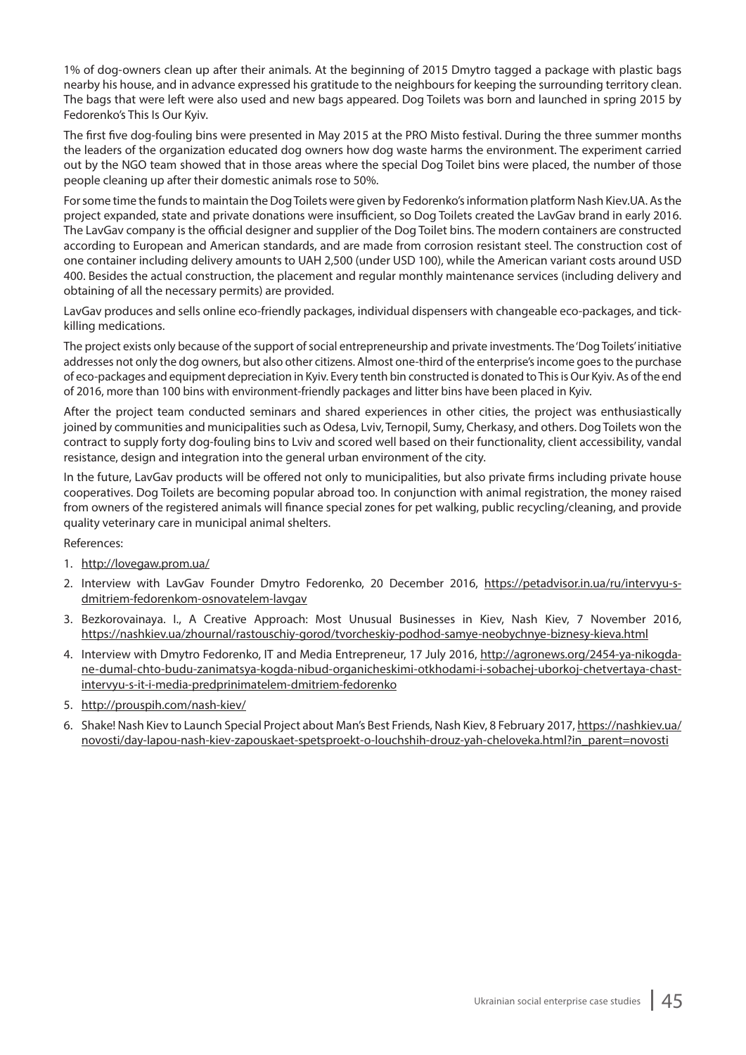1% of dog-owners clean up after their animals. At the beginning of 2015 Dmytro tagged a package with plastic bags nearby his house, and in advance expressed his gratitude to the neighbours for keeping the surrounding territory clean. The bags that were left were also used and new bags appeared. Dog Toilets was born and launched in spring 2015 by Fedorenko's This Is Our Kyiv.

The first five dog-fouling bins were presented in May 2015 at the PRO Misto festival. During the three summer months the leaders of the organization educated dog owners how dog waste harms the environment. The experiment carried out by the NGO team showed that in those areas where the special Dog Toilet bins were placed, the number of those people cleaning up after their domestic animals rose to 50%.

For some time the funds to maintain the Dog Toilets were given by Fedorenko's information platform Nash Kiev.UA. As the project expanded, state and private donations were insufficient, so Dog Toilets created the LavGav brand in early 2016. The LavGav company is the official designer and supplier of the Dog Toilet bins. The modern containers are constructed according to European and American standards, and are made from corrosion resistant steel. The construction cost of one container including delivery amounts to UAH 2,500 (under USD 100), while the American variant costs around USD 400. Besides the actual construction, the placement and regular monthly maintenance services (including delivery and obtaining of all the necessary permits) are provided.

LavGav produces and sells online eco-friendly packages, individual dispensers with changeable eco-packages, and tick-killing medications.

The project exists only because of the support of social entrepreneurship and private investments. The 'Dog Toilets' initiative addresses not only the dog owners, but also other citizens. Almost one-third of the enterprise's income goes to the purchase of eco-packages and equipment depreciation in Kyiv. Every tenth bin constructed is donated to This is Our Kyiv. As of the end of 2016, more than 100 bins with environment-friendly packages and litter bins have been placed in Kyiv.

After the project team conducted seminars and shared experiences in other cities, the project was enthusiastically joined by communities and municipalities such as Odesa, Lviv, Ternopil, Sumy, Cherkasy, and others. Dog Toilets won the contract to supply forty dog-fouling bins to Lviv and scored well based on their functionality, client accessibility, vandal resistance, design and integration into the general urban environment of the city.

In the future, LavGav products will be offered not only to municipalities, but also private firms including private house cooperatives. Dog Toilets are becoming popular abroad too. In conjunction with animal registration, the money raised from owners of the registered animals will finance special zones for pet walking, public recycling/cleaning, and provide quality veterinary care in municipal animal shelters.

References:

1. http://lovegaw.prom.ua/
2. Interview with LavGav Founder Dmytro Fedorenko, 20 December 2016, https://petadvisor.in.ua/ru/intervyu-s-dmitriem-fedorenkom-osnovatelem-lavgav
3. Bezkorovainaya. I., A Creative Approach: Most Unusual Businesses in Kiev, Nash Kiev, 7 November 2016, https://nashkiev.ua/zhournal/rastouschiy-gorod/tvorcheskiy-podhod-samye-neobychnye-biznesy-kieva.html
4. Interview with Dmytro Fedorenko, IT and Media Entrepreneur, 17 July 2016, http://agronews.org/2454-ya-nikogda-ne-dumal-chto-budu-zanimatsya-kogda-nibud-organicheskimi-otkhodami-i-sobachej-uborkoj-chetvertaya-chast-intervyu-s-it-i-media-predprinimatelem-dmitriem-fedorenko
5. http://prouspih.com/nash-kiev/
6. Shake! Nash Kiev to Launch Special Project about Man's Best Friends, Nash Kiev, 8 February 2017, https://nashkiev.ua/novosti/day-lapou-nash-kiev-zapouskaet-spetsproekt-o-louchshih-drouz-yah-cheloveka.html?in_parent=novosti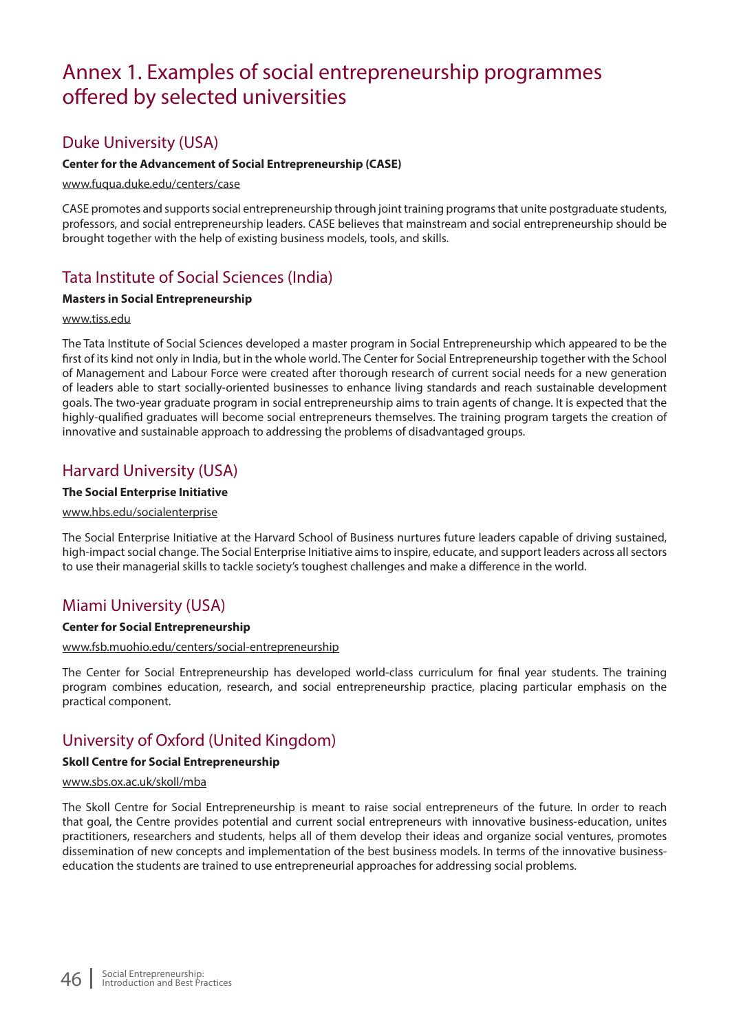# Annex 1. Examples of social entrepreneurship programmes offered by selected universities

## Duke University (USA)

**Center for the Advancement of Social Entrepreneurship (CASE)**

www.fuqua.duke.edu/centers/case

CASE promotes and supports social entrepreneurship through joint training programs that unite postgraduate students, professors, and social entrepreneurship leaders. CASE believes that mainstream and social entrepreneurship should be brought together with the help of existing business models, tools, and skills.

## Tata Institute of Social Sciences (India)

**Masters in Social Entrepreneurship**

www.tiss.edu

The Tata Institute of Social Sciences developed a master program in Social Entrepreneurship which appeared to be the first of its kind not only in India, but in the whole world. The Center for Social Entrepreneurship together with the School of Management and Labour Force were created after thorough research of current social needs for a new generation of leaders able to start socially-oriented businesses to enhance living standards and reach sustainable development goals. The two-year graduate program in social entrepreneurship aims to train agents of change. It is expected that the highly-qualified graduates will become social entrepreneurs themselves. The training program targets the creation of innovative and sustainable approach to addressing the problems of disadvantaged groups.

## Harvard University (USA)

**The Social Enterprise Initiative**

www.hbs.edu/socialenterprise

The Social Enterprise Initiative at the Harvard School of Business nurtures future leaders capable of driving sustained, high-impact social change. The Social Enterprise Initiative aims to inspire, educate, and support leaders across all sectors to use their managerial skills to tackle society's toughest challenges and make a difference in the world.

## Miami University (USA)

**Center for Social Entrepreneurship**

www.fsb.muohio.edu/centers/social-entrepreneurship

The Center for Social Entrepreneurship has developed world-class curriculum for final year students. The training program combines education, research, and social entrepreneurship practice, placing particular emphasis on the practical component.

## University of Oxford (United Kingdom)

**Skoll Centre for Social Entrepreneurship**

www.sbs.ox.ac.uk/skoll/mba

The Skoll Centre for Social Entrepreneurship is meant to raise social entrepreneurs of the future. In order to reach that goal, the Centre provides potential and current social entrepreneurs with innovative business-education, unites practitioners, researchers and students, helps all of them develop their ideas and organize social ventures, promotes dissemination of new concepts and implementation of the best business models. In terms of the innovative business-education the students are trained to use entrepreneurial approaches for addressing social problems.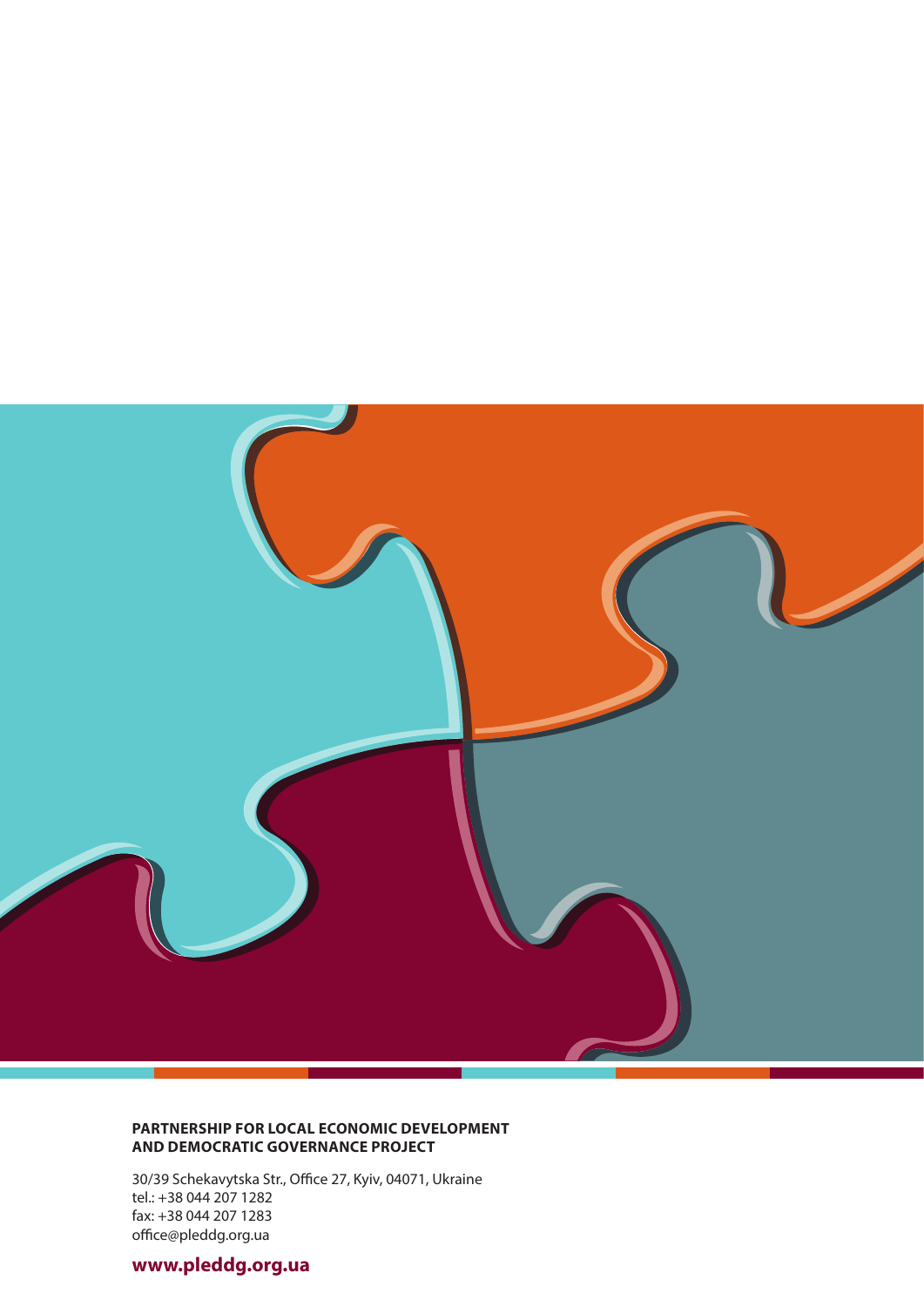**PARTNERSHIP FOR LOCAL ECONOMIC DEVELOPMENT AND DEMOCRATIC GOVERNANCE PROJECT**

30/39 Schekavytska Str., Office 27, Kyiv, 04071, Ukraine
tel.: +38 044 207 1282
fax: +38 044 207 1283
office@pleddg.org.ua

**www.pleddg.org.ua**